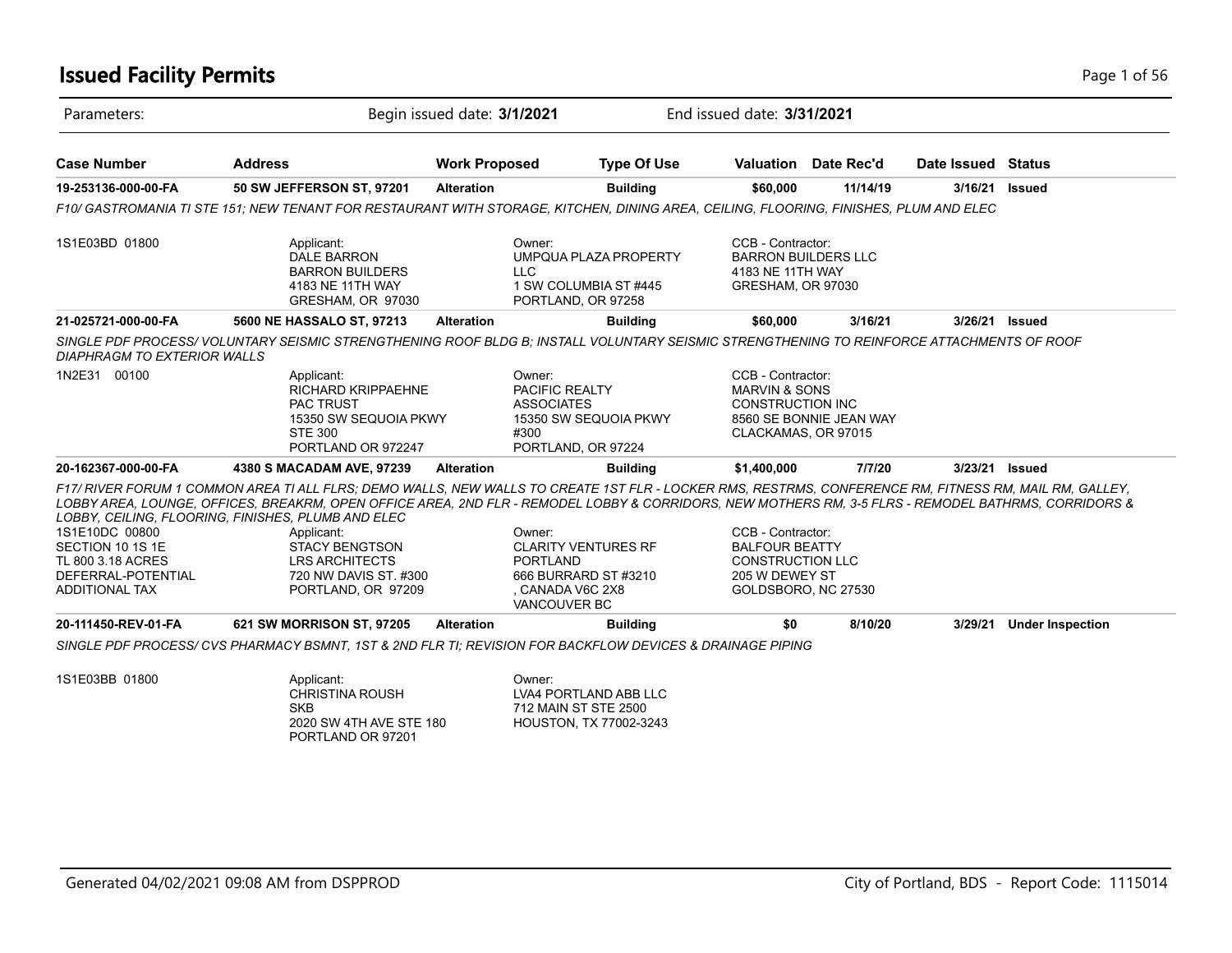# Issued Facility Permits

Parameters: Begin issued date: **3/1/2021** End issued date: **3/31/2021**

| Case Number | Address | Work Proposed | Type Of Use | Valuation | Date Rec'd | Date Issued | Status |
|---|---|---|---|---|---|---|---|
| **19-253136-000-00-FA** | **50 SW JEFFERSON ST, 97201** | **Alteration** | **Building** | **$60,000** | **11/14/19** | **3/16/21** | **Issued** |

*F10/ GASTROMANIA TI STE 151; NEW TENANT FOR RESTAURANT WITH STORAGE, KITCHEN, DINING AREA, CEILING, FLOORING, FINISHES, PLUM AND ELEC*

1S1E03BD 01800

Applicant:
DALE BARRON
BARRON BUILDERS
4183 NE 11TH WAY
GRESHAM, OR 97030

Owner:
UMPQUA PLAZA PROPERTY LLC
1 SW COLUMBIA ST #445
PORTLAND, OR 97258

CCB - Contractor:
BARRON BUILDERS LLC
4183 NE 11TH WAY
GRESHAM, OR 97030

| Case Number | Address | Work Proposed | Type Of Use | Valuation | Date Rec'd | Date Issued | Status |
|---|---|---|---|---|---|---|---|
| **21-025721-000-00-FA** | **5600 NE HASSALO ST, 97213** | **Alteration** | **Building** | **$60,000** | **3/16/21** | **3/26/21** | **Issued** |

*SINGLE PDF PROCESS/ VOLUNTARY SEISMIC STRENGTHENING ROOF BLDG B; INSTALL VOLUNTARY SEISMIC STRENGTHENING TO REINFORCE ATTACHMENTS OF ROOF DIAPHRAGM TO EXTERIOR WALLS*

1N2E31 00100

Applicant:
RICHARD KRIPPAEHNE
PAC TRUST
15350 SW SEQUOIA PKWY
STE 300
PORTLAND OR 972247

Owner:
PACIFIC REALTY ASSOCIATES
15350 SW SEQUOIA PKWY #300
PORTLAND, OR 97224

CCB - Contractor:
MARVIN & SONS CONSTRUCTION INC
8560 SE BONNIE JEAN WAY
CLACKAMAS, OR 97015

| Case Number | Address | Work Proposed | Type Of Use | Valuation | Date Rec'd | Date Issued | Status |
|---|---|---|---|---|---|---|---|
| **20-162367-000-00-FA** | **4380 S MACADAM AVE, 97239** | **Alteration** | **Building** | **$1,400,000** | **7/7/20** | **3/23/21** | **Issued** |

*F17/ RIVER FORUM 1 COMMON AREA TI ALL FLRS; DEMO WALLS, NEW WALLS TO CREATE 1ST FLR - LOCKER RMS, RESTRMS, CONFERENCE RM, FITNESS RM, MAIL RM, GALLEY, LOBBY AREA, LOUNGE, OFFICES, BREAKRM, OPEN OFFICE AREA, 2ND FLR - REMODEL LOBBY & CORRIDORS, NEW MOTHERS RM, 3-5 FLRS - REMODEL BATHRMS, CORRIDORS & LOBBY, CEILING, FLOORING, FINISHES, PLUMB AND ELEC*

1S1E10DC 00800
SECTION 10 1S 1E
TL 800 3.18 ACRES
DEFERRAL-POTENTIAL ADDITIONAL TAX

Applicant:
STACY BENGTSON
LRS ARCHITECTS
720 NW DAVIS ST. #300
PORTLAND, OR 97209

Owner:
CLARITY VENTURES RF PORTLAND
666 BURRARD ST #3210
, CANADA V6C 2X8
VANCOUVER BC

CCB - Contractor:
BALFOUR BEATTY CONSTRUCTION LLC
205 W DEWEY ST
GOLDSBORO, NC 27530

| Case Number | Address | Work Proposed | Type Of Use | Valuation | Date Rec'd | Date Issued | Status |
|---|---|---|---|---|---|---|---|
| **20-111450-REV-01-FA** | **621 SW MORRISON ST, 97205** | **Alteration** | **Building** | **$0** | **8/10/20** | **3/29/21** | **Under Inspection** |

*SINGLE PDF PROCESS/ CVS PHARMACY BSMNT, 1ST & 2ND FLR TI; REVISION FOR BACKFLOW DEVICES & DRAINAGE PIPING*

1S1E03BB 01800

Applicant:
CHRISTINA ROUSH
SKB
2020 SW 4TH AVE STE 180
PORTLAND OR 97201

Owner:
LVA4 PORTLAND ABB LLC
712 MAIN ST STE 2500
HOUSTON, TX 77002-3243

Generated 04/02/2021 09:08 AM from DSPPROD — City of Portland, BDS - Report Code: 1115014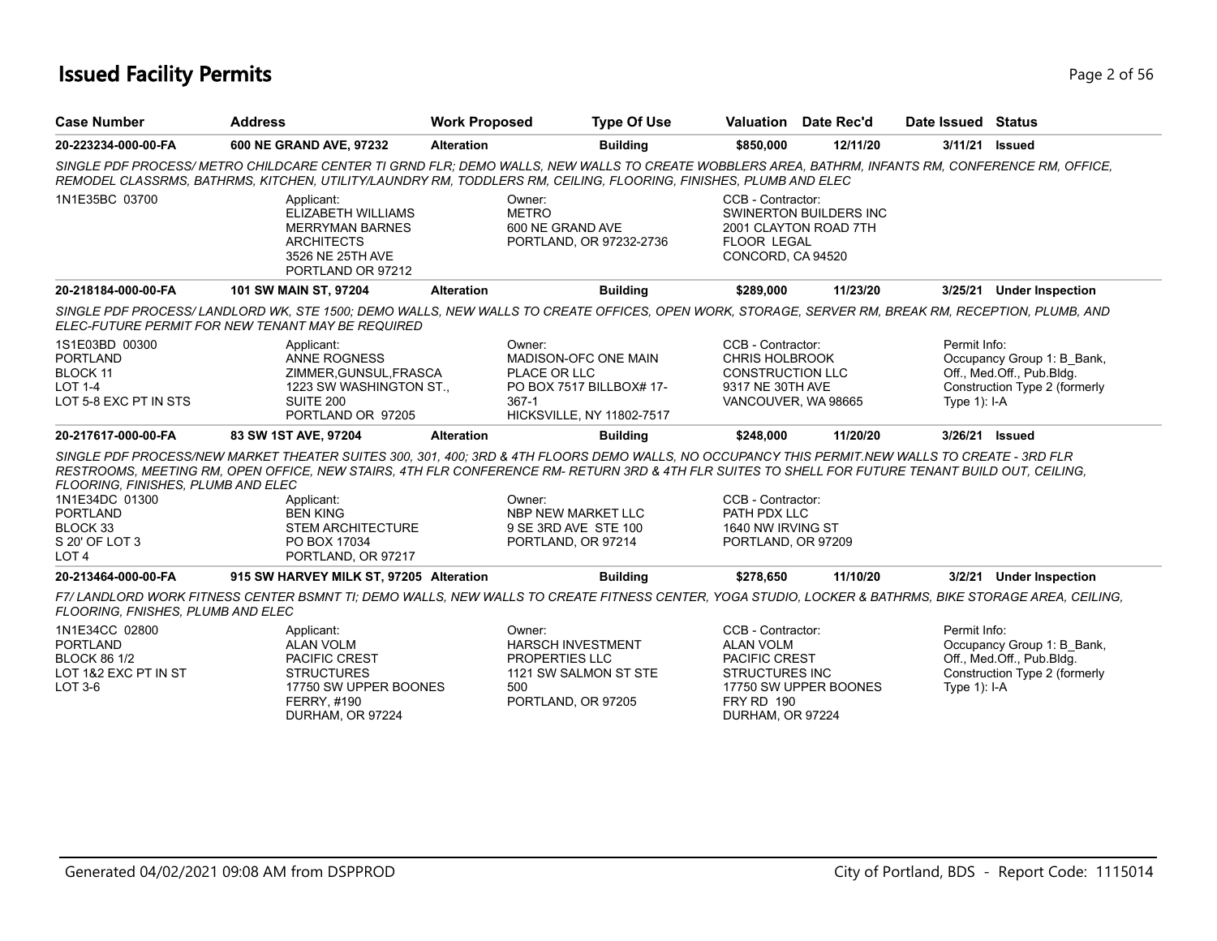# Issued Facility Permits

| Case Number | Address | Work Proposed | Type Of Use | Valuation | Date Rec'd | Date Issued | Status |
|---|---|---|---|---|---|---|---|
| 20-223234-000-00-FA | 600 NE GRAND AVE, 97232 | Alteration | Building | $850,000 | 12/11/20 | 3/11/21 | Issued |

SINGLE PDF PROCESS/ METRO CHILDCARE CENTER TI GRND FLR; DEMO WALLS, NEW WALLS TO CREATE WOBBLERS AREA, BATHRM, INFANTS RM, CONFERENCE RM, OFFICE, REMODEL CLASSRMS, BATHRMS, KITCHEN, UTILITY/LAUNDRY RM, TODDLERS RM, CEILING, FLOORING, FINISHES, PLUMB AND ELEC

1N1E35BC 03700

Applicant:
ELIZABETH WILLIAMS
MERRYMAN BARNES
ARCHITECTS
3526 NE 25TH AVE
PORTLAND OR 97212

Owner:
METRO
600 NE GRAND AVE
PORTLAND, OR 97232-2736

CCB - Contractor:
SWINERTON BUILDERS INC
2001 CLAYTON ROAD 7TH
FLOOR LEGAL
CONCORD, CA 94520

| Case Number | Address | Work Proposed | Type Of Use | Valuation | Date Rec'd | Date Issued | Status |
|---|---|---|---|---|---|---|---|
| 20-218184-000-00-FA | 101 SW MAIN ST, 97204 | Alteration | Building | $289,000 | 11/23/20 | 3/25/21 | Under Inspection |

SINGLE PDF PROCESS/ LANDLORD WK, STE 1500; DEMO WALLS, NEW WALLS TO CREATE OFFICES, OPEN WORK, STORAGE, SERVER RM, BREAK RM, RECEPTION, PLUMB, AND ELEC-FUTURE PERMIT FOR NEW TENANT MAY BE REQUIRED

1S1E03BD 00300
PORTLAND
BLOCK 11
LOT 1-4
LOT 5-8 EXC PT IN STS

Applicant:
ANNE ROGNESS
ZIMMER,GUNSUL,FRASCA
1223 SW WASHINGTON ST.,
SUITE 200
PORTLAND OR 97205

Owner:
MADISON-OFC ONE MAIN
PLACE OR LLC
PO BOX 7517 BILLBOX# 17-
367-1
HICKSVILLE, NY 11802-7517

CCB - Contractor:
CHRIS HOLBROOK
CONSTRUCTION LLC
9317 NE 30TH AVE
VANCOUVER, WA 98665

Permit Info:
Occupancy Group 1: B_Bank, Off., Med.Off., Pub.Bldg.
Construction Type 2 (formerly Type 1): I-A

| Case Number | Address | Work Proposed | Type Of Use | Valuation | Date Rec'd | Date Issued | Status |
|---|---|---|---|---|---|---|---|
| 20-217617-000-00-FA | 83 SW 1ST AVE, 97204 | Alteration | Building | $248,000 | 11/20/20 | 3/26/21 | Issued |

SINGLE PDF PROCESS/NEW MARKET THEATER SUITES 300, 301, 400; 3RD & 4TH FLOORS DEMO WALLS, NO OCCUPANCY THIS PERMIT.NEW WALLS TO CREATE - 3RD FLR RESTROOMS, MEETING RM, OPEN OFFICE, NEW STAIRS, 4TH FLR CONFERENCE RM- RETURN 3RD & 4TH FLR SUITES TO SHELL FOR FUTURE TENANT BUILD OUT, CEILING, FLOORING, FINISHES, PLUMB AND ELEC

1N1E34DC 01300
PORTLAND
BLOCK 33
S 20' OF LOT 3
LOT 4

Applicant:
BEN KING
STEM ARCHITECTURE
PO BOX 17034
PORTLAND, OR 97217

Owner:
NBP NEW MARKET LLC
9 SE 3RD AVE STE 100
PORTLAND, OR 97214

CCB - Contractor:
PATH PDX LLC
1640 NW IRVING ST
PORTLAND, OR 97209

| Case Number | Address | Work Proposed | Type Of Use | Valuation | Date Rec'd | Date Issued | Status |
|---|---|---|---|---|---|---|---|
| 20-213464-000-00-FA | 915 SW HARVEY MILK ST, 97205 | Alteration | Building | $278,650 | 11/10/20 | 3/2/21 | Under Inspection |

F7/ LANDLORD WORK FITNESS CENTER BSMNT TI; DEMO WALLS, NEW WALLS TO CREATE FITNESS CENTER, YOGA STUDIO, LOCKER & BATHRMS, BIKE STORAGE AREA, CEILING, FLOORING, FNISHES, PLUMB AND ELEC

1N1E34CC 02800
PORTLAND
BLOCK 86 1/2
LOT 1&2 EXC PT IN ST
LOT 3-6

Applicant:
ALAN VOLM
PACIFIC CREST
STRUCTURES
17750 SW UPPER BOONES
FERRY, #190
DURHAM, OR 97224

Owner:
HARSCH INVESTMENT
PROPERTIES LLC
1121 SW SALMON ST STE
500
PORTLAND, OR 97205

CCB - Contractor:
ALAN VOLM
PACIFIC CREST
STRUCTURES INC
17750 SW UPPER BOONES
FRY RD 190
DURHAM, OR 97224

Permit Info:
Occupancy Group 1: B_Bank, Off., Med.Off., Pub.Bldg.
Construction Type 2 (formerly Type 1): I-A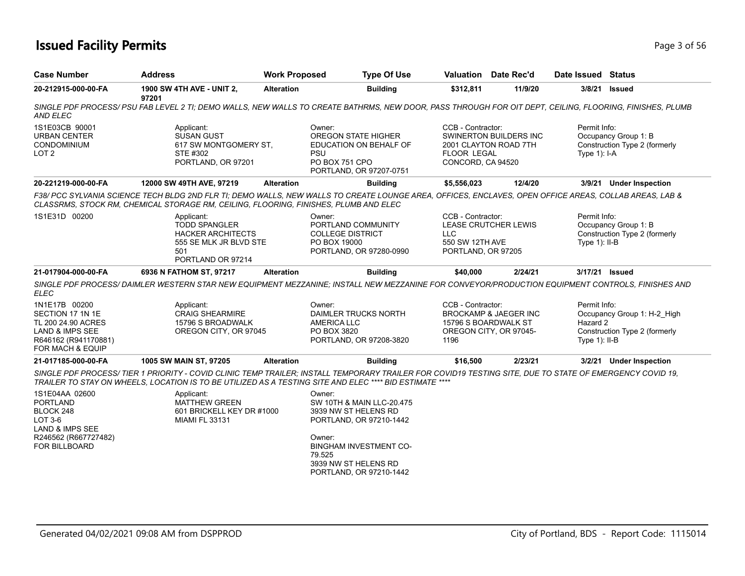# Issued Facility Permits

| Case Number | Address | Work Proposed | Type Of Use | Valuation | Date Rec'd | Date Issued | Status |
|---|---|---|---|---|---|---|---|
| **20-212915-000-00-FA** | **1900 SW 4TH AVE - UNIT 2, 97201** | **Alteration** | **Building** | **$312,811** | **11/9/20** | **3/8/21** | **Issued** |

*SINGLE PDF PROCESS/ PSU FAB LEVEL 2 TI; DEMO WALLS, NEW WALLS TO CREATE BATHRMS, NEW DOOR, PASS THROUGH FOR OIT DEPT, CEILING, FLOORING, FINISHES, PLUMB AND ELEC*

1S1E03CB 90001
URBAN CENTER
CONDOMINIUM
LOT 2

Applicant:
SUSAN GUST
617 SW MONTGOMERY ST, STE #302
PORTLAND, OR 97201

Owner:
OREGON STATE HIGHER EDUCATION ON BEHALF OF PSU
PO BOX 751 CPO
PORTLAND, OR 97207-0751

CCB - Contractor:
SWINERTON BUILDERS INC
2001 CLAYTON ROAD 7TH FLOOR LEGAL
CONCORD, CA 94520

Permit Info:
Occupancy Group 1: B
Construction Type 2 (formerly Type 1): I-A

| Case Number | Address | Work Proposed | Type Of Use | Valuation | Date Rec'd | Date Issued | Status |
|---|---|---|---|---|---|---|---|
| **20-221219-000-00-FA** | **12000 SW 49TH AVE, 97219** | **Alteration** | **Building** | **$5,556,023** | **12/4/20** | **3/9/21** | **Under Inspection** |

*F38/ PCC SYLVANIA SCIENCE TECH BLDG 2ND FLR TI; DEMO WALLS, NEW WALLS TO CREATE LOUNGE AREA, OFFICES, ENCLAVES, OPEN OFFICE AREAS, COLLAB AREAS, LAB & CLASSRMS, STOCK RM, CHEMICAL STORAGE RM, CEILING, FLOORING, FINISHES, PLUMB AND ELEC*

1S1E31D 00200

Applicant:
TODD SPANGLER
HACKER ARCHITECTS
555 SE MLK JR BLVD STE 501
PORTLAND OR 97214

Owner:
PORTLAND COMMUNITY COLLEGE DISTRICT
PO BOX 19000
PORTLAND, OR 97280-0990

CCB - Contractor:
LEASE CRUTCHER LEWIS LLC
550 SW 12TH AVE
PORTLAND, OR 97205

Permit Info:
Occupancy Group 1: B
Construction Type 2 (formerly Type 1): II-B

| Case Number | Address | Work Proposed | Type Of Use | Valuation | Date Rec'd | Date Issued | Status |
|---|---|---|---|---|---|---|---|
| **21-017904-000-00-FA** | **6936 N FATHOM ST, 97217** | **Alteration** | **Building** | **$40,000** | **2/24/21** | **3/17/21** | **Issued** |

*SINGLE PDF PROCESS/ DAIMLER WESTERN STAR NEW EQUIPMENT MEZZANINE; INSTALL NEW MEZZANINE FOR CONVEYOR/PRODUCTION EQUIPMENT CONTROLS, FINISHES AND ELEC*

1N1E17B 00200
SECTION 17 1N 1E
TL 200 24.90 ACRES
LAND & IMPS SEE R646162 (R941170881) FOR MACH & EQUIP

Applicant:
CRAIG SHEARMIRE
15796 S BROADWALK
OREGON CITY, OR 97045

Owner:
DAIMLER TRUCKS NORTH AMERICA LLC
PO BOX 3820
PORTLAND, OR 97208-3820

CCB - Contractor:
BROCKAMP & JAEGER INC
15796 S BOARDWALK ST
OREGON CITY, OR 97045-1196

Permit Info:
Occupancy Group 1: H-2_High Hazard 2
Construction Type 2 (formerly Type 1): II-B

| Case Number | Address | Work Proposed | Type Of Use | Valuation | Date Rec'd | Date Issued | Status |
|---|---|---|---|---|---|---|---|
| **21-017185-000-00-FA** | **1005 SW MAIN ST, 97205** | **Alteration** | **Building** | **$16,500** | **2/23/21** | **3/2/21** | **Under Inspection** |

*SINGLE PDF PROCESS/ TIER 1 PRIORITY - COVID CLINIC TEMP TRAILER; INSTALL TEMPORARY TRAILER FOR COVID19 TESTING SITE, DUE TO STATE OF EMERGENCY COVID 19, TRAILER TO STAY ON WHEELS, LOCATION IS TO BE UTILIZED AS A TESTING SITE AND ELEC **** BID ESTIMATE ****

1S1E04AA 02600
PORTLAND
BLOCK 248
LOT 3-6
LAND & IMPS SEE R246562 (R667727482) FOR BILLBOARD

Applicant:
MATTHEW GREEN
601 BRICKELL KEY DR #1000
MIAMI FL 33131

Owner:
SW 10TH & MAIN LLC-20.475
3939 NW ST HELENS RD
PORTLAND, OR 97210-1442

Owner:
BINGHAM INVESTMENT CO-79.525
3939 NW ST HELENS RD
PORTLAND, OR 97210-1442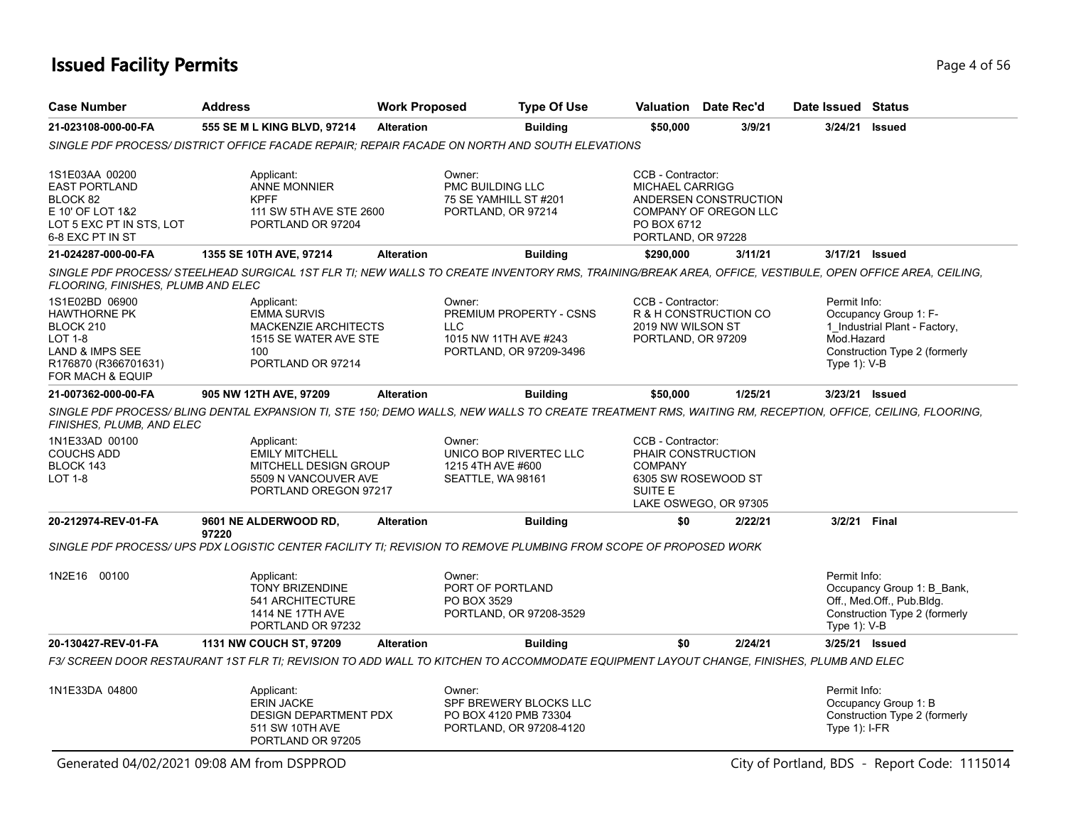# Issued Facility Permits

| Case Number | Address | Work Proposed | Type Of Use | Valuation | Date Rec'd | Date Issued | Status |
|---|---|---|---|---|---|---|---|
| 21-023108-000-00-FA | 555 SE M L KING BLVD, 97214 | Alteration | Building | $50,000 | 3/9/21 | 3/24/21 | Issued |

*SINGLE PDF PROCESS/ DISTRICT OFFICE FACADE REPAIR; REPAIR FACADE ON NORTH AND SOUTH ELEVATIONS*

1S1E03AA 00200
EAST PORTLAND
BLOCK 82
E 10' OF LOT 1&2
LOT 5 EXC PT IN STS, LOT 6-8 EXC PT IN ST

Applicant:
ANNE MONNIER
KPFF
111 SW 5TH AVE STE 2600
PORTLAND OR 97204

Owner:
PMC BUILDING LLC
75 SE YAMHILL ST #201
PORTLAND, OR 97214

CCB - Contractor:
MICHAEL CARRIGG
ANDERSEN CONSTRUCTION COMPANY OF OREGON LLC
PO BOX 6712
PORTLAND, OR 97228

| Case Number | Address | Work Proposed | Type Of Use | Valuation | Date Rec'd | Date Issued | Status |
|---|---|---|---|---|---|---|---|
| 21-024287-000-00-FA | 1355 SE 10TH AVE, 97214 | Alteration | Building | $290,000 | 3/11/21 | 3/17/21 | Issued |

*SINGLE PDF PROCESS/ STEELHEAD SURGICAL 1ST FLR TI; NEW WALLS TO CREATE INVENTORY RMS, TRAINING/BREAK AREA, OFFICE, VESTIBULE, OPEN OFFICE AREA, CEILING, FLOORING, FINISHES, PLUMB AND ELEC*

1S1E02BD 06900
HAWTHORNE PK
BLOCK 210
LOT 1-8
LAND & IMPS SEE R176870 (R366701631) FOR MACH & EQUIP

Applicant:
EMMA SURVIS
MACKENZIE ARCHITECTS
1515 SE WATER AVE STE 100
PORTLAND OR 97214

Owner:
PREMIUM PROPERTY - CSNS LLC
1015 NW 11TH AVE #243
PORTLAND, OR 97209-3496

CCB - Contractor:
R & H CONSTRUCTION CO
2019 NW WILSON ST
PORTLAND, OR 97209

Permit Info:
Occupancy Group 1: F-1_Industrial Plant - Factory, Mod.Hazard
Construction Type 2 (formerly Type 1): V-B

| Case Number | Address | Work Proposed | Type Of Use | Valuation | Date Rec'd | Date Issued | Status |
|---|---|---|---|---|---|---|---|
| 21-007362-000-00-FA | 905 NW 12TH AVE, 97209 | Alteration | Building | $50,000 | 1/25/21 | 3/23/21 | Issued |

*SINGLE PDF PROCESS/ BLING DENTAL EXPANSION TI, STE 150; DEMO WALLS, NEW WALLS TO CREATE TREATMENT RMS, WAITING RM, RECEPTION, OFFICE, CEILING, FLOORING, FINISHES, PLUMB, AND ELEC*

1N1E33AD 00100
COUCHS ADD
BLOCK 143
LOT 1-8

Applicant:
EMILY MITCHELL
MITCHELL DESIGN GROUP
5509 N VANCOUVER AVE
PORTLAND OREGON 97217

Owner:
UNICO BOP RIVERTEC LLC
1215 4TH AVE #600
SEATTLE, WA 98161

CCB - Contractor:
PHAIR CONSTRUCTION COMPANY
6305 SW ROSEWOOD ST SUITE E
LAKE OSWEGO, OR 97305

| Case Number | Address | Work Proposed | Type Of Use | Valuation | Date Rec'd | Date Issued | Status |
|---|---|---|---|---|---|---|---|
| 20-212974-REV-01-FA | 9601 NE ALDERWOOD RD, 97220 | Alteration | Building | $0 | 2/22/21 | 3/2/21 | Final |

*SINGLE PDF PROCESS/ UPS PDX LOGISTIC CENTER FACILITY TI; REVISION TO REMOVE PLUMBING FROM SCOPE OF PROPOSED WORK*

1N2E16 00100

Applicant:
TONY BRIZENDINE
541 ARCHITECTURE
1414 NE 17TH AVE
PORTLAND OR 97232

Owner:
PORT OF PORTLAND
PO BOX 3529
PORTLAND, OR 97208-3529

Permit Info:
Occupancy Group 1: B_Bank, Off., Med.Off., Pub.Bldg.
Construction Type 2 (formerly Type 1): V-B

| Case Number | Address | Work Proposed | Type Of Use | Valuation | Date Rec'd | Date Issued | Status |
|---|---|---|---|---|---|---|---|
| 20-130427-REV-01-FA | 1131 NW COUCH ST, 97209 | Alteration | Building | $0 | 2/24/21 | 3/25/21 | Issued |

*F3/ SCREEN DOOR RESTAURANT 1ST FLR TI; REVISION TO ADD WALL TO KITCHEN TO ACCOMMODATE EQUIPMENT LAYOUT CHANGE, FINISHES, PLUMB AND ELEC*

1N1E33DA 04800

Applicant:
ERIN JACKE
DESIGN DEPARTMENT PDX
511 SW 10TH AVE
PORTLAND OR 97205

Owner:
SPF BREWERY BLOCKS LLC
PO BOX 4120 PMB 73304
PORTLAND, OR 97208-4120

Permit Info:
Occupancy Group 1: B
Construction Type 2 (formerly Type 1): I-FR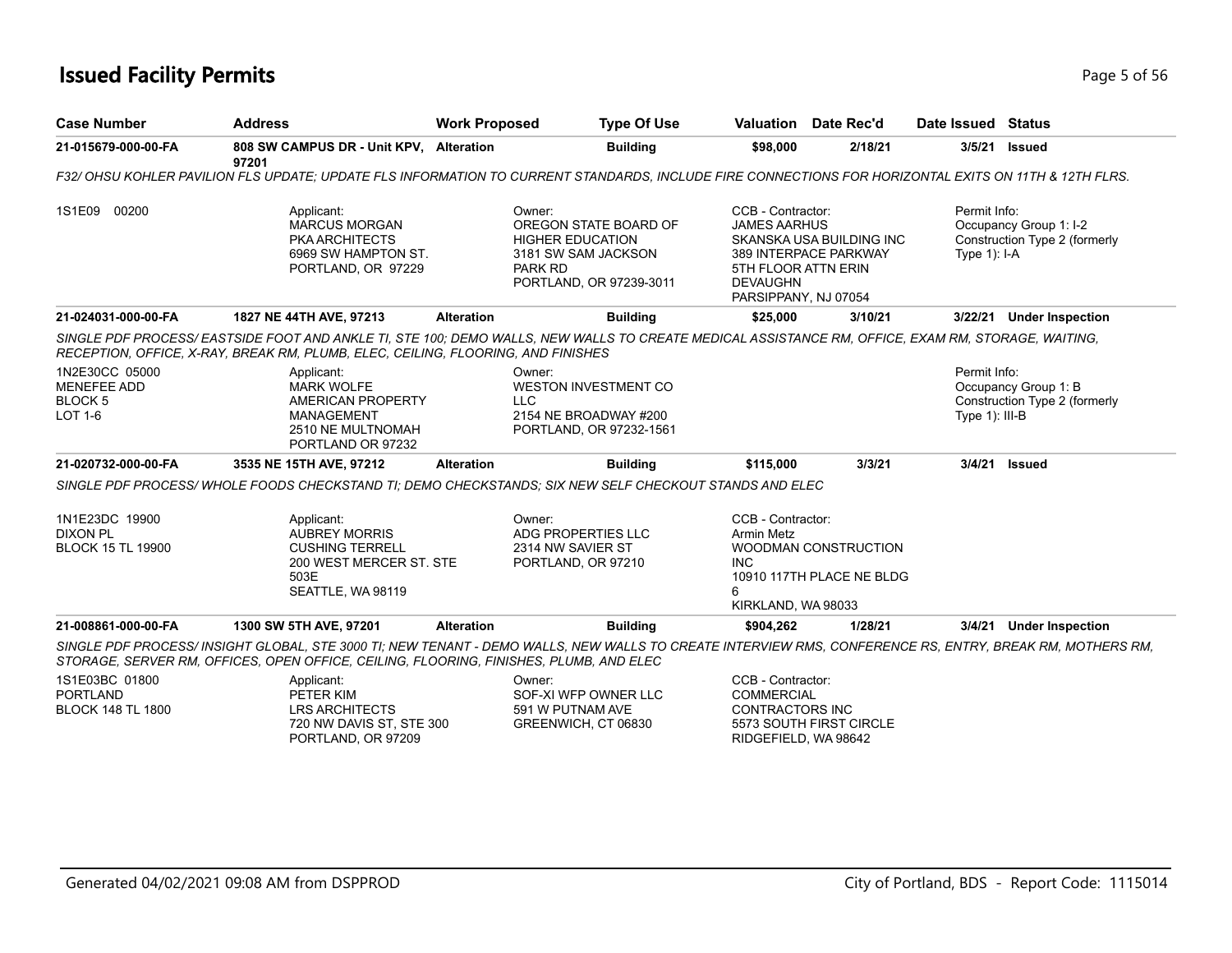# Issued Facility Permits

| Case Number | Address | Work Proposed | Type Of Use | Valuation | Date Rec'd | Date Issued | Status |
|---|---|---|---|---|---|---|---|
| 21-015679-000-00-FA | 808 SW CAMPUS DR - Unit KPV, 97201 | Alteration | Building | $98,000 | 2/18/21 | 3/5/21 | Issued |

*F32/ OHSU KOHLER PAVILION FLS UPDATE; UPDATE FLS INFORMATION TO CURRENT STANDARDS, INCLUDE FIRE CONNECTIONS FOR HORIZONTAL EXITS ON 11TH & 12TH FLRS.*

1S1E09 00200

Applicant:
MARCUS MORGAN
PKA ARCHITECTS
6969 SW HAMPTON ST.
PORTLAND, OR 97229

Owner:
OREGON STATE BOARD OF HIGHER EDUCATION
3181 SW SAM JACKSON PARK RD
PORTLAND, OR 97239-3011

CCB - Contractor:
JAMES AARHUS
SKANSKA USA BUILDING INC
389 INTERPACE PARKWAY
5TH FLOOR ATTN ERIN DEVAUGHN
PARSIPPANY, NJ 07054

Permit Info:
Occupancy Group 1: I-2
Construction Type 2 (formerly Type 1): I-A

| Case Number | Address | Work Proposed | Type Of Use | Valuation | Date Rec'd | Date Issued | Status |
|---|---|---|---|---|---|---|---|
| 21-024031-000-00-FA | 1827 NE 44TH AVE, 97213 | Alteration | Building | $25,000 | 3/10/21 | 3/22/21 | Under Inspection |

*SINGLE PDF PROCESS/ EASTSIDE FOOT AND ANKLE TI, STE 100; DEMO WALLS, NEW WALLS TO CREATE MEDICAL ASSISTANCE RM, OFFICE, EXAM RM, STORAGE, WAITING, RECEPTION, OFFICE, X-RAY, BREAK RM, PLUMB, ELEC, CEILING, FLOORING, AND FINISHES*

1N2E30CC 05000
MENEFEE ADD
BLOCK 5
LOT 1-6

Applicant:
MARK WOLFE
AMERICAN PROPERTY MANAGEMENT
2510 NE MULTNOMAH
PORTLAND OR 97232

Owner:
WESTON INVESTMENT CO LLC
2154 NE BROADWAY #200
PORTLAND, OR 97232-1561

Permit Info:
Occupancy Group 1: B
Construction Type 2 (formerly Type 1): III-B

| Case Number | Address | Work Proposed | Type Of Use | Valuation | Date Rec'd | Date Issued | Status |
|---|---|---|---|---|---|---|---|
| 21-020732-000-00-FA | 3535 NE 15TH AVE, 97212 | Alteration | Building | $115,000 | 3/3/21 | 3/4/21 | Issued |

*SINGLE PDF PROCESS/ WHOLE FOODS CHECKSTAND TI; DEMO CHECKSTANDS; SIX NEW SELF CHECKOUT STANDS AND ELEC*

1N1E23DC 19900
DIXON PL
BLOCK 15 TL 19900

Applicant:
AUBREY MORRIS
CUSHING TERRELL
200 WEST MERCER ST. STE 503E
SEATTLE, WA 98119

Owner:
ADG PROPERTIES LLC
2314 NW SAVIER ST
PORTLAND, OR 97210

CCB - Contractor:
Armin Metz
WOODMAN CONSTRUCTION INC
10910 117TH PLACE NE BLDG 6
KIRKLAND, WA 98033

| Case Number | Address | Work Proposed | Type Of Use | Valuation | Date Rec'd | Date Issued | Status |
|---|---|---|---|---|---|---|---|
| 21-008861-000-00-FA | 1300 SW 5TH AVE, 97201 | Alteration | Building | $904,262 | 1/28/21 | 3/4/21 | Under Inspection |

*SINGLE PDF PROCESS/ INSIGHT GLOBAL, STE 3000 TI; NEW TENANT - DEMO WALLS, NEW WALLS TO CREATE INTERVIEW RMS, CONFERENCE RS, ENTRY, BREAK RM, MOTHERS RM, STORAGE, SERVER RM, OFFICES, OPEN OFFICE, CEILING, FLOORING, FINISHES, PLUMB, AND ELEC*

1S1E03BC 01800
PORTLAND
BLOCK 148 TL 1800

Applicant:
PETER KIM
LRS ARCHITECTS
720 NW DAVIS ST, STE 300
PORTLAND, OR 97209

Owner:
SOF-XI WFP OWNER LLC
591 W PUTNAM AVE
GREENWICH, CT 06830

CCB - Contractor:
COMMERCIAL CONTRACTORS INC
5573 SOUTH FIRST CIRCLE
RIDGEFIELD, WA 98642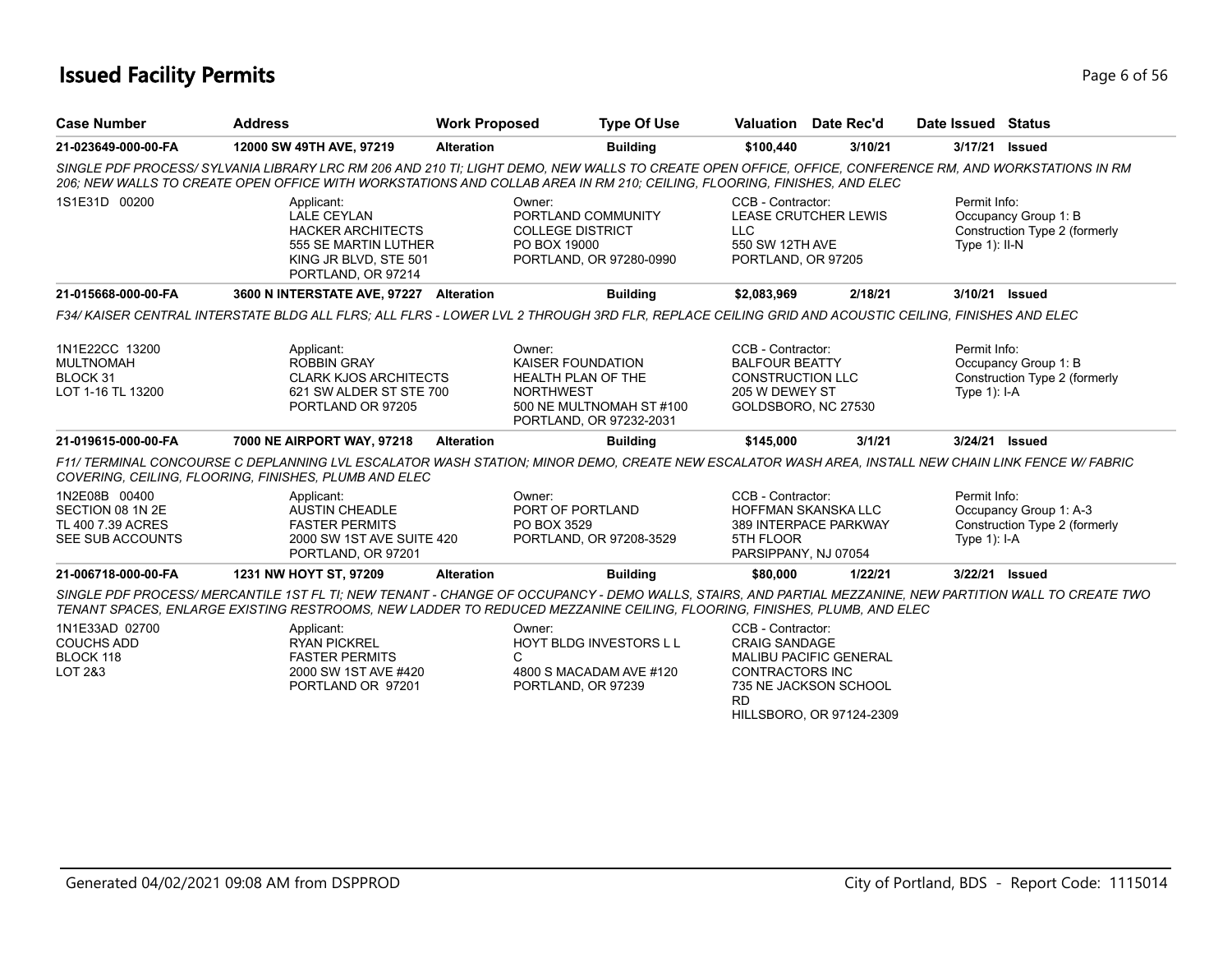# Issued Facility Permits

| Case Number | Address | Work Proposed | Type Of Use | Valuation | Date Rec'd | Date Issued | Status |
|---|---|---|---|---|---|---|---|
| 21-023649-000-00-FA | 12000 SW 49TH AVE, 97219 | Alteration | Building | $100,440 | 3/10/21 | 3/17/21 | Issued |

*SINGLE PDF PROCESS/ SYLVANIA LIBRARY LRC RM 206 AND 210 TI; LIGHT DEMO, NEW WALLS TO CREATE OPEN OFFICE, OFFICE, CONFERENCE RM, AND WORKSTATIONS IN RM 206; NEW WALLS TO CREATE OPEN OFFICE WITH WORKSTATIONS AND COLLAB AREA IN RM 210; CEILING, FLOORING, FINISHES, AND ELEC*

1S1E31D 00200

Applicant:
LALE CEYLAN
HACKER ARCHITECTS
555 SE MARTIN LUTHER KING JR BLVD, STE 501
PORTLAND, OR 97214

Owner:
PORTLAND COMMUNITY COLLEGE DISTRICT
PO BOX 19000
PORTLAND, OR 97280-0990

CCB - Contractor:
LEASE CRUTCHER LEWIS LLC
550 SW 12TH AVE
PORTLAND, OR 97205

Permit Info:
Occupancy Group 1: B
Construction Type 2 (formerly Type 1): II-N

| Case Number | Address | Work Proposed | Type Of Use | Valuation | Date Rec'd | Date Issued | Status |
|---|---|---|---|---|---|---|---|
| 21-015668-000-00-FA | 3600 N INTERSTATE AVE, 97227 | Alteration | Building | $2,083,969 | 2/18/21 | 3/10/21 | Issued |

*F34/ KAISER CENTRAL INTERSTATE BLDG ALL FLRS; ALL FLRS - LOWER LVL 2 THROUGH 3RD FLR, REPLACE CEILING GRID AND ACOUSTIC CEILING, FINISHES AND ELEC*

1N1E22CC 13200
MULTNOMAH
BLOCK 31
LOT 1-16 TL 13200

Applicant:
ROBBIN GRAY
CLARK KJOS ARCHITECTS
621 SW ALDER ST STE 700
PORTLAND OR 97205

Owner:
KAISER FOUNDATION HEALTH PLAN OF THE NORTHWEST
500 NE MULTNOMAH ST #100
PORTLAND, OR 97232-2031

CCB - Contractor:
BALFOUR BEATTY CONSTRUCTION LLC
205 W DEWEY ST
GOLDSBORO, NC 27530

Permit Info:
Occupancy Group 1: B
Construction Type 2 (formerly Type 1): I-A

| Case Number | Address | Work Proposed | Type Of Use | Valuation | Date Rec'd | Date Issued | Status |
|---|---|---|---|---|---|---|---|
| 21-019615-000-00-FA | 7000 NE AIRPORT WAY, 97218 | Alteration | Building | $145,000 | 3/1/21 | 3/24/21 | Issued |

*F11/ TERMINAL CONCOURSE C DEPLANNING LVL ESCALATOR WASH STATION; MINOR DEMO, CREATE NEW ESCALATOR WASH AREA, INSTALL NEW CHAIN LINK FENCE W/ FABRIC COVERING, CEILING, FLOORING, FINISHES, PLUMB AND ELEC*

1N2E08B 00400
SECTION 08 1N 2E
TL 400 7.39 ACRES
SEE SUB ACCOUNTS

Applicant:
AUSTIN CHEADLE
FASTER PERMITS
2000 SW 1ST AVE SUITE 420
PORTLAND, OR 97201

Owner:
PORT OF PORTLAND
PO BOX 3529
PORTLAND, OR 97208-3529

CCB - Contractor:
HOFFMAN SKANSKA LLC
389 INTERPACE PARKWAY
5TH FLOOR
PARSIPPANY, NJ 07054

Permit Info:
Occupancy Group 1: A-3
Construction Type 2 (formerly Type 1): I-A

| Case Number | Address | Work Proposed | Type Of Use | Valuation | Date Rec'd | Date Issued | Status |
|---|---|---|---|---|---|---|---|
| 21-006718-000-00-FA | 1231 NW HOYT ST, 97209 | Alteration | Building | $80,000 | 1/22/21 | 3/22/21 | Issued |

*SINGLE PDF PROCESS/ MERCANTILE 1ST FL TI; NEW TENANT - CHANGE OF OCCUPANCY - DEMO WALLS, STAIRS, AND PARTIAL MEZZANINE, NEW PARTITION WALL TO CREATE TWO TENANT SPACES, ENLARGE EXISTING RESTROOMS, NEW LADDER TO REDUCED MEZZANINE CEILING, FLOORING, FINISHES, PLUMB, AND ELEC*

1N1E33AD 02700
COUCHS ADD
BLOCK 118
LOT 2&3

Applicant:
RYAN PICKREL
FASTER PERMITS
2000 SW 1ST AVE #420
PORTLAND OR 97201

Owner:
HOYT BLDG INVESTORS L L C
4800 S MACADAM AVE #120
PORTLAND, OR 97239

CCB - Contractor:
CRAIG SANDAGE
MALIBU PACIFIC GENERAL CONTRACTORS INC
735 NE JACKSON SCHOOL RD
HILLSBORO, OR 97124-2309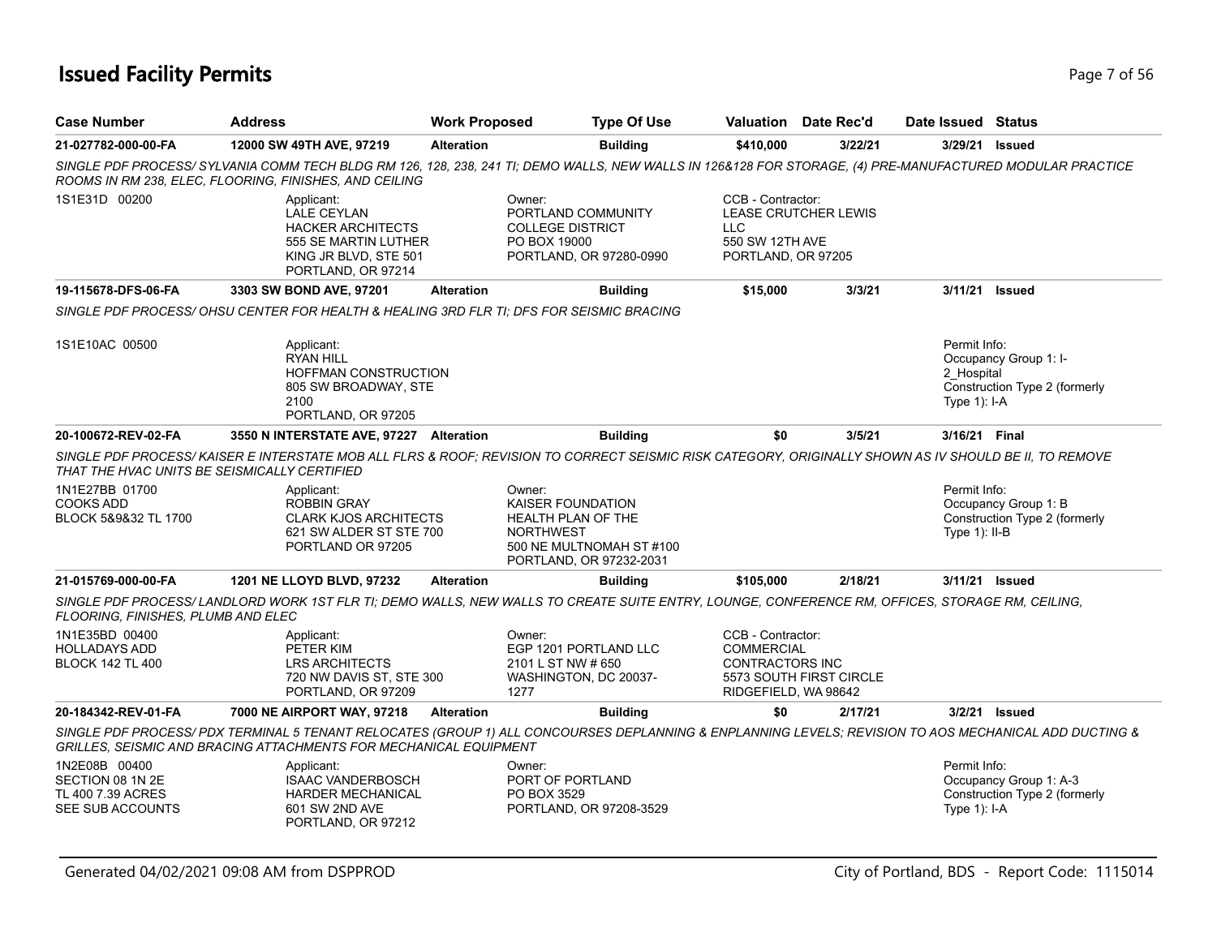# Issued Facility Permits

| Case Number | Address | Work Proposed | Type Of Use | Valuation | Date Rec'd | Date Issued | Status |
|---|---|---|---|---|---|---|---|
| 21-027782-000-00-FA | 12000 SW 49TH AVE, 97219 | Alteration | Building | $410,000 | 3/22/21 | 3/29/21 | Issued |

*SINGLE PDF PROCESS/ SYLVANIA COMM TECH BLDG RM 126, 128, 238, 241 TI; DEMO WALLS, NEW WALLS IN 126&128 FOR STORAGE, (4) PRE-MANUFACTURED MODULAR PRACTICE ROOMS IN RM 238, ELEC, FLOORING, FINISHES, AND CEILING*

1S1E31D 00200

Applicant: LALE CEYLAN, HACKER ARCHITECTS, 555 SE MARTIN LUTHER KING JR BLVD, STE 501, PORTLAND, OR 97214

Owner: PORTLAND COMMUNITY COLLEGE DISTRICT, PO BOX 19000, PORTLAND, OR 97280-0990

CCB - Contractor: LEASE CRUTCHER LEWIS LLC, 550 SW 12TH AVE, PORTLAND, OR 97205

| Case Number | Address | Work Proposed | Type Of Use | Valuation | Date Rec'd | Date Issued | Status |
|---|---|---|---|---|---|---|---|
| 19-115678-DFS-06-FA | 3303 SW BOND AVE, 97201 | Alteration | Building | $15,000 | 3/3/21 | 3/11/21 | Issued |

*SINGLE PDF PROCESS/ OHSU CENTER FOR HEALTH & HEALING 3RD FLR TI; DFS FOR SEISMIC BRACING*

1S1E10AC 00500

Applicant: RYAN HILL, HOFFMAN CONSTRUCTION, 805 SW BROADWAY, STE 2100, PORTLAND, OR 97205

Permit Info: Occupancy Group 1: I-2_Hospital; Construction Type 2 (formerly Type 1): I-A

| Case Number | Address | Work Proposed | Type Of Use | Valuation | Date Rec'd | Date Issued | Status |
|---|---|---|---|---|---|---|---|
| 20-100672-REV-02-FA | 3550 N INTERSTATE AVE, 97227 | Alteration | Building | $0 | 3/5/21 | 3/16/21 | Final |

*SINGLE PDF PROCESS/ KAISER E INTERSTATE MOB ALL FLRS & ROOF; REVISION TO CORRECT SEISMIC RISK CATEGORY, ORIGINALLY SHOWN AS IV SHOULD BE II, TO REMOVE THAT THE HVAC UNITS BE SEISMICALLY CERTIFIED*

1N1E27BB 01700, COOKS ADD, BLOCK 5&9&32 TL 1700

Applicant: ROBBIN GRAY, CLARK KJOS ARCHITECTS, 621 SW ALDER ST STE 700, PORTLAND OR 97205

Owner: KAISER FOUNDATION HEALTH PLAN OF THE NORTHWEST, 500 NE MULTNOMAH ST #100, PORTLAND, OR 97232-2031

Permit Info: Occupancy Group 1: B; Construction Type 2 (formerly Type 1): II-B

| Case Number | Address | Work Proposed | Type Of Use | Valuation | Date Rec'd | Date Issued | Status |
|---|---|---|---|---|---|---|---|
| 21-015769-000-00-FA | 1201 NE LLOYD BLVD, 97232 | Alteration | Building | $105,000 | 2/18/21 | 3/11/21 | Issued |

*SINGLE PDF PROCESS/ LANDLORD WORK 1ST FLR TI; DEMO WALLS, NEW WALLS TO CREATE SUITE ENTRY, LOUNGE, CONFERENCE RM, OFFICES, STORAGE RM, CEILING, FLOORING, FINISHES, PLUMB AND ELEC*

1N1E35BD 00400, HOLLADAYS ADD, BLOCK 142 TL 400

Applicant: PETER KIM, LRS ARCHITECTS, 720 NW DAVIS ST, STE 300, PORTLAND, OR 97209

Owner: EGP 1201 PORTLAND LLC, 2101 L ST NW # 650, WASHINGTON, DC 20037-1277

CCB - Contractor: COMMERCIAL CONTRACTORS INC, 5573 SOUTH FIRST CIRCLE, RIDGEFIELD, WA 98642

| Case Number | Address | Work Proposed | Type Of Use | Valuation | Date Rec'd | Date Issued | Status |
|---|---|---|---|---|---|---|---|
| 20-184342-REV-01-FA | 7000 NE AIRPORT WAY, 97218 | Alteration | Building | $0 | 2/17/21 | 3/2/21 | Issued |

*SINGLE PDF PROCESS/ PDX TERMINAL 5 TENANT RELOCATES (GROUP 1) ALL CONCOURSES DEPLANNING & ENPLANNING LEVELS; REVISION TO AOS MECHANICAL ADD DUCTING & GRILLES, SEISMIC AND BRACING ATTACHMENTS FOR MECHANICAL EQUIPMENT*

1N2E08B 00400, SECTION 08 1N 2E, TL 400 7.39 ACRES, SEE SUB ACCOUNTS

Applicant: ISAAC VANDERBOSCH, HARDER MECHANICAL, 601 SW 2ND AVE, PORTLAND, OR 97212

Owner: PORT OF PORTLAND, PO BOX 3529, PORTLAND, OR 97208-3529

Permit Info: Occupancy Group 1: A-3; Construction Type 2 (formerly Type 1): I-A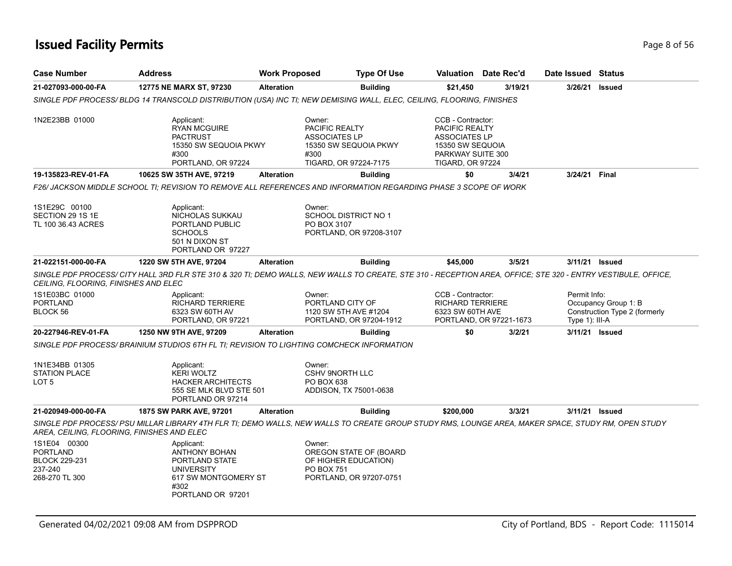# Issued Facility Permits

| Case Number | Address | Work Proposed | Type Of Use | Valuation | Date Rec'd | Date Issued | Status |
|---|---|---|---|---|---|---|---|
| 21-027093-000-00-FA | 12775 NE MARX ST, 97230 | Alteration | Building | $21,450 | 3/19/21 | 3/26/21 | Issued |

*SINGLE PDF PROCESS/ BLDG 14 TRANSCOLD DISTRIBUTION (USA) INC TI; NEW DEMISING WALL, ELEC, CEILING, FLOORING, FINISHES*

1N2E23BB 01000

Applicant:
RYAN MCGUIRE
PACTRUST
15350 SW SEQUOIA PKWY
#300
PORTLAND, OR 97224

Owner:
PACIFIC REALTY
ASSOCIATES LP
15350 SW SEQUOIA PKWY
#300
TIGARD, OR 97224-7175

CCB - Contractor:
PACIFIC REALTY
ASSOCIATES LP
15350 SW SEQUOIA
PARKWAY SUITE 300
TIGARD, OR 97224

| Case Number | Address | Work Proposed | Type Of Use | Valuation | Date Rec'd | Date Issued | Status |
|---|---|---|---|---|---|---|---|
| 19-135823-REV-01-FA | 10625 SW 35TH AVE, 97219 | Alteration | Building | $0 | 3/4/21 | 3/24/21 | Final |

*F26/ JACKSON MIDDLE SCHOOL TI; REVISION TO REMOVE ALL REFERENCES AND INFORMATION REGARDING PHASE 3 SCOPE OF WORK*

1S1E29C 00100
SECTION 29 1S 1E
TL 100 36.43 ACRES

Applicant:
NICHOLAS SUKKAU
PORTLAND PUBLIC
SCHOOLS
501 N DIXON ST
PORTLAND OR 97227

Owner:
SCHOOL DISTRICT NO 1
PO BOX 3107
PORTLAND, OR 97208-3107

| Case Number | Address | Work Proposed | Type Of Use | Valuation | Date Rec'd | Date Issued | Status |
|---|---|---|---|---|---|---|---|
| 21-022151-000-00-FA | 1220 SW 5TH AVE, 97204 | Alteration | Building | $45,000 | 3/5/21 | 3/11/21 | Issued |

*SINGLE PDF PROCESS/ CITY HALL 3RD FLR STE 310 & 320 TI; DEMO WALLS, NEW WALLS TO CREATE, STE 310 - RECEPTION AREA, OFFICE; STE 320 - ENTRY VESTIBULE, OFFICE, CEILING, FLOORING, FINISHES AND ELEC*

1S1E03BC 01000
PORTLAND
BLOCK 56

Applicant:
RICHARD TERRIERE
6323 SW 60TH AV
PORTLAND, OR 97221

Owner:
PORTLAND CITY OF
1120 SW 5TH AVE #1204
PORTLAND, OR 97204-1912

CCB - Contractor:
RICHARD TERRIERE
6323 SW 60TH AVE
PORTLAND, OR 97221-1673

Permit Info:
Occupancy Group 1: B
Construction Type 2 (formerly Type 1): III-A

| Case Number | Address | Work Proposed | Type Of Use | Valuation | Date Rec'd | Date Issued | Status |
|---|---|---|---|---|---|---|---|
| 20-227946-REV-01-FA | 1250 NW 9TH AVE, 97209 | Alteration | Building | $0 | 3/2/21 | 3/11/21 | Issued |

*SINGLE PDF PROCESS/ BRAINIUM STUDIOS 6TH FL TI; REVISION TO LIGHTING COMCHECK INFORMATION*

1N1E34BB 01305
STATION PLACE
LOT 5

Applicant:
KERI WOLTZ
HACKER ARCHITECTS
555 SE MLK BLVD STE 501
PORTLAND OR 97214

Owner:
CSHV 9NORTH LLC
PO BOX 638
ADDISON, TX 75001-0638

| Case Number | Address | Work Proposed | Type Of Use | Valuation | Date Rec'd | Date Issued | Status |
|---|---|---|---|---|---|---|---|
| 21-020949-000-00-FA | 1875 SW PARK AVE, 97201 | Alteration | Building | $200,000 | 3/3/21 | 3/11/21 | Issued |

*SINGLE PDF PROCESS/ PSU MILLAR LIBRARY 4TH FLR TI; DEMO WALLS, NEW WALLS TO CREATE GROUP STUDY RMS, LOUNGE AREA, MAKER SPACE, STUDY RM, OPEN STUDY AREA, CEILING, FLOORING, FINISHES AND ELEC*

1S1E04 00300
PORTLAND
BLOCK 229-231
237-240
268-270 TL 300

Applicant:
ANTHONY BOHAN
PORTLAND STATE
UNIVERSITY
617 SW MONTGOMERY ST
#302
PORTLAND OR 97201

Owner:
OREGON STATE OF (BOARD
OF HIGHER EDUCATION)
PO BOX 751
PORTLAND, OR 97207-0751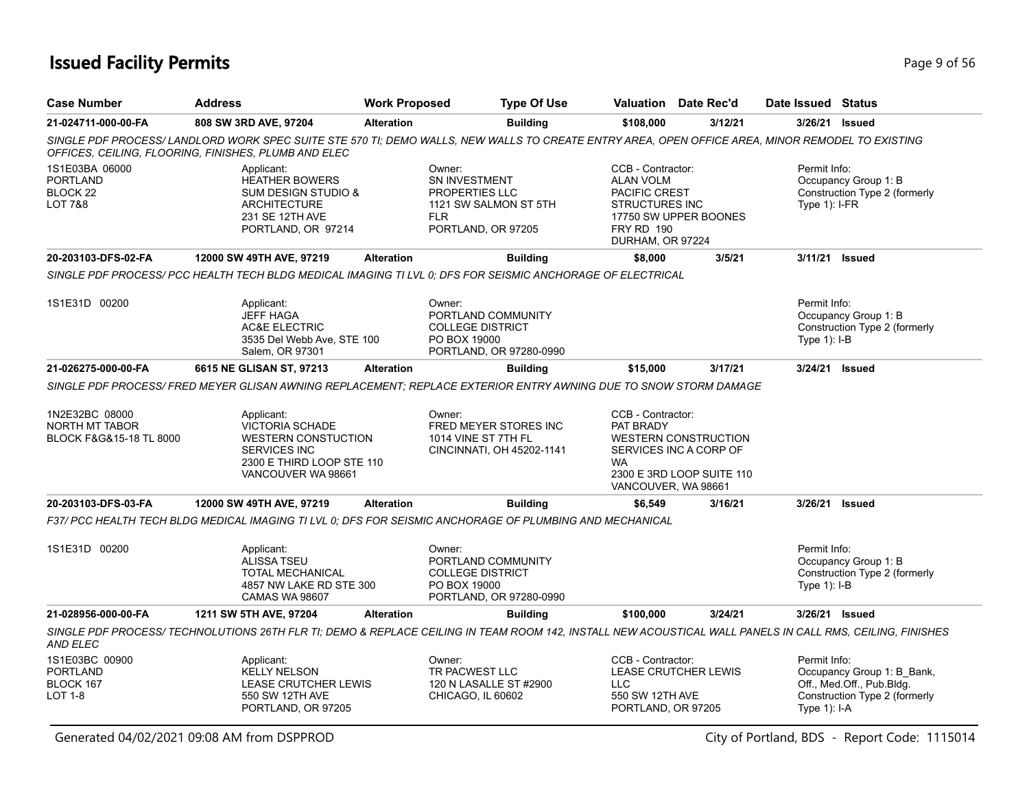# Issued Facility Permits

| Case Number | Address | Work Proposed | Type Of Use | Valuation | Date Rec'd | Date Issued | Status |
|---|---|---|---|---|---|---|---|
| 21-024711-000-00-FA | 808 SW 3RD AVE, 97204 | Alteration | Building | $108,000 | 3/12/21 | 3/26/21 | Issued |

*SINGLE PDF PROCESS/ LANDLORD WORK SPEC SUITE STE 570 TI; DEMO WALLS, NEW WALLS TO CREATE ENTRY AREA, OPEN OFFICE AREA, MINOR REMODEL TO EXISTING OFFICES, CEILING, FLOORING, FINISHES, PLUMB AND ELEC*

1S1E03BA 06000
PORTLAND
BLOCK 22
LOT 7&8

Applicant:
HEATHER BOWERS
SUM DESIGN STUDIO &
ARCHITECTURE
231 SE 12TH AVE
PORTLAND, OR 97214

Owner:
SN INVESTMENT
PROPERTIES LLC
1121 SW SALMON ST 5TH
FLR
PORTLAND, OR 97205

CCB - Contractor:
ALAN VOLM
PACIFIC CREST
STRUCTURES INC
17750 SW UPPER BOONES
FRY RD 190
DURHAM, OR 97224

Permit Info:
Occupancy Group 1: B
Construction Type 2 (formerly Type 1): I-FR

---

| Case Number | Address | Work Proposed | Type Of Use | Valuation | Date Rec'd | Date Issued | Status |
|---|---|---|---|---|---|---|---|
| 20-203103-DFS-02-FA | 12000 SW 49TH AVE, 97219 | Alteration | Building | $8,000 | 3/5/21 | 3/11/21 | Issued |

*SINGLE PDF PROCESS/ PCC HEALTH TECH BLDG MEDICAL IMAGING TI LVL 0; DFS FOR SEISMIC ANCHORAGE OF ELECTRICAL*

1S1E31D 00200

Applicant:
JEFF HAGA
AC&E ELECTRIC
3535 Del Webb Ave, STE 100
Salem, OR 97301

Owner:
PORTLAND COMMUNITY
COLLEGE DISTRICT
PO BOX 19000
PORTLAND, OR 97280-0990

Permit Info:
Occupancy Group 1: B
Construction Type 2 (formerly Type 1): I-B

---

| Case Number | Address | Work Proposed | Type Of Use | Valuation | Date Rec'd | Date Issued | Status |
|---|---|---|---|---|---|---|---|
| 21-026275-000-00-FA | 6615 NE GLISAN ST, 97213 | Alteration | Building | $15,000 | 3/17/21 | 3/24/21 | Issued |

*SINGLE PDF PROCESS/ FRED MEYER GLISAN AWNING REPLACEMENT; REPLACE EXTERIOR ENTRY AWNING DUE TO SNOW STORM DAMAGE*

1N2E32BC 08000
NORTH MT TABOR
BLOCK F&G&15-18 TL 8000

Applicant:
VICTORIA SCHADE
WESTERN CONSTUCTION
SERVICES INC
2300 E THIRD LOOP STE 110
VANCOUVER WA 98661

Owner:
FRED MEYER STORES INC
1014 VINE ST 7TH FL
CINCINNATI, OH 45202-1141

CCB - Contractor:
PAT BRADY
WESTERN CONSTRUCTION
SERVICES INC A CORP OF
WA
2300 E 3RD LOOP SUITE 110
VANCOUVER, WA 98661

---

| Case Number | Address | Work Proposed | Type Of Use | Valuation | Date Rec'd | Date Issued | Status |
|---|---|---|---|---|---|---|---|
| 20-203103-DFS-03-FA | 12000 SW 49TH AVE, 97219 | Alteration | Building | $6,549 | 3/16/21 | 3/26/21 | Issued |

*F37/ PCC HEALTH TECH BLDG MEDICAL IMAGING TI LVL 0; DFS FOR SEISMIC ANCHORAGE OF PLUMBING AND MECHANICAL*

1S1E31D 00200

Applicant:
ALISSA TSEU
TOTAL MECHANICAL
4857 NW LAKE RD STE 300
CAMAS WA 98607

Owner:
PORTLAND COMMUNITY
COLLEGE DISTRICT
PO BOX 19000
PORTLAND, OR 97280-0990

Permit Info:
Occupancy Group 1: B
Construction Type 2 (formerly Type 1): I-B

---

| Case Number | Address | Work Proposed | Type Of Use | Valuation | Date Rec'd | Date Issued | Status |
|---|---|---|---|---|---|---|---|
| 21-028956-000-00-FA | 1211 SW 5TH AVE, 97204 | Alteration | Building | $100,000 | 3/24/21 | 3/26/21 | Issued |

*SINGLE PDF PROCESS/ TECHNOLUTIONS 26TH FLR TI; DEMO & REPLACE CEILING IN TEAM ROOM 142, INSTALL NEW ACOUSTICAL WALL PANELS IN CALL RMS, CEILING, FINISHES AND ELEC*

1S1E03BC 00900
PORTLAND
BLOCK 167
LOT 1-8

Applicant:
KELLY NELSON
LEASE CRUTCHER LEWIS
550 SW 12TH AVE
PORTLAND, OR 97205

Owner:
TR PACWEST LLC
120 N LASALLE ST #2900
CHICAGO, IL 60602

CCB - Contractor:
LEASE CRUTCHER LEWIS
LLC
550 SW 12TH AVE
PORTLAND, OR 97205

Permit Info:
Occupancy Group 1: B_Bank, Off., Med.Off., Pub.Bldg.
Construction Type 2 (formerly Type 1): I-A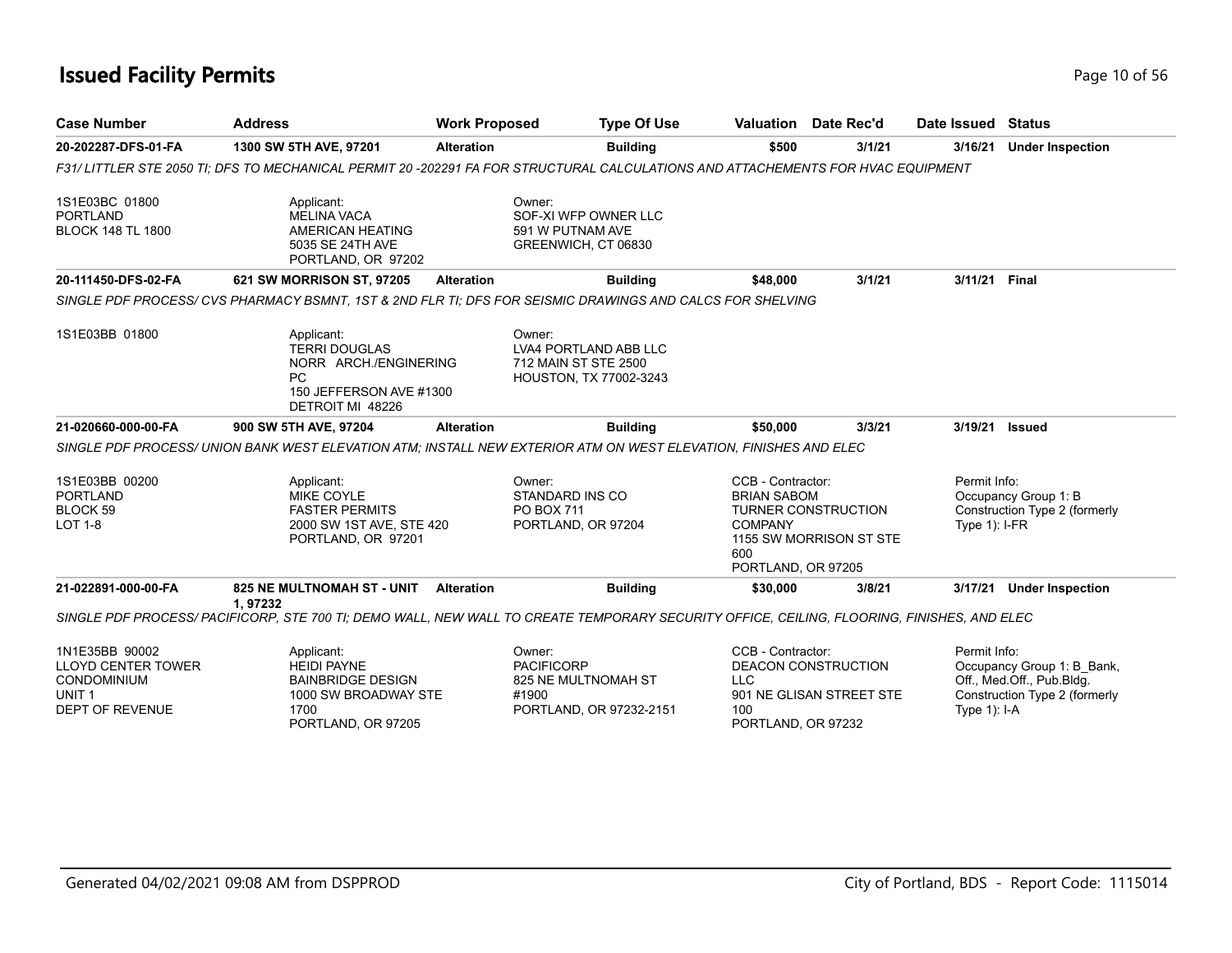# Issued Facility Permits

| Case Number | Address | Work Proposed | Type Of Use | Valuation | Date Rec'd | Date Issued | Status |
|---|---|---|---|---|---|---|---|
| **20-202287-DFS-01-FA** | **1300 SW 5TH AVE, 97201** | **Alteration** | **Building** | **$500** | **3/1/21** | **3/16/21** | **Under Inspection** |

*F31/ LITTLER STE 2050 TI; DFS TO MECHANICAL PERMIT 20 -202291 FA FOR STRUCTURAL CALCULATIONS AND ATTACHEMENTS FOR HVAC EQUIPMENT*

1S1E03BC 01800
PORTLAND
BLOCK 148 TL 1800

Applicant:
MELINA VACA
AMERICAN HEATING
5035 SE 24TH AVE
PORTLAND, OR 97202

Owner:
SOF-XI WFP OWNER LLC
591 W PUTNAM AVE
GREENWICH, CT 06830

| Case Number | Address | Work Proposed | Type Of Use | Valuation | Date Rec'd | Date Issued | Status |
|---|---|---|---|---|---|---|---|
| **20-111450-DFS-02-FA** | **621 SW MORRISON ST, 97205** | **Alteration** | **Building** | **$48,000** | **3/1/21** | **3/11/21** | **Final** |

*SINGLE PDF PROCESS/ CVS PHARMACY BSMNT, 1ST & 2ND FLR TI; DFS FOR SEISMIC DRAWINGS AND CALCS FOR SHELVING*

1S1E03BB 01800

Applicant:
TERRI DOUGLAS
NORR ARCH./ENGINERING PC
150 JEFFERSON AVE #1300
DETROIT MI 48226

Owner:
LVA4 PORTLAND ABB LLC
712 MAIN ST STE 2500
HOUSTON, TX 77002-3243

| Case Number | Address | Work Proposed | Type Of Use | Valuation | Date Rec'd | Date Issued | Status |
|---|---|---|---|---|---|---|---|
| **21-020660-000-00-FA** | **900 SW 5TH AVE, 97204** | **Alteration** | **Building** | **$50,000** | **3/3/21** | **3/19/21** | **Issued** |

*SINGLE PDF PROCESS/ UNION BANK WEST ELEVATION ATM; INSTALL NEW EXTERIOR ATM ON WEST ELEVATION, FINISHES AND ELEC*

1S1E03BB 00200
PORTLAND
BLOCK 59
LOT 1-8

Applicant:
MIKE COYLE
FASTER PERMITS
2000 SW 1ST AVE, STE 420
PORTLAND, OR 97201

Owner:
STANDARD INS CO
PO BOX 711
PORTLAND, OR 97204

CCB - Contractor:
BRIAN SABOM
TURNER CONSTRUCTION COMPANY
1155 SW MORRISON ST STE 600
PORTLAND, OR 97205

Permit Info:
Occupancy Group 1: B
Construction Type 2 (formerly Type 1): I-FR

| Case Number | Address | Work Proposed | Type Of Use | Valuation | Date Rec'd | Date Issued | Status |
|---|---|---|---|---|---|---|---|
| **21-022891-000-00-FA** | **825 NE MULTNOMAH ST - UNIT 1, 97232** | **Alteration** | **Building** | **$30,000** | **3/8/21** | **3/17/21** | **Under Inspection** |

*SINGLE PDF PROCESS/ PACIFICORP, STE 700 TI; DEMO WALL, NEW WALL TO CREATE TEMPORARY SECURITY OFFICE, CEILING, FLOORING, FINISHES, AND ELEC*

1N1E35BB 90002
LLOYD CENTER TOWER CONDOMINIUM
UNIT 1
DEPT OF REVENUE

Applicant:
HEIDI PAYNE
BAINBRIDGE DESIGN
1000 SW BROADWAY STE 1700
PORTLAND, OR 97205

Owner:
PACIFICORP
825 NE MULTNOMAH ST #1900
PORTLAND, OR 97232-2151

CCB - Contractor:
DEACON CONSTRUCTION LLC
901 NE GLISAN STREET STE 100
PORTLAND, OR 97232

Permit Info:
Occupancy Group 1: B_Bank, Off., Med.Off., Pub.Bldg.
Construction Type 2 (formerly Type 1): I-A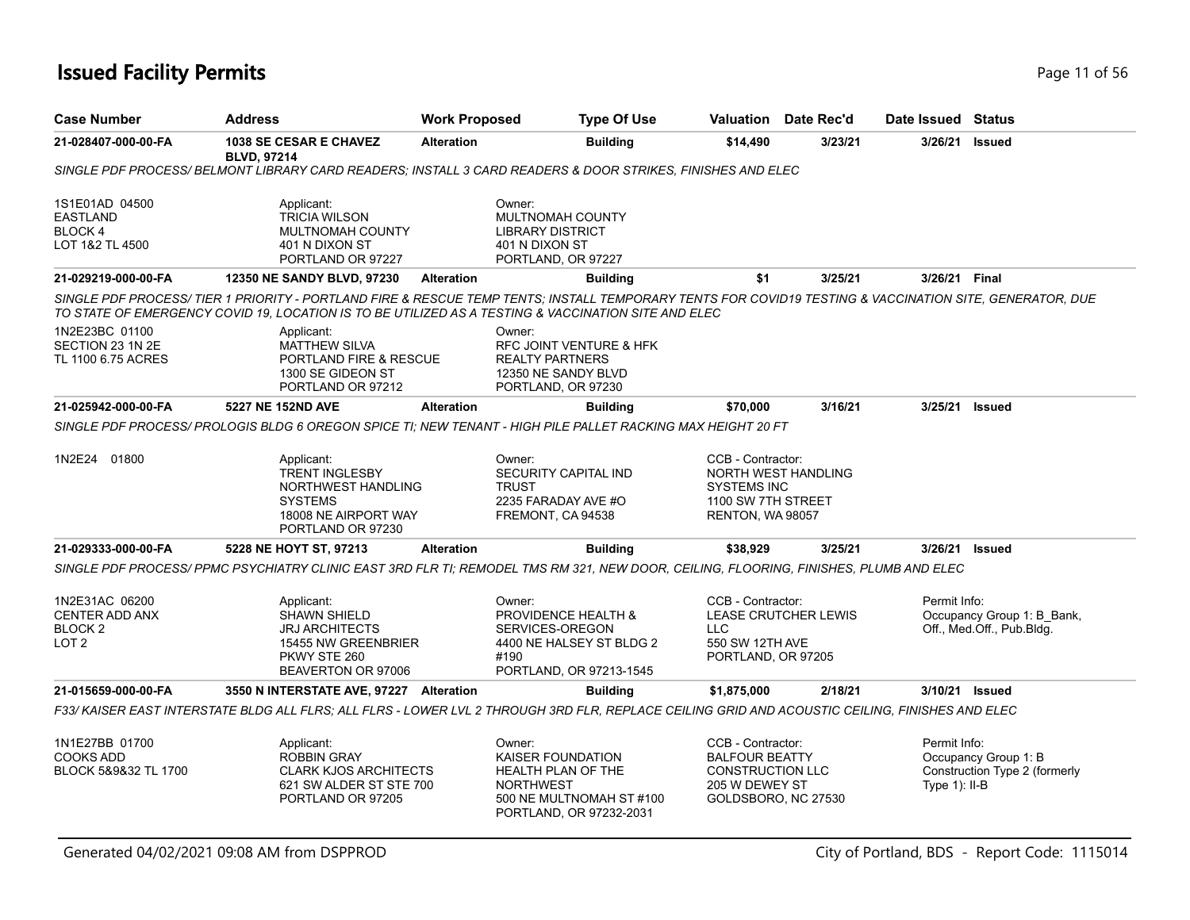# Issued Facility Permits

| Case Number | Address | Work Proposed | Type Of Use | Valuation | Date Rec'd | Date Issued | Status |
|---|---|---|---|---|---|---|---|
| 21-028407-000-00-FA | 1038 SE CESAR E CHAVEZ BLVD, 97214 | Alteration | Building | $14,490 | 3/23/21 | 3/26/21 | Issued |

*SINGLE PDF PROCESS/ BELMONT LIBRARY CARD READERS; INSTALL 3 CARD READERS & DOOR STRIKES, FINISHES AND ELEC*

1S1E01AD 04500
EASTLAND
BLOCK 4
LOT 1&2 TL 4500

Applicant:
TRICIA WILSON
MULTNOMAH COUNTY
401 N DIXON ST
PORTLAND OR 97227

Owner:
MULTNOMAH COUNTY
LIBRARY DISTRICT
401 N DIXON ST
PORTLAND, OR 97227

| Case Number | Address | Work Proposed | Type Of Use | Valuation | Date Rec'd | Date Issued | Status |
|---|---|---|---|---|---|---|---|
| 21-029219-000-00-FA | 12350 NE SANDY BLVD, 97230 | Alteration | Building | $1 | 3/25/21 | 3/26/21 | Final |

*SINGLE PDF PROCESS/ TIER 1 PRIORITY - PORTLAND FIRE & RESCUE TEMP TENTS; INSTALL TEMPORARY TENTS FOR COVID19 TESTING & VACCINATION SITE, GENERATOR, DUE TO STATE OF EMERGENCY COVID 19, LOCATION IS TO BE UTILIZED AS A TESTING & VACCINATION SITE AND ELEC*

1N2E23BC 01100
SECTION 23 1N 2E
TL 1100 6.75 ACRES

Applicant:
MATTHEW SILVA
PORTLAND FIRE & RESCUE
1300 SE GIDEON ST
PORTLAND OR 97212

Owner:
RFC JOINT VENTURE & HFK
REALTY PARTNERS
12350 NE SANDY BLVD
PORTLAND, OR 97230

| Case Number | Address | Work Proposed | Type Of Use | Valuation | Date Rec'd | Date Issued | Status |
|---|---|---|---|---|---|---|---|
| 21-025942-000-00-FA | 5227 NE 152ND AVE | Alteration | Building | $70,000 | 3/16/21 | 3/25/21 | Issued |

*SINGLE PDF PROCESS/ PROLOGIS BLDG 6 OREGON SPICE TI; NEW TENANT - HIGH PILE PALLET RACKING MAX HEIGHT 20 FT*

1N2E24 01800

Applicant:
TRENT INGLESBY
NORTHWEST HANDLING
SYSTEMS
18008 NE AIRPORT WAY
PORTLAND OR 97230

Owner:
SECURITY CAPITAL IND
TRUST
2235 FARADAY AVE #O
FREMONT, CA 94538

CCB - Contractor:
NORTH WEST HANDLING
SYSTEMS INC
1100 SW 7TH STREET
RENTON, WA 98057

| Case Number | Address | Work Proposed | Type Of Use | Valuation | Date Rec'd | Date Issued | Status |
|---|---|---|---|---|---|---|---|
| 21-029333-000-00-FA | 5228 NE HOYT ST, 97213 | Alteration | Building | $38,929 | 3/25/21 | 3/26/21 | Issued |

*SINGLE PDF PROCESS/ PPMC PSYCHIATRY CLINIC EAST 3RD FLR TI; REMODEL TMS RM 321, NEW DOOR, CEILING, FLOORING, FINISHES, PLUMB AND ELEC*

1N2E31AC 06200
CENTER ADD ANX
BLOCK 2
LOT 2

Applicant:
SHAWN SHIELD
JRJ ARCHITECTS
15455 NW GREENBRIER
PKWY STE 260
BEAVERTON OR 97006

Owner:
PROVIDENCE HEALTH &
SERVICES-OREGON
4400 NE HALSEY ST BLDG 2
#190
PORTLAND, OR 97213-1545

CCB - Contractor:
LEASE CRUTCHER LEWIS
LLC
550 SW 12TH AVE
PORTLAND, OR 97205

Permit Info:
Occupancy Group 1: B_Bank, Off., Med.Off., Pub.Bldg.

| Case Number | Address | Work Proposed | Type Of Use | Valuation | Date Rec'd | Date Issued | Status |
|---|---|---|---|---|---|---|---|
| 21-015659-000-00-FA | 3550 N INTERSTATE AVE, 97227 | Alteration | Building | $1,875,000 | 2/18/21 | 3/10/21 | Issued |

*F33/ KAISER EAST INTERSTATE BLDG ALL FLRS; ALL FLRS - LOWER LVL 2 THROUGH 3RD FLR, REPLACE CEILING GRID AND ACOUSTIC CEILING, FINISHES AND ELEC*

1N1E27BB 01700
COOKS ADD
BLOCK 5&9&32 TL 1700

Applicant:
ROBBIN GRAY
CLARK KJOS ARCHITECTS
621 SW ALDER ST STE 700
PORTLAND OR 97205

Owner:
KAISER FOUNDATION
HEALTH PLAN OF THE
NORTHWEST
500 NE MULTNOMAH ST #100
PORTLAND, OR 97232-2031

CCB - Contractor:
BALFOUR BEATTY
CONSTRUCTION LLC
205 W DEWEY ST
GOLDSBORO, NC 27530

Permit Info:
Occupancy Group 1: B
Construction Type 2 (formerly Type 1): II-B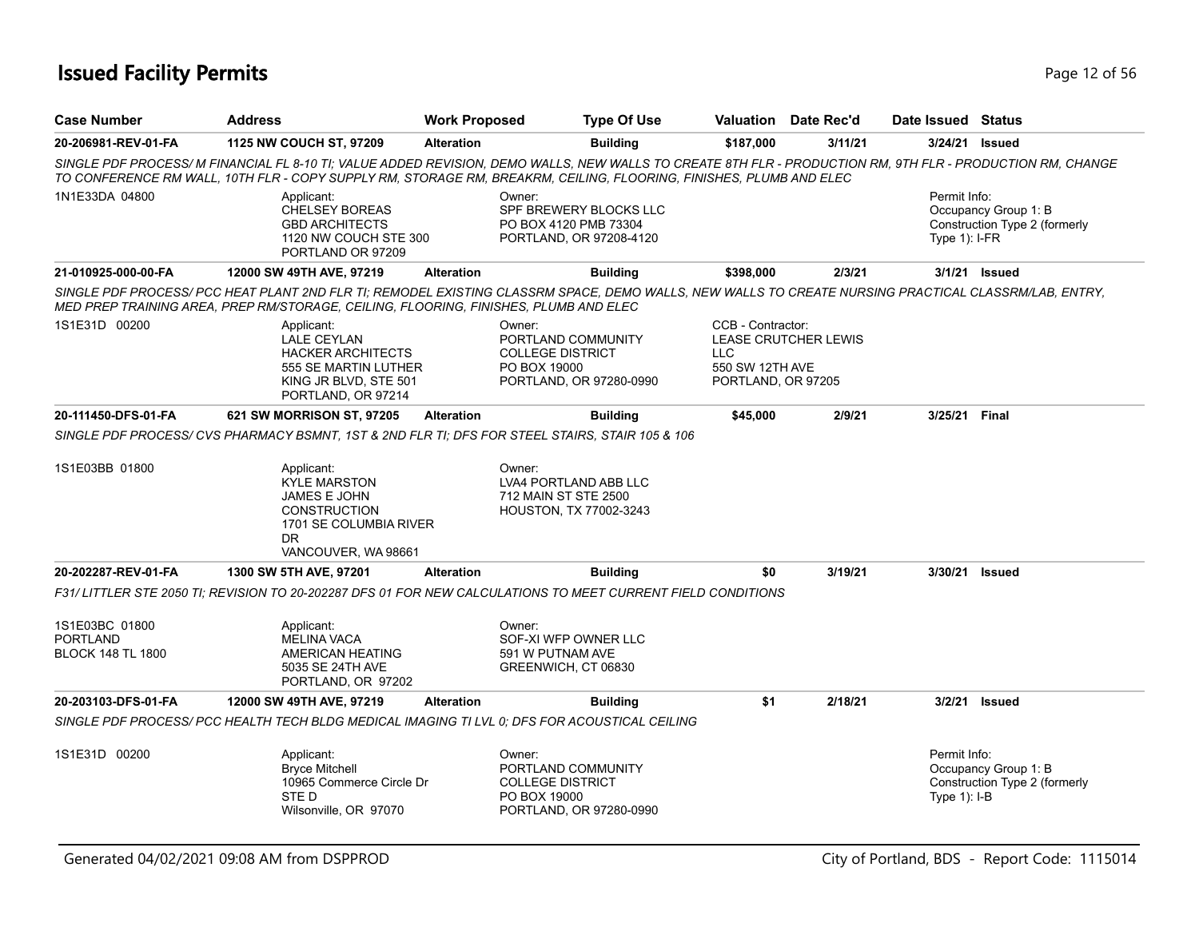# Issued Facility Permits

| Case Number | Address | Work Proposed | Type Of Use | Valuation | Date Rec'd | Date Issued | Status |
|---|---|---|---|---|---|---|---|
| 20-206981-REV-01-FA | 1125 NW COUCH ST, 97209 | Alteration | Building | $187,000 | 3/11/21 | 3/24/21 | Issued |

*SINGLE PDF PROCESS/ M FINANCIAL FL 8-10 TI; VALUE ADDED REVISION, DEMO WALLS, NEW WALLS TO CREATE 8TH FLR - PRODUCTION RM, 9TH FLR - PRODUCTION RM, CHANGE TO CONFERENCE RM WALL, 10TH FLR - COPY SUPPLY RM, STORAGE RM, BREAKRM, CEILING, FLOORING, FINISHES, PLUMB AND ELEC*

1N1E33DA 04800

Applicant:
CHELSEY BOREAS
GBD ARCHITECTS
1120 NW COUCH STE 300
PORTLAND OR 97209

Owner:
SPF BREWERY BLOCKS LLC
PO BOX 4120 PMB 73304
PORTLAND, OR 97208-4120

Permit Info:
Occupancy Group 1: B
Construction Type 2 (formerly Type 1): I-FR

| Case Number | Address | Work Proposed | Type Of Use | Valuation | Date Rec'd | Date Issued | Status |
|---|---|---|---|---|---|---|---|
| 21-010925-000-00-FA | 12000 SW 49TH AVE, 97219 | Alteration | Building | $398,000 | 2/3/21 | 3/1/21 | Issued |

*SINGLE PDF PROCESS/ PCC HEAT PLANT 2ND FLR TI; REMODEL EXISTING CLASSRM SPACE, DEMO WALLS, NEW WALLS TO CREATE NURSING PRACTICAL CLASSRM/LAB, ENTRY, MED PREP TRAINING AREA, PREP RM/STORAGE, CEILING, FLOORING, FINISHES, PLUMB AND ELEC*

1S1E31D 00200

Applicant:
LALE CEYLAN
HACKER ARCHITECTS
555 SE MARTIN LUTHER KING JR BLVD, STE 501
PORTLAND, OR 97214

Owner:
PORTLAND COMMUNITY COLLEGE DISTRICT
PO BOX 19000
PORTLAND, OR 97280-0990

CCB - Contractor:
LEASE CRUTCHER LEWIS LLC
550 SW 12TH AVE
PORTLAND, OR 97205

| Case Number | Address | Work Proposed | Type Of Use | Valuation | Date Rec'd | Date Issued | Status |
|---|---|---|---|---|---|---|---|
| 20-111450-DFS-01-FA | 621 SW MORRISON ST, 97205 | Alteration | Building | $45,000 | 2/9/21 | 3/25/21 | Final |

*SINGLE PDF PROCESS/ CVS PHARMACY BSMNT, 1ST & 2ND FLR TI; DFS FOR STEEL STAIRS, STAIR 105 & 106*

1S1E03BB 01800

Applicant:
KYLE MARSTON
JAMES E JOHN CONSTRUCTION
1701 SE COLUMBIA RIVER DR
VANCOUVER, WA 98661

Owner:
LVA4 PORTLAND ABB LLC
712 MAIN ST STE 2500
HOUSTON, TX 77002-3243

| Case Number | Address | Work Proposed | Type Of Use | Valuation | Date Rec'd | Date Issued | Status |
|---|---|---|---|---|---|---|---|
| 20-202287-REV-01-FA | 1300 SW 5TH AVE, 97201 | Alteration | Building | $0 | 3/19/21 | 3/30/21 | Issued |

*F31/ LITTLER STE 2050 TI; REVISION TO 20-202287 DFS 01 FOR NEW CALCULATIONS TO MEET CURRENT FIELD CONDITIONS*

1S1E03BC 01800
PORTLAND
BLOCK 148 TL 1800

Applicant:
MELINA VACA
AMERICAN HEATING
5035 SE 24TH AVE
PORTLAND, OR 97202

Owner:
SOF-XI WFP OWNER LLC
591 W PUTNAM AVE
GREENWICH, CT 06830

| Case Number | Address | Work Proposed | Type Of Use | Valuation | Date Rec'd | Date Issued | Status |
|---|---|---|---|---|---|---|---|
| 20-203103-DFS-01-FA | 12000 SW 49TH AVE, 97219 | Alteration | Building | $1 | 2/18/21 | 3/2/21 | Issued |

*SINGLE PDF PROCESS/ PCC HEALTH TECH BLDG MEDICAL IMAGING TI LVL 0; DFS FOR ACOUSTICAL CEILING*

1S1E31D 00200

Applicant:
Bryce Mitchell
10965 Commerce Circle Dr
STE D
Wilsonville, OR 97070

Owner:
PORTLAND COMMUNITY COLLEGE DISTRICT
PO BOX 19000
PORTLAND, OR 97280-0990

Permit Info:
Occupancy Group 1: B
Construction Type 2 (formerly Type 1): I-B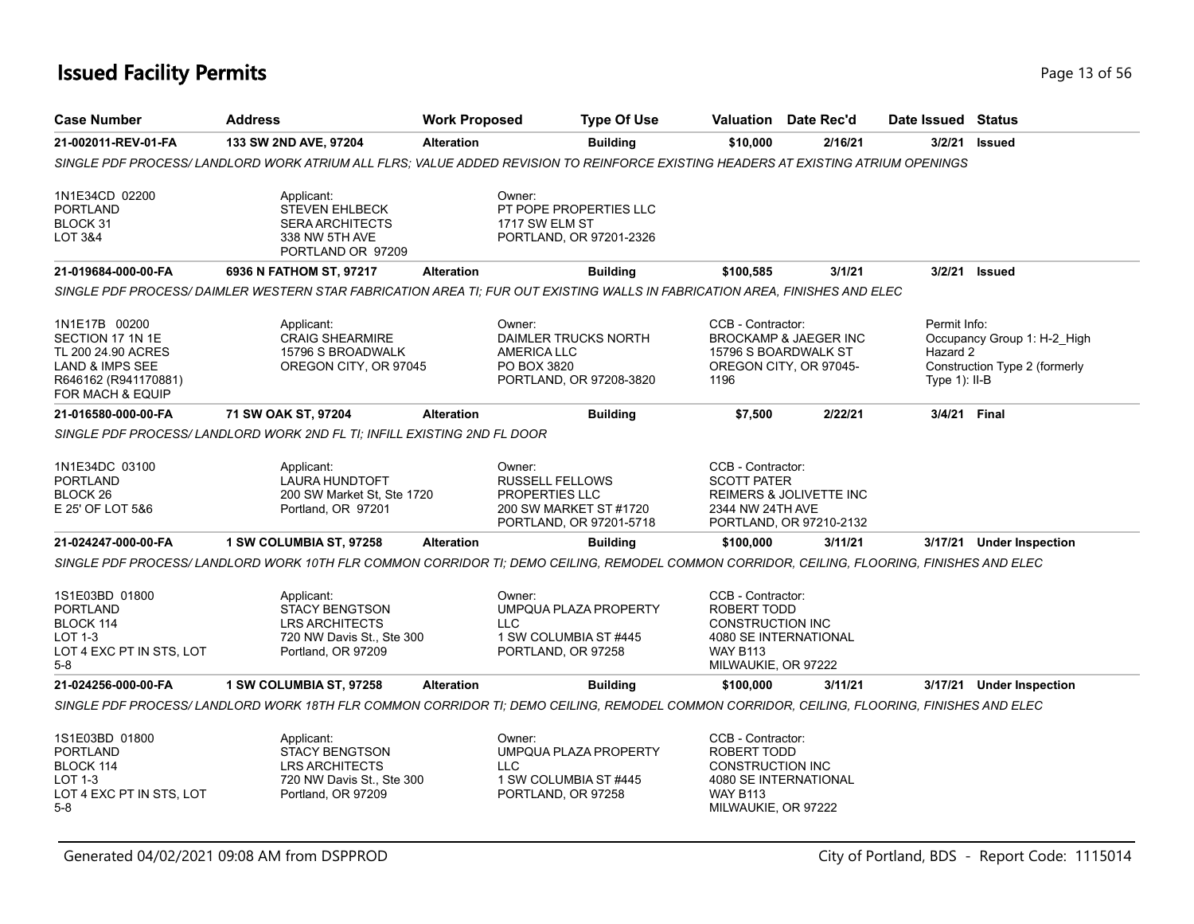# Issued Facility Permits

| Case Number | Address | Work Proposed | Type Of Use | Valuation | Date Rec'd | Date Issued | Status |
|---|---|---|---|---|---|---|---|
| 21-002011-REV-01-FA | 133 SW 2ND AVE, 97204 | Alteration | Building | $10,000 | 2/16/21 | 3/2/21 | Issued |

*SINGLE PDF PROCESS/ LANDLORD WORK ATRIUM ALL FLRS; VALUE ADDED REVISION TO REINFORCE EXISTING HEADERS AT EXISTING ATRIUM OPENINGS*

1N1E34CD 02200
PORTLAND
BLOCK 31
LOT 3&4

Applicant:
STEVEN EHLBECK
SERA ARCHITECTS
338 NW 5TH AVE
PORTLAND OR 97209

Owner:
PT POPE PROPERTIES LLC
1717 SW ELM ST
PORTLAND, OR 97201-2326

| Case Number | Address | Work Proposed | Type Of Use | Valuation | Date Rec'd | Date Issued | Status |
|---|---|---|---|---|---|---|---|
| 21-019684-000-00-FA | 6936 N FATHOM ST, 97217 | Alteration | Building | $100,585 | 3/1/21 | 3/2/21 | Issued |

*SINGLE PDF PROCESS/ DAIMLER WESTERN STAR FABRICATION AREA TI; FUR OUT EXISTING WALLS IN FABRICATION AREA, FINISHES AND ELEC*

1N1E17B 00200
SECTION 17 1N 1E
TL 200 24.90 ACRES
LAND & IMPS SEE
R646162 (R941170881)
FOR MACH & EQUIP

Applicant:
CRAIG SHEARMIRE
15796 S BROADWALK
OREGON CITY, OR 97045

Owner:
DAIMLER TRUCKS NORTH
AMERICA LLC
PO BOX 3820
PORTLAND, OR 97208-3820

CCB - Contractor:
BROCKAMP & JAEGER INC
15796 S BOARDWALK ST
OREGON CITY, OR 97045-1196

Permit Info:
Occupancy Group 1: H-2_High Hazard 2
Construction Type 2 (formerly Type 1): II-B

| Case Number | Address | Work Proposed | Type Of Use | Valuation | Date Rec'd | Date Issued | Status |
|---|---|---|---|---|---|---|---|
| 21-016580-000-00-FA | 71 SW OAK ST, 97204 | Alteration | Building | $7,500 | 2/22/21 | 3/4/21 | Final |

*SINGLE PDF PROCESS/ LANDLORD WORK 2ND FL TI; INFILL EXISTING 2ND FL DOOR*

1N1E34DC 03100
PORTLAND
BLOCK 26
E 25' OF LOT 5&6

Applicant:
LAURA HUNDTOFT
200 SW Market St, Ste 1720
Portland, OR 97201

Owner:
RUSSELL FELLOWS
PROPERTIES LLC
200 SW MARKET ST #1720
PORTLAND, OR 97201-5718

CCB - Contractor:
SCOTT PATER
REIMERS & JOLIVETTE INC
2344 NW 24TH AVE
PORTLAND, OR 97210-2132

| Case Number | Address | Work Proposed | Type Of Use | Valuation | Date Rec'd | Date Issued | Status |
|---|---|---|---|---|---|---|---|
| 21-024247-000-00-FA | 1 SW COLUMBIA ST, 97258 | Alteration | Building | $100,000 | 3/11/21 | 3/17/21 | Under Inspection |

*SINGLE PDF PROCESS/ LANDLORD WORK 10TH FLR COMMON CORRIDOR TI; DEMO CEILING, REMODEL COMMON CORRIDOR, CEILING, FLOORING, FINISHES AND ELEC*

1S1E03BD 01800
PORTLAND
BLOCK 114
LOT 1-3
LOT 4 EXC PT IN STS, LOT 5-8

Applicant:
STACY BENGTSON
LRS ARCHITECTS
720 NW Davis St., Ste 300
Portland, OR 97209

Owner:
UMPQUA PLAZA PROPERTY
LLC
1 SW COLUMBIA ST #445
PORTLAND, OR 97258

CCB - Contractor:
ROBERT TODD
CONSTRUCTION INC
4080 SE INTERNATIONAL
WAY B113
MILWAUKIE, OR 97222

| Case Number | Address | Work Proposed | Type Of Use | Valuation | Date Rec'd | Date Issued | Status |
|---|---|---|---|---|---|---|---|
| 21-024256-000-00-FA | 1 SW COLUMBIA ST, 97258 | Alteration | Building | $100,000 | 3/11/21 | 3/17/21 | Under Inspection |

*SINGLE PDF PROCESS/ LANDLORD WORK 18TH FLR COMMON CORRIDOR TI; DEMO CEILING, REMODEL COMMON CORRIDOR, CEILING, FLOORING, FINISHES AND ELEC*

1S1E03BD 01800
PORTLAND
BLOCK 114
LOT 1-3
LOT 4 EXC PT IN STS, LOT 5-8

Applicant:
STACY BENGTSON
LRS ARCHITECTS
720 NW Davis St., Ste 300
Portland, OR 97209

Owner:
UMPQUA PLAZA PROPERTY
LLC
1 SW COLUMBIA ST #445
PORTLAND, OR 97258

CCB - Contractor:
ROBERT TODD
CONSTRUCTION INC
4080 SE INTERNATIONAL
WAY B113
MILWAUKIE, OR 97222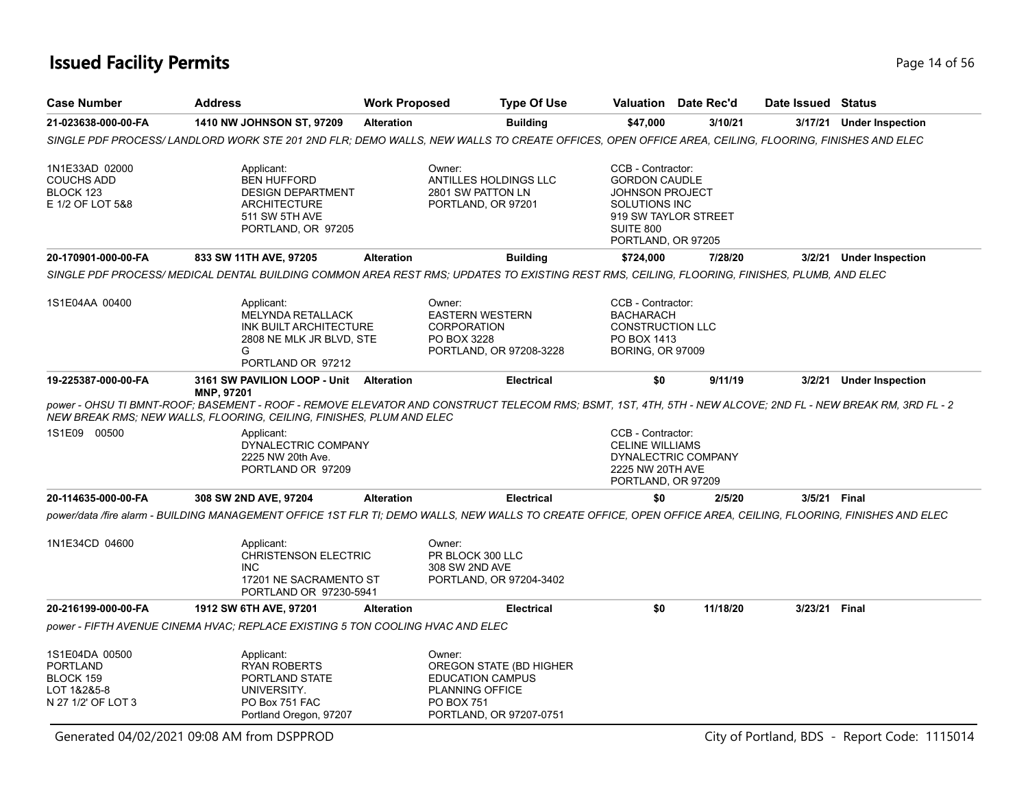# Issued Facility Permits

| Case Number | Address | Work Proposed | Type Of Use | Valuation | Date Rec'd | Date Issued | Status |
|---|---|---|---|---|---|---|---|
| 21-023638-000-00-FA | 1410 NW JOHNSON ST, 97209 | Alteration | Building | $47,000 | 3/10/21 | 3/17/21 | Under Inspection |

*SINGLE PDF PROCESS/ LANDLORD WORK STE 201 2ND FLR; DEMO WALLS, NEW WALLS TO CREATE OFFICES, OPEN OFFICE AREA, CEILING, FLOORING, FINISHES AND ELEC*

1N1E33AD 02000
COUCHS ADD
BLOCK 123
E 1/2 OF LOT 5&8

Applicant:
BEN HUFFORD
DESIGN DEPARTMENT
ARCHITECTURE
511 SW 5TH AVE
PORTLAND, OR 97205

Owner:
ANTILLES HOLDINGS LLC
2801 SW PATTON LN
PORTLAND, OR 97201

CCB - Contractor:
GORDON CAUDLE
JOHNSON PROJECT
SOLUTIONS INC
919 SW TAYLOR STREET
SUITE 800
PORTLAND, OR 97205

| Case Number | Address | Work Proposed | Type Of Use | Valuation | Date Rec'd | Date Issued | Status |
|---|---|---|---|---|---|---|---|
| 20-170901-000-00-FA | 833 SW 11TH AVE, 97205 | Alteration | Building | $724,000 | 7/28/20 | 3/2/21 | Under Inspection |

*SINGLE PDF PROCESS/ MEDICAL DENTAL BUILDING COMMON AREA REST RMS; UPDATES TO EXISTING REST RMS, CEILING, FLOORING, FINISHES, PLUMB, AND ELEC*

1S1E04AA 00400

Applicant:
MELYNDA RETALLACK
INK BUILT ARCHITECTURE
2808 NE MLK JR BLVD, STE G
PORTLAND OR 97212

Owner:
EASTERN WESTERN
CORPORATION
PO BOX 3228
PORTLAND, OR 97208-3228

CCB - Contractor:
BACHARACH
CONSTRUCTION LLC
PO BOX 1413
BORING, OR 97009

| Case Number | Address | Work Proposed | Type Of Use | Valuation | Date Rec'd | Date Issued | Status |
|---|---|---|---|---|---|---|---|
| 19-225387-000-00-FA | 3161 SW PAVILION LOOP - Unit MNP, 97201 | Alteration | Electrical | $0 | 9/11/19 | 3/2/21 | Under Inspection |

*power - OHSU TI BMNT-ROOF; BASEMENT - ROOF - REMOVE ELEVATOR AND CONSTRUCT TELECOM RMS; BSMT, 1ST, 4TH, 5TH - NEW ALCOVE; 2ND FL - NEW BREAK RM, 3RD FL - 2 NEW BREAK RMS; NEW WALLS, FLOORING, CEILING, FINISHES, PLUM AND ELEC*

1S1E09 00500

Applicant:
DYNALECTRIC COMPANY
2225 NW 20th Ave.
PORTLAND OR 97209

CCB - Contractor:
CELINE WILLIAMS
DYNALECTRIC COMPANY
2225 NW 20TH AVE
PORTLAND, OR 97209

| Case Number | Address | Work Proposed | Type Of Use | Valuation | Date Rec'd | Date Issued | Status |
|---|---|---|---|---|---|---|---|
| 20-114635-000-00-FA | 308 SW 2ND AVE, 97204 | Alteration | Electrical | $0 | 2/5/20 | 3/5/21 | Final |

*power/data /fire alarm - BUILDING MANAGEMENT OFFICE 1ST FLR TI; DEMO WALLS, NEW WALLS TO CREATE OFFICE, OPEN OFFICE AREA, CEILING, FLOORING, FINISHES AND ELEC*

1N1E34CD 04600

Applicant:
CHRISTENSON ELECTRIC INC
17201 NE SACRAMENTO ST
PORTLAND OR 97230-5941

Owner:
PR BLOCK 300 LLC
308 SW 2ND AVE
PORTLAND, OR 97204-3402

| Case Number | Address | Work Proposed | Type Of Use | Valuation | Date Rec'd | Date Issued | Status |
|---|---|---|---|---|---|---|---|
| 20-216199-000-00-FA | 1912 SW 6TH AVE, 97201 | Alteration | Electrical | $0 | 11/18/20 | 3/23/21 | Final |

*power - FIFTH AVENUE CINEMA HVAC; REPLACE EXISTING 5 TON COOLING HVAC AND ELEC*

1S1E04DA 00500
PORTLAND
BLOCK 159
LOT 1&2&5-8
N 27 1/2' OF LOT 3

Applicant:
RYAN ROBERTS
PORTLAND STATE
UNIVERSITY.
PO Box 751 FAC
Portland Oregon, 97207

Owner:
OREGON STATE (BD HIGHER
EDUCATION CAMPUS
PLANNING OFFICE
PO BOX 751
PORTLAND, OR 97207-0751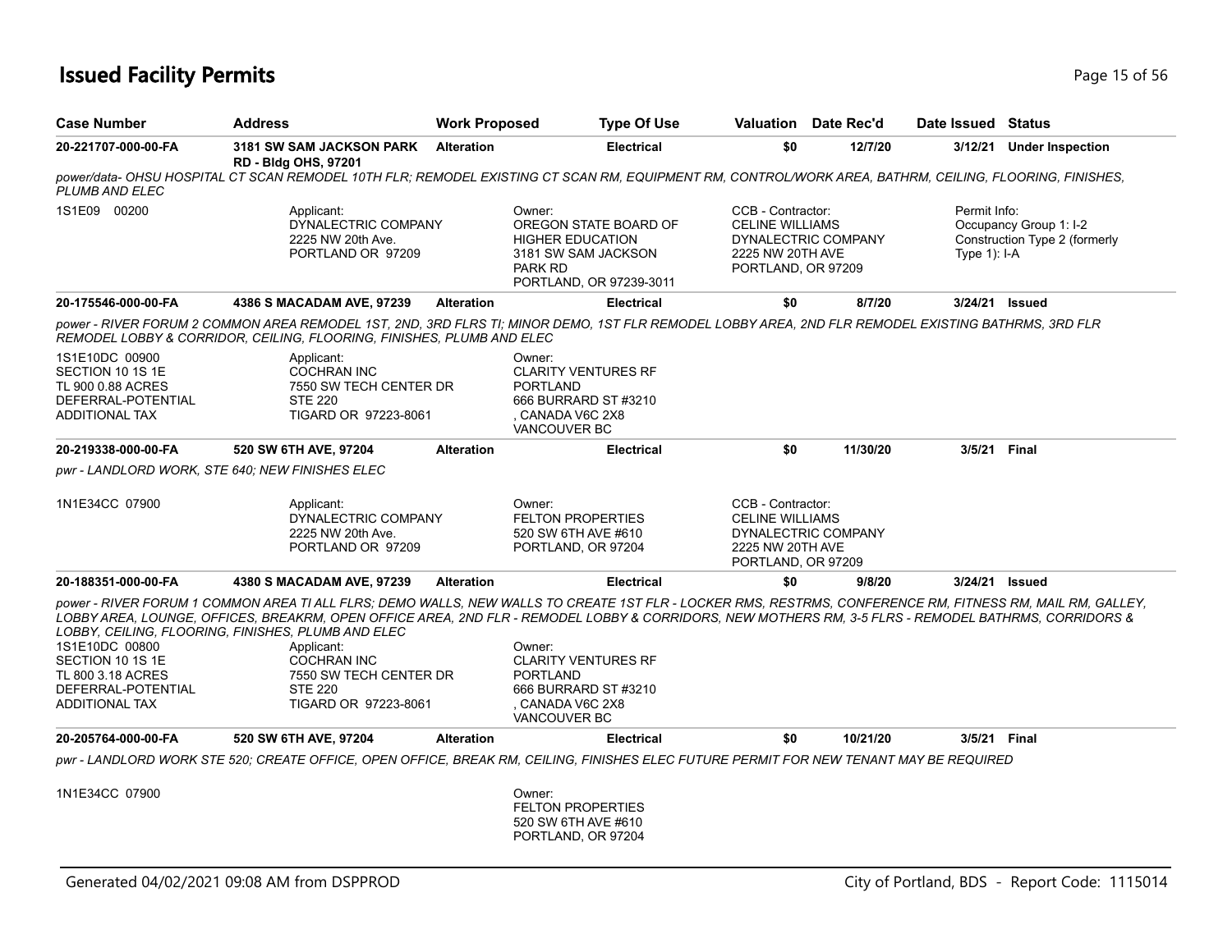# Issued Facility Permits

| Case Number | Address | Work Proposed | Type Of Use | Valuation | Date Rec'd | Date Issued | Status |
|---|---|---|---|---|---|---|---|
| 20-221707-000-00-FA | 3181 SW SAM JACKSON PARK RD - Bldg OHS, 97201 | Alteration | Electrical | $0 | 12/7/20 | 3/12/21 | Under Inspection |

*power/data- OHSU HOSPITAL CT SCAN REMODEL 10TH FLR; REMODEL EXISTING CT SCAN RM, EQUIPMENT RM, CONTROL/WORK AREA, BATHRM, CEILING, FLOORING, FINISHES, PLUMB AND ELEC*

1S1E09 00200

Applicant:
DYNALECTRIC COMPANY
2225 NW 20th Ave.
PORTLAND OR 97209

Owner:
OREGON STATE BOARD OF HIGHER EDUCATION
3181 SW SAM JACKSON PARK RD
PORTLAND, OR 97239-3011

CCB - Contractor:
CELINE WILLIAMS
DYNALECTRIC COMPANY
2225 NW 20TH AVE
PORTLAND, OR 97209

Permit Info:
Occupancy Group 1: I-2
Construction Type 2 (formerly Type 1): I-A

| Case Number | Address | Work Proposed | Type Of Use | Valuation | Date Rec'd | Date Issued | Status |
|---|---|---|---|---|---|---|---|
| 20-175546-000-00-FA | 4386 S MACADAM AVE, 97239 | Alteration | Electrical | $0 | 8/7/20 | 3/24/21 | Issued |

*power - RIVER FORUM 2 COMMON AREA REMODEL 1ST, 2ND, 3RD FLRS TI; MINOR DEMO, 1ST FLR REMODEL LOBBY AREA, 2ND FLR REMODEL EXISTING BATHRMS, 3RD FLR REMODEL LOBBY & CORRIDOR, CEILING, FLOORING, FINISHES, PLUMB AND ELEC*

1S1E10DC 00900
SECTION 10 1S 1E
TL 900 0.88 ACRES
DEFERRAL-POTENTIAL ADDITIONAL TAX

Applicant:
COCHRAN INC
7550 SW TECH CENTER DR
STE 220
TIGARD OR 97223-8061

Owner:
CLARITY VENTURES RF PORTLAND
666 BURRARD ST #3210
, CANADA V6C 2X8
VANCOUVER BC

| Case Number | Address | Work Proposed | Type Of Use | Valuation | Date Rec'd | Date Issued | Status |
|---|---|---|---|---|---|---|---|
| 20-219338-000-00-FA | 520 SW 6TH AVE, 97204 | Alteration | Electrical | $0 | 11/30/20 | 3/5/21 | Final |

*pwr - LANDLORD WORK, STE 640; NEW FINISHES ELEC*

1N1E34CC 07900

Applicant:
DYNALECTRIC COMPANY
2225 NW 20th Ave.
PORTLAND OR 97209

Owner:
FELTON PROPERTIES
520 SW 6TH AVE #610
PORTLAND, OR 97204

CCB - Contractor:
CELINE WILLIAMS
DYNALECTRIC COMPANY
2225 NW 20TH AVE
PORTLAND, OR 97209

| Case Number | Address | Work Proposed | Type Of Use | Valuation | Date Rec'd | Date Issued | Status |
|---|---|---|---|---|---|---|---|
| 20-188351-000-00-FA | 4380 S MACADAM AVE, 97239 | Alteration | Electrical | $0 | 9/8/20 | 3/24/21 | Issued |

*power - RIVER FORUM 1 COMMON AREA TI ALL FLRS; DEMO WALLS, NEW WALLS TO CREATE 1ST FLR - LOCKER RMS, RESTRMS, CONFERENCE RM, FITNESS RM, MAIL RM, GALLEY, LOBBY AREA, LOUNGE, OFFICES, BREAKRM, OPEN OFFICE AREA, 2ND FLR - REMODEL LOBBY & CORRIDORS, NEW MOTHERS RM, 3-5 FLRS - REMODEL BATHRMS, CORRIDORS & LOBBY, CEILING, FLOORING, FINISHES, PLUMB AND ELEC*

1S1E10DC 00800
SECTION 10 1S 1E
TL 800 3.18 ACRES
DEFERRAL-POTENTIAL ADDITIONAL TAX

Applicant:
COCHRAN INC
7550 SW TECH CENTER DR
STE 220
TIGARD OR 97223-8061

Owner:
CLARITY VENTURES RF PORTLAND
666 BURRARD ST #3210
, CANADA V6C 2X8
VANCOUVER BC

| Case Number | Address | Work Proposed | Type Of Use | Valuation | Date Rec'd | Date Issued | Status |
|---|---|---|---|---|---|---|---|
| 20-205764-000-00-FA | 520 SW 6TH AVE, 97204 | Alteration | Electrical | $0 | 10/21/20 | 3/5/21 | Final |

*pwr - LANDLORD WORK STE 520; CREATE OFFICE, OPEN OFFICE, BREAK RM, CEILING, FINISHES ELEC FUTURE PERMIT FOR NEW TENANT MAY BE REQUIRED*

1N1E34CC 07900

Owner:
FELTON PROPERTIES
520 SW 6TH AVE #610
PORTLAND, OR 97204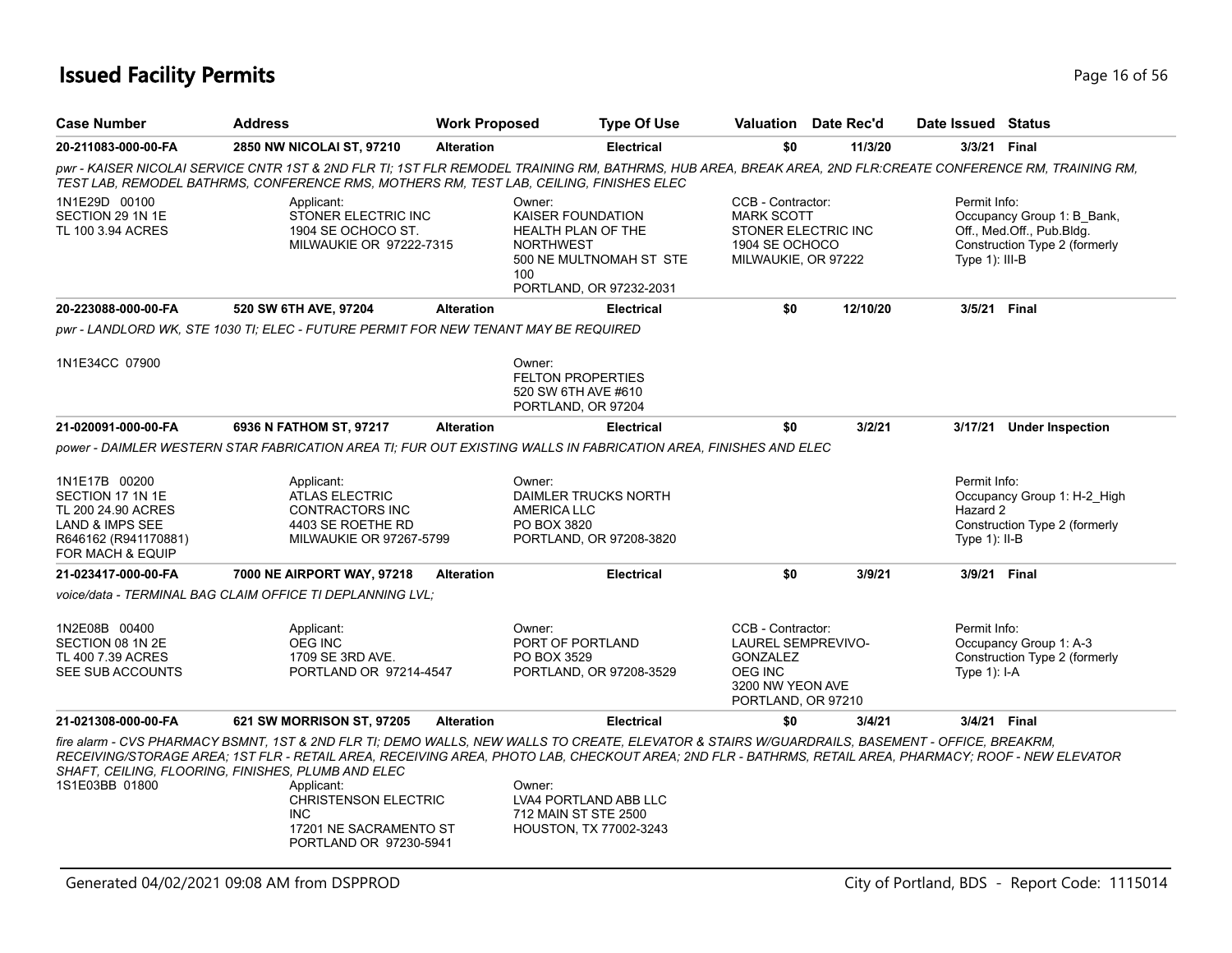# Issued Facility Permits

| Case Number | Address | Work Proposed | Type Of Use | Valuation | Date Rec'd | Date Issued | Status |
|---|---|---|---|---|---|---|---|
| 20-211083-000-00-FA | 2850 NW NICOLAI ST, 97210 | Alteration | Electrical | $0 | 11/3/20 | 3/3/21 | Final |

*pwr - KAISER NICOLAI SERVICE CNTR 1ST & 2ND FLR TI; 1ST FLR REMODEL TRAINING RM, BATHRMS, HUB AREA, BREAK AREA, 2ND FLR:CREATE CONFERENCE RM, TRAINING RM, TEST LAB, REMODEL BATHRMS, CONFERENCE RMS, MOTHERS RM, TEST LAB, CEILING, FINISHES ELEC*

1N1E29D 00100
SECTION 29 1N 1E
TL 100 3.94 ACRES

Applicant:
STONER ELECTRIC INC
1904 SE OCHOCO ST.
MILWAUKIE OR 97222-7315

Owner:
KAISER FOUNDATION HEALTH PLAN OF THE NORTHWEST
500 NE MULTNOMAH ST STE 100
PORTLAND, OR 97232-2031

CCB - Contractor:
MARK SCOTT
STONER ELECTRIC INC
1904 SE OCHOCO
MILWAUKIE, OR 97222

Permit Info:
Occupancy Group 1: B_Bank, Off., Med.Off., Pub.Bldg.
Construction Type 2 (formerly Type 1): III-B

| Case Number | Address | Work Proposed | Type Of Use | Valuation | Date Rec'd | Date Issued | Status |
|---|---|---|---|---|---|---|---|
| 20-223088-000-00-FA | 520 SW 6TH AVE, 97204 | Alteration | Electrical | $0 | 12/10/20 | 3/5/21 | Final |

*pwr - LANDLORD WK, STE 1030 TI; ELEC - FUTURE PERMIT FOR NEW TENANT MAY BE REQUIRED*

1N1E34CC 07900

Owner:
FELTON PROPERTIES
520 SW 6TH AVE #610
PORTLAND, OR 97204

| Case Number | Address | Work Proposed | Type Of Use | Valuation | Date Rec'd | Date Issued | Status |
|---|---|---|---|---|---|---|---|
| 21-020091-000-00-FA | 6936 N FATHOM ST, 97217 | Alteration | Electrical | $0 | 3/2/21 | 3/17/21 | Under Inspection |

*power - DAIMLER WESTERN STAR FABRICATION AREA TI; FUR OUT EXISTING WALLS IN FABRICATION AREA, FINISHES AND ELEC*

1N1E17B 00200
SECTION 17 1N 1E
TL 200 24.90 ACRES
LAND & IMPS SEE R646162 (R941170881) FOR MACH & EQUIP

Applicant:
ATLAS ELECTRIC CONTRACTORS INC
4403 SE ROETHE RD
MILWAUKIE OR 97267-5799

Owner:
DAIMLER TRUCKS NORTH AMERICA LLC
PO BOX 3820
PORTLAND, OR 97208-3820

Permit Info:
Occupancy Group 1: H-2_High Hazard 2
Construction Type 2 (formerly Type 1): II-B

| Case Number | Address | Work Proposed | Type Of Use | Valuation | Date Rec'd | Date Issued | Status |
|---|---|---|---|---|---|---|---|
| 21-023417-000-00-FA | 7000 NE AIRPORT WAY, 97218 | Alteration | Electrical | $0 | 3/9/21 | 3/9/21 | Final |

*voice/data - TERMINAL BAG CLAIM OFFICE TI DEPLANNING LVL;*

1N2E08B 00400
SECTION 08 1N 2E
TL 400 7.39 ACRES
SEE SUB ACCOUNTS

Applicant:
OEG INC
1709 SE 3RD AVE.
PORTLAND OR 97214-4547

Owner:
PORT OF PORTLAND
PO BOX 3529
PORTLAND, OR 97208-3529

CCB - Contractor:
LAUREL SEMPREVIVO-GONZALEZ
OEG INC
3200 NW YEON AVE
PORTLAND, OR 97210

Permit Info:
Occupancy Group 1: A-3
Construction Type 2 (formerly Type 1): I-A

| Case Number | Address | Work Proposed | Type Of Use | Valuation | Date Rec'd | Date Issued | Status |
|---|---|---|---|---|---|---|---|
| 21-021308-000-00-FA | 621 SW MORRISON ST, 97205 | Alteration | Electrical | $0 | 3/4/21 | 3/4/21 | Final |

*fire alarm - CVS PHARMACY BSMNT, 1ST & 2ND FLR TI; DEMO WALLS, NEW WALLS TO CREATE, ELEVATOR & STAIRS W/GUARDRAILS, BASEMENT - OFFICE, BREAKRM, RECEIVING/STORAGE AREA; 1ST FLR - RETAIL AREA, RECEIVING AREA, PHOTO LAB, CHECKOUT AREA; 2ND FLR - BATHRMS, RETAIL AREA, PHARMACY; ROOF - NEW ELEVATOR SHAFT, CEILING, FLOORING, FINISHES, PLUMB AND ELEC*

1S1E03BB 01800

Applicant:
CHRISTENSON ELECTRIC INC
17201 NE SACRAMENTO ST
PORTLAND OR 97230-5941

Owner:
LVA4 PORTLAND ABB LLC
712 MAIN ST STE 2500
HOUSTON, TX 77002-3243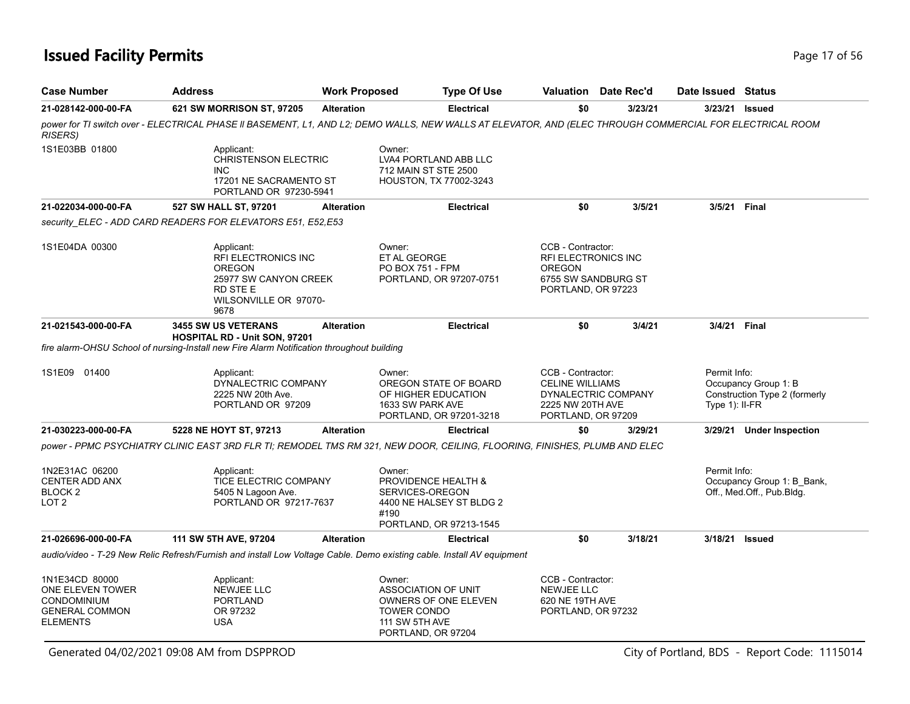# Issued Facility Permits

| Case Number | Address | Work Proposed | Type Of Use | Valuation | Date Rec'd | Date Issued | Status |
|---|---|---|---|---|---|---|---|
| 21-028142-000-00-FA | 621 SW MORRISON ST, 97205 | Alteration | Electrical | $0 | 3/23/21 | 3/23/21 | Issued |

*power for TI switch over - ELECTRICAL PHASE II BASEMENT, L1, AND L2; DEMO WALLS, NEW WALLS AT ELEVATOR, AND (ELEC THROUGH COMMERCIAL FOR ELECTRICAL ROOM RISERS)*

1S1E03BB 01800

Applicant:
CHRISTENSON ELECTRIC INC
17201 NE SACRAMENTO ST
PORTLAND OR 97230-5941

Owner:
LVA4 PORTLAND ABB LLC
712 MAIN ST STE 2500
HOUSTON, TX 77002-3243

| Case Number | Address | Work Proposed | Type Of Use | Valuation | Date Rec'd | Date Issued | Status |
|---|---|---|---|---|---|---|---|
| 21-022034-000-00-FA | 527 SW HALL ST, 97201 | Alteration | Electrical | $0 | 3/5/21 | 3/5/21 | Final |

*security_ELEC - ADD CARD READERS FOR ELEVATORS E51, E52,E53*

1S1E04DA 00300

Applicant:
RFI ELECTRONICS INC OREGON
25977 SW CANYON CREEK RD STE E
WILSONVILLE OR 97070-9678

Owner:
ET AL GEORGE
PO BOX 751 - FPM
PORTLAND, OR 97207-0751

CCB - Contractor:
RFI ELECTRONICS INC OREGON
6755 SW SANDBURG ST
PORTLAND, OR 97223

| Case Number | Address | Work Proposed | Type Of Use | Valuation | Date Rec'd | Date Issued | Status |
|---|---|---|---|---|---|---|---|
| 21-021543-000-00-FA | 3455 SW US VETERANS HOSPITAL RD - Unit SON, 97201 | Alteration | Electrical | $0 | 3/4/21 | 3/4/21 | Final |

*fire alarm-OHSU School of nursing-Install new Fire Alarm Notification throughout building*

1S1E09 01400

Applicant:
DYNALECTRIC COMPANY
2225 NW 20th Ave.
PORTLAND OR 97209

Owner:
OREGON STATE OF BOARD OF HIGHER EDUCATION
1633 SW PARK AVE
PORTLAND, OR 97201-3218

CCB - Contractor:
CELINE WILLIAMS
DYNALECTRIC COMPANY
2225 NW 20TH AVE
PORTLAND, OR 97209

Permit Info:
Occupancy Group 1: B
Construction Type 2 (formerly Type 1): II-FR

| Case Number | Address | Work Proposed | Type Of Use | Valuation | Date Rec'd | Date Issued | Status |
|---|---|---|---|---|---|---|---|
| 21-030223-000-00-FA | 5228 NE HOYT ST, 97213 | Alteration | Electrical | $0 | 3/29/21 | 3/29/21 | Under Inspection |

*power - PPMC PSYCHIATRY CLINIC EAST 3RD FLR TI; REMODEL TMS RM 321, NEW DOOR, CEILING, FLOORING, FINISHES, PLUMB AND ELEC*

1N2E31AC 06200
CENTER ADD ANX
BLOCK 2
LOT 2

Applicant:
TICE ELECTRIC COMPANY
5405 N Lagoon Ave.
PORTLAND OR 97217-7637

Owner:
PROVIDENCE HEALTH & SERVICES-OREGON
4400 NE HALSEY ST BLDG 2 #190
PORTLAND, OR 97213-1545

Permit Info:
Occupancy Group 1: B_Bank, Off., Med.Off., Pub.Bldg.

| Case Number | Address | Work Proposed | Type Of Use | Valuation | Date Rec'd | Date Issued | Status |
|---|---|---|---|---|---|---|---|
| 21-026696-000-00-FA | 111 SW 5TH AVE, 97204 | Alteration | Electrical | $0 | 3/18/21 | 3/18/21 | Issued |

*audio/video - T-29 New Relic Refresh/Furnish and install Low Voltage Cable. Demo existing cable. Install AV equipment*

1N1E34CD 80000
ONE ELEVEN TOWER CONDOMINIUM
GENERAL COMMON ELEMENTS

Applicant:
NEWJEE LLC
PORTLAND
OR 97232
USA

Owner:
ASSOCIATION OF UNIT OWNERS OF ONE ELEVEN TOWER CONDO
111 SW 5TH AVE
PORTLAND, OR 97204

CCB - Contractor:
NEWJEE LLC
620 NE 19TH AVE
PORTLAND, OR 97232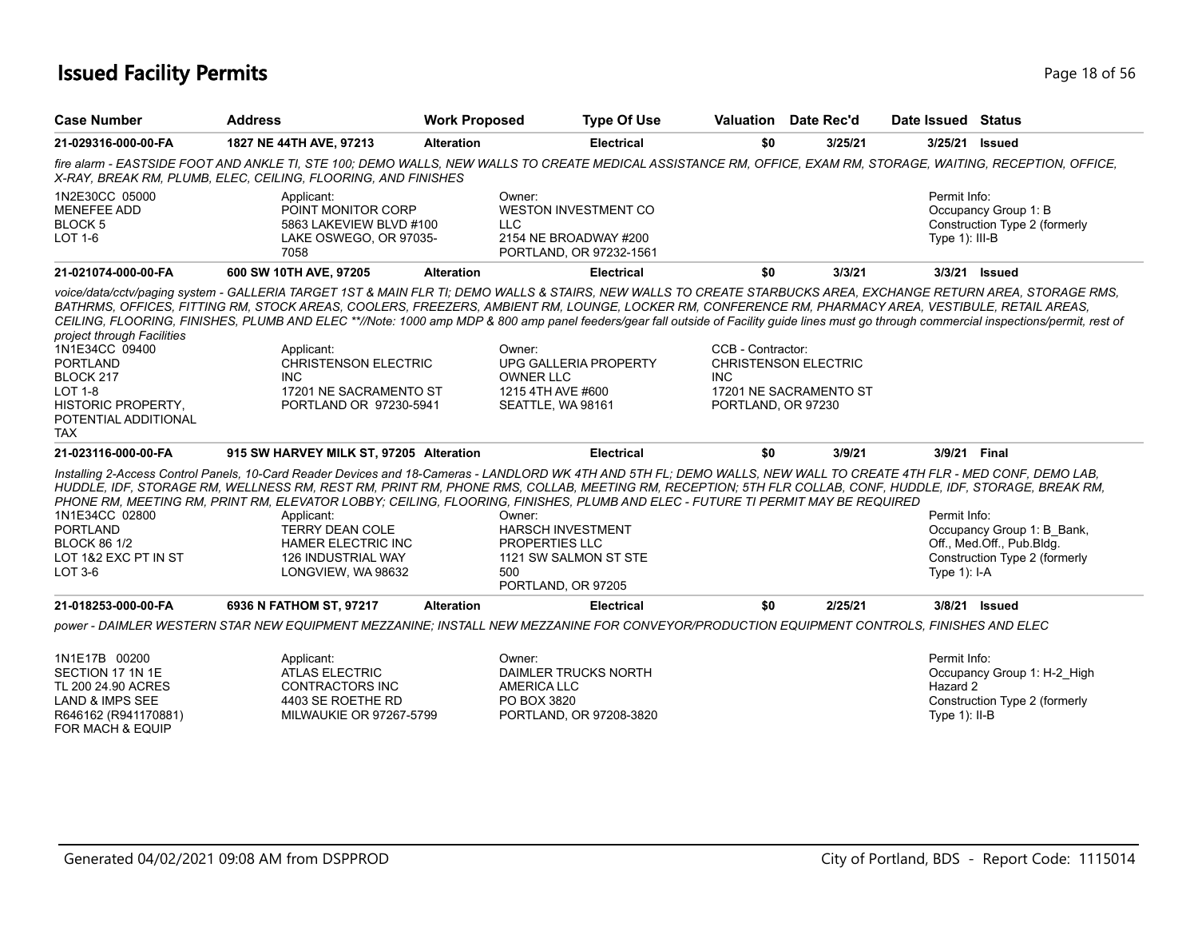# Issued Facility Permits

| Case Number | Address | Work Proposed | Type Of Use | Valuation | Date Rec'd | Date Issued | Status |
|---|---|---|---|---|---|---|---|
| 21-029316-000-00-FA | 1827 NE 44TH AVE, 97213 | Alteration | Electrical | $0 | 3/25/21 | 3/25/21 | Issued |

*fire alarm - EASTSIDE FOOT AND ANKLE TI, STE 100; DEMO WALLS, NEW WALLS TO CREATE MEDICAL ASSISTANCE RM, OFFICE, EXAM RM, STORAGE, WAITING, RECEPTION, OFFICE, X-RAY, BREAK RM, PLUMB, ELEC, CEILING, FLOORING, AND FINISHES*

1N2E30CC 05000
MENEFEE ADD
BLOCK 5
LOT 1-6

Applicant:
POINT MONITOR CORP
5863 LAKEVIEW BLVD #100
LAKE OSWEGO, OR 97035-7058

Owner:
WESTON INVESTMENT CO LLC
2154 NE BROADWAY #200
PORTLAND, OR 97232-1561

Permit Info:
Occupancy Group 1: B
Construction Type 2 (formerly Type 1): III-B

| Case Number | Address | Work Proposed | Type Of Use | Valuation | Date Rec'd | Date Issued | Status |
|---|---|---|---|---|---|---|---|
| 21-021074-000-00-FA | 600 SW 10TH AVE, 97205 | Alteration | Electrical | $0 | 3/3/21 | 3/3/21 | Issued |

*voice/data/cctv/paging system - GALLERIA TARGET 1ST & MAIN FLR TI; DEMO WALLS & STAIRS, NEW WALLS TO CREATE STARBUCKS AREA, EXCHANGE RETURN AREA, STORAGE RMS, BATHRMS, OFFICES, FITTING RM, STOCK AREAS, COOLERS, FREEZERS, AMBIENT RM, LOUNGE, LOCKER RM, CONFERENCE RM, PHARMACY AREA, VESTIBULE, RETAIL AREAS, CEILING, FLOORING, FINISHES, PLUMB AND ELEC \*\*//Note: 1000 amp MDP & 800 amp panel feeders/gear fall outside of Facility guide lines must go through commercial inspections/permit, rest of project through Facilities*

1N1E34CC 09400
PORTLAND
BLOCK 217
LOT 1-8
HISTORIC PROPERTY, POTENTIAL ADDITIONAL TAX

Applicant:
CHRISTENSON ELECTRIC INC
17201 NE SACRAMENTO ST
PORTLAND OR 97230-5941

Owner:
UPG GALLERIA PROPERTY OWNER LLC
1215 4TH AVE #600
SEATTLE, WA 98161

CCB - Contractor:
CHRISTENSON ELECTRIC INC
17201 NE SACRAMENTO ST
PORTLAND, OR 97230

| Case Number | Address | Work Proposed | Type Of Use | Valuation | Date Rec'd | Date Issued | Status |
|---|---|---|---|---|---|---|---|
| 21-023116-000-00-FA | 915 SW HARVEY MILK ST, 97205 | Alteration | Electrical | $0 | 3/9/21 | 3/9/21 | Final |

*Installing 2-Access Control Panels, 10-Card Reader Devices and 18-Cameras - LANDLORD WK 4TH AND 5TH FL; DEMO WALLS, NEW WALL TO CREATE 4TH FLR - MED CONF, DEMO LAB, HUDDLE, IDF, STORAGE RM, WELLNESS RM, REST RM, PRINT RM, PHONE RMS, COLLAB, MEETING RM, RECEPTION; 5TH FLR COLLAB, CONF, HUDDLE, IDF, STORAGE, BREAK RM, PHONE RM, MEETING RM, PRINT RM, ELEVATOR LOBBY; CEILING, FLOORING, FINISHES, PLUMB AND ELEC - FUTURE TI PERMIT MAY BE REQUIRED*

1N1E34CC 02800
PORTLAND
BLOCK 86 1/2
LOT 1&2 EXC PT IN ST
LOT 3-6

Applicant:
TERRY DEAN COLE
HAMER ELECTRIC INC
126 INDUSTRIAL WAY
LONGVIEW, WA 98632

Owner:
HARSCH INVESTMENT PROPERTIES LLC
1121 SW SALMON ST STE 500
PORTLAND, OR 97205

Permit Info:
Occupancy Group 1: B_Bank, Off., Med.Off., Pub.Bldg.
Construction Type 2 (formerly Type 1): I-A

| Case Number | Address | Work Proposed | Type Of Use | Valuation | Date Rec'd | Date Issued | Status |
|---|---|---|---|---|---|---|---|
| 21-018253-000-00-FA | 6936 N FATHOM ST, 97217 | Alteration | Electrical | $0 | 2/25/21 | 3/8/21 | Issued |

*power - DAIMLER WESTERN STAR NEW EQUIPMENT MEZZANINE; INSTALL NEW MEZZANINE FOR CONVEYOR/PRODUCTION EQUIPMENT CONTROLS, FINISHES AND ELEC*

1N1E17B 00200
SECTION 17 1N 1E
TL 200 24.90 ACRES
LAND & IMPS SEE R646162 (R941170881) FOR MACH & EQUIP

Applicant:
ATLAS ELECTRIC CONTRACTORS INC
4403 SE ROETHE RD
MILWAUKIE OR 97267-5799

Owner:
DAIMLER TRUCKS NORTH AMERICA LLC
PO BOX 3820
PORTLAND, OR 97208-3820

Permit Info:
Occupancy Group 1: H-2_High Hazard 2
Construction Type 2 (formerly Type 1): II-B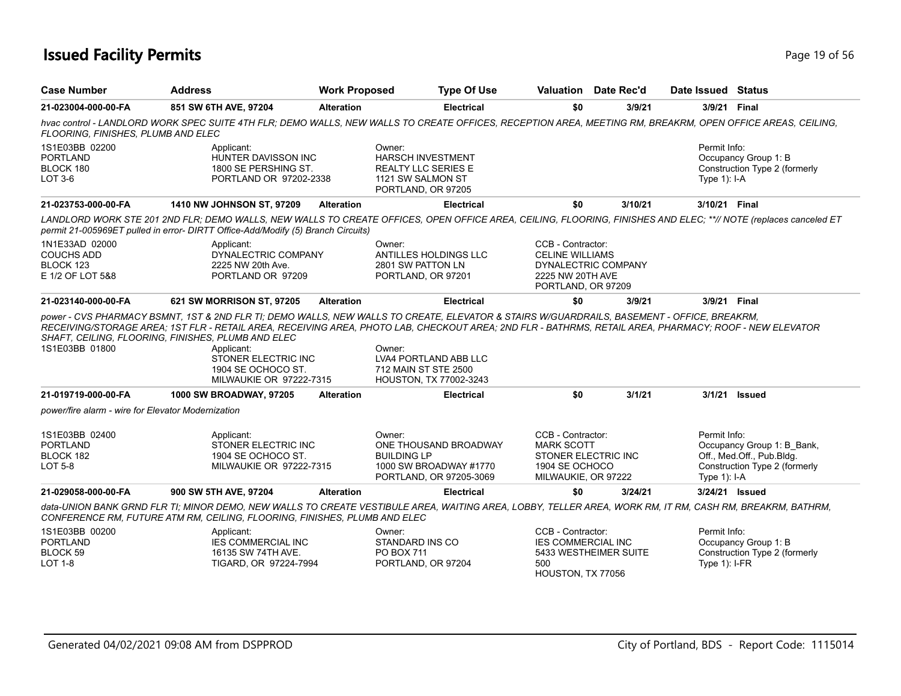# Issued Facility Permits

| Case Number | Address | Work Proposed | Type Of Use | Valuation | Date Rec'd | Date Issued | Status |
|---|---|---|---|---|---|---|---|
| 21-023004-000-00-FA | 851 SW 6TH AVE, 97204 | Alteration | Electrical | $0 | 3/9/21 | 3/9/21 | Final |

*hvac control - LANDLORD WORK SPEC SUITE 4TH FLR; DEMO WALLS, NEW WALLS TO CREATE OFFICES, RECEPTION AREA, MEETING RM, BREAKRM, OPEN OFFICE AREAS, CEILING, FLOORING, FINISHES, PLUMB AND ELEC*

1S1E03BB 02200
PORTLAND
BLOCK 180
LOT 3-6

Applicant:
HUNTER DAVISSON INC
1800 SE PERSHING ST.
PORTLAND OR 97202-2338

Owner:
HARSCH INVESTMENT
REALTY LLC SERIES E
1121 SW SALMON ST
PORTLAND, OR 97205

Permit Info:
Occupancy Group 1: B
Construction Type 2 (formerly Type 1): I-A

| Case Number | Address | Work Proposed | Type Of Use | Valuation | Date Rec'd | Date Issued | Status |
|---|---|---|---|---|---|---|---|
| 21-023753-000-00-FA | 1410 NW JOHNSON ST, 97209 | Alteration | Electrical | $0 | 3/10/21 | 3/10/21 | Final |

*LANDLORD WORK STE 201 2ND FLR; DEMO WALLS, NEW WALLS TO CREATE OFFICES, OPEN OFFICE AREA, CEILING, FLOORING, FINISHES AND ELEC; \*\*// NOTE (replaces canceled ET permit 21-005969ET pulled in error- DIRTT Office-Add/Modify (5) Branch Circuits)*

1N1E33AD 02000
COUCHS ADD
BLOCK 123
E 1/2 OF LOT 5&8

Applicant:
DYNALECTRIC COMPANY
2225 NW 20th Ave.
PORTLAND OR 97209

Owner:
ANTILLES HOLDINGS LLC
2801 SW PATTON LN
PORTLAND, OR 97201

CCB - Contractor:
CELINE WILLIAMS
DYNALECTRIC COMPANY
2225 NW 20TH AVE
PORTLAND, OR 97209

| Case Number | Address | Work Proposed | Type Of Use | Valuation | Date Rec'd | Date Issued | Status |
|---|---|---|---|---|---|---|---|
| 21-023140-000-00-FA | 621 SW MORRISON ST, 97205 | Alteration | Electrical | $0 | 3/9/21 | 3/9/21 | Final |

*power - CVS PHARMACY BSMNT, 1ST & 2ND FLR TI; DEMO WALLS, NEW WALLS TO CREATE, ELEVATOR & STAIRS W/GUARDRAILS, BASEMENT - OFFICE, BREAKRM, RECEIVING/STORAGE AREA; 1ST FLR - RETAIL AREA, RECEIVING AREA, PHOTO LAB, CHECKOUT AREA; 2ND FLR - BATHRMS, RETAIL AREA, PHARMACY; ROOF - NEW ELEVATOR SHAFT, CEILING, FLOORING, FINISHES, PLUMB AND ELEC*

1S1E03BB 01800

Applicant:
STONER ELECTRIC INC
1904 SE OCHOCO ST.
MILWAUKIE OR 97222-7315

Owner:
LVA4 PORTLAND ABB LLC
712 MAIN ST STE 2500
HOUSTON, TX 77002-3243

| Case Number | Address | Work Proposed | Type Of Use | Valuation | Date Rec'd | Date Issued | Status |
|---|---|---|---|---|---|---|---|
| 21-019719-000-00-FA | 1000 SW BROADWAY, 97205 | Alteration | Electrical | $0 | 3/1/21 | 3/1/21 | Issued |

*power/fire alarm - wire for Elevator Modernization*

1S1E03BB 02400
PORTLAND
BLOCK 182
LOT 5-8

Applicant:
STONER ELECTRIC INC
1904 SE OCHOCO ST.
MILWAUKIE OR 97222-7315

Owner:
ONE THOUSAND BROADWAY
BUILDING LP
1000 SW BROADWAY #1770
PORTLAND, OR 97205-3069

CCB - Contractor:
MARK SCOTT
STONER ELECTRIC INC
1904 SE OCHOCO
MILWAUKIE, OR 97222

Permit Info:
Occupancy Group 1: B_Bank, Off., Med.Off., Pub.Bldg.
Construction Type 2 (formerly Type 1): I-A

| Case Number | Address | Work Proposed | Type Of Use | Valuation | Date Rec'd | Date Issued | Status |
|---|---|---|---|---|---|---|---|
| 21-029058-000-00-FA | 900 SW 5TH AVE, 97204 | Alteration | Electrical | $0 | 3/24/21 | 3/24/21 | Issued |

*data-UNION BANK GRND FLR TI; MINOR DEMO, NEW WALLS TO CREATE VESTIBULE AREA, WAITING AREA, LOBBY, TELLER AREA, WORK RM, IT RM, CASH RM, BREAKRM, BATHRM, CONFERENCE RM, FUTURE ATM RM, CEILING, FLOORING, FINISHES, PLUMB AND ELEC*

1S1E03BB 00200
PORTLAND
BLOCK 59
LOT 1-8

Applicant:
IES COMMERCIAL INC
16135 SW 74TH AVE.
TIGARD, OR 97224-7994

Owner:
STANDARD INS CO
PO BOX 711
PORTLAND, OR 97204

CCB - Contractor:
IES COMMERCIAL INC
5433 WESTHEIMER SUITE 500
HOUSTON, TX 77056

Permit Info:
Occupancy Group 1: B
Construction Type 2 (formerly Type 1): I-FR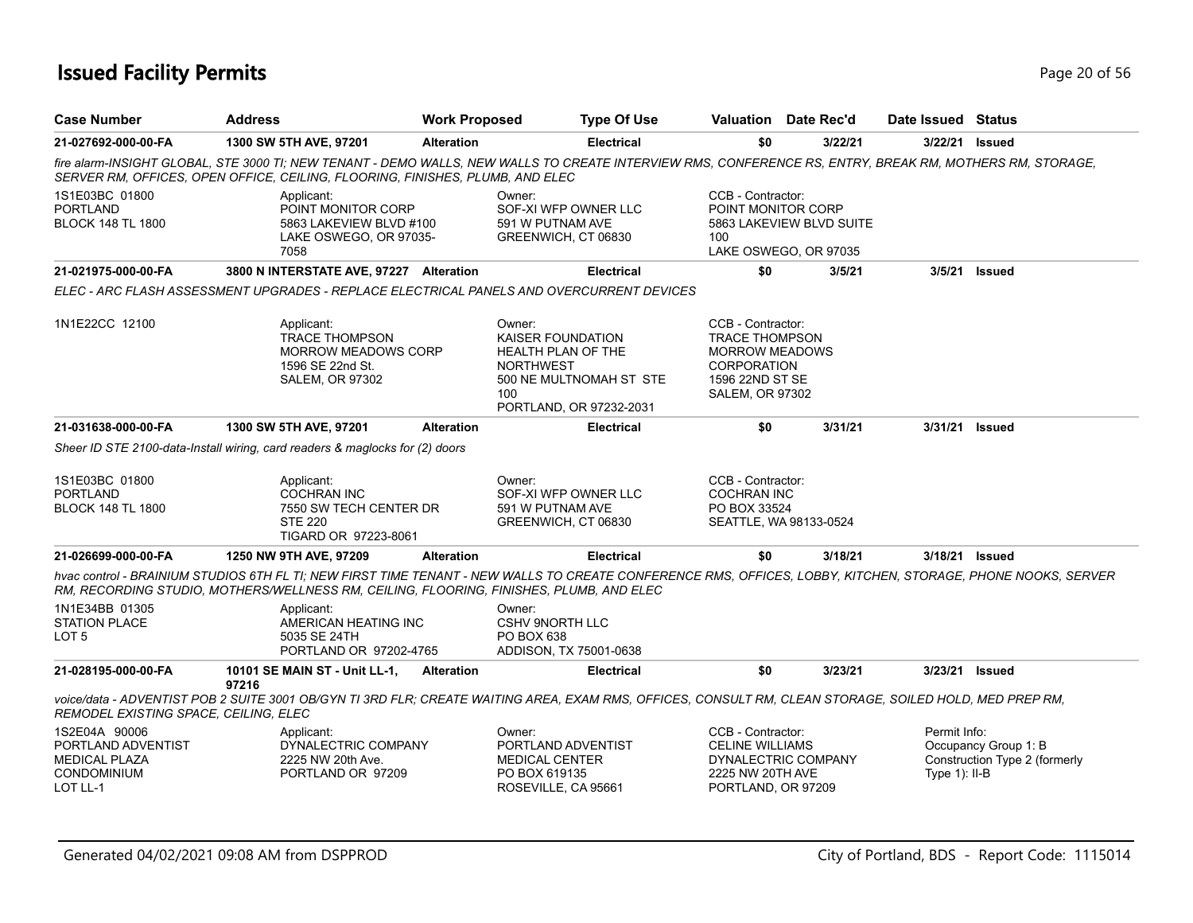# Issued Facility Permits

| Case Number | Address | Work Proposed | Type Of Use | Valuation | Date Rec'd | Date Issued | Status |
|---|---|---|---|---|---|---|---|
| 21-027692-000-00-FA | 1300 SW 5TH AVE, 97201 | Alteration | Electrical | $0 | 3/22/21 | 3/22/21 | Issued |

*fire alarm-INSIGHT GLOBAL, STE 3000 TI; NEW TENANT - DEMO WALLS, NEW WALLS TO CREATE INTERVIEW RMS, CONFERENCE RS, ENTRY, BREAK RM, MOTHERS RM, STORAGE, SERVER RM, OFFICES, OPEN OFFICE, CEILING, FLOORING, FINISHES, PLUMB, AND ELEC*

1S1E03BC 01800
PORTLAND
BLOCK 148 TL 1800

Applicant:
POINT MONITOR CORP
5863 LAKEVIEW BLVD #100
LAKE OSWEGO, OR 97035-7058

Owner:
SOF-XI WFP OWNER LLC
591 W PUTNAM AVE
GREENWICH, CT 06830

CCB - Contractor:
POINT MONITOR CORP
5863 LAKEVIEW BLVD SUITE 100
LAKE OSWEGO, OR 97035

| Case Number | Address | Work Proposed | Type Of Use | Valuation | Date Rec'd | Date Issued | Status |
|---|---|---|---|---|---|---|---|
| 21-021975-000-00-FA | 3800 N INTERSTATE AVE, 97227 | Alteration | Electrical | $0 | 3/5/21 | 3/5/21 | Issued |

*ELEC - ARC FLASH ASSESSMENT UPGRADES - REPLACE ELECTRICAL PANELS AND OVERCURRENT DEVICES*

1N1E22CC 12100

Applicant:
TRACE THOMPSON
MORROW MEADOWS CORP
1596 SE 22nd St.
SALEM, OR 97302

Owner:
KAISER FOUNDATION
HEALTH PLAN OF THE NORTHWEST
500 NE MULTNOMAH ST STE 100
PORTLAND, OR 97232-2031

CCB - Contractor:
TRACE THOMPSON
MORROW MEADOWS CORPORATION
1596 22ND ST SE
SALEM, OR 97302

| Case Number | Address | Work Proposed | Type Of Use | Valuation | Date Rec'd | Date Issued | Status |
|---|---|---|---|---|---|---|---|
| 21-031638-000-00-FA | 1300 SW 5TH AVE, 97201 | Alteration | Electrical | $0 | 3/31/21 | 3/31/21 | Issued |

*Sheer ID STE 2100-data-Install wiring, card readers & maglocks for (2) doors*

1S1E03BC 01800
PORTLAND
BLOCK 148 TL 1800

Applicant:
COCHRAN INC
7550 SW TECH CENTER DR
STE 220
TIGARD OR 97223-8061

Owner:
SOF-XI WFP OWNER LLC
591 W PUTNAM AVE
GREENWICH, CT 06830

CCB - Contractor:
COCHRAN INC
PO BOX 33524
SEATTLE, WA 98133-0524

| Case Number | Address | Work Proposed | Type Of Use | Valuation | Date Rec'd | Date Issued | Status |
|---|---|---|---|---|---|---|---|
| 21-026699-000-00-FA | 1250 NW 9TH AVE, 97209 | Alteration | Electrical | $0 | 3/18/21 | 3/18/21 | Issued |

*hvac control - BRAINIUM STUDIOS 6TH FL TI; NEW FIRST TIME TENANT - NEW WALLS TO CREATE CONFERENCE RMS, OFFICES, LOBBY, KITCHEN, STORAGE, PHONE NOOKS, SERVER RM, RECORDING STUDIO, MOTHERS/WELLNESS RM, CEILING, FLOORING, FINISHES, PLUMB, AND ELEC*

1N1E34BB 01305
STATION PLACE
LOT 5

Applicant:
AMERICAN HEATING INC
5035 SE 24TH
PORTLAND OR 97202-4765

Owner:
CSHV 9NORTH LLC
PO BOX 638
ADDISON, TX 75001-0638

| Case Number | Address | Work Proposed | Type Of Use | Valuation | Date Rec'd | Date Issued | Status |
|---|---|---|---|---|---|---|---|
| 21-028195-000-00-FA | 10101 SE MAIN ST - Unit LL-1, 97216 | Alteration | Electrical | $0 | 3/23/21 | 3/23/21 | Issued |

*voice/data - ADVENTIST POB 2 SUITE 3001 OB/GYN TI 3RD FLR; CREATE WAITING AREA, EXAM RMS, OFFICES, CONSULT RM, CLEAN STORAGE, SOILED HOLD, MED PREP RM, REMODEL EXISTING SPACE, CEILING, ELEC*

1S2E04A 90006
PORTLAND ADVENTIST
MEDICAL PLAZA
CONDOMINIUM
LOT LL-1

Applicant:
DYNALECTRIC COMPANY
2225 NW 20th Ave.
PORTLAND OR 97209

Owner:
PORTLAND ADVENTIST
MEDICAL CENTER
PO BOX 619135
ROSEVILLE, CA 95661

CCB - Contractor:
CELINE WILLIAMS
DYNALECTRIC COMPANY
2225 NW 20TH AVE
PORTLAND, OR 97209

Permit Info:
Occupancy Group 1: B
Construction Type 2 (formerly Type 1): II-B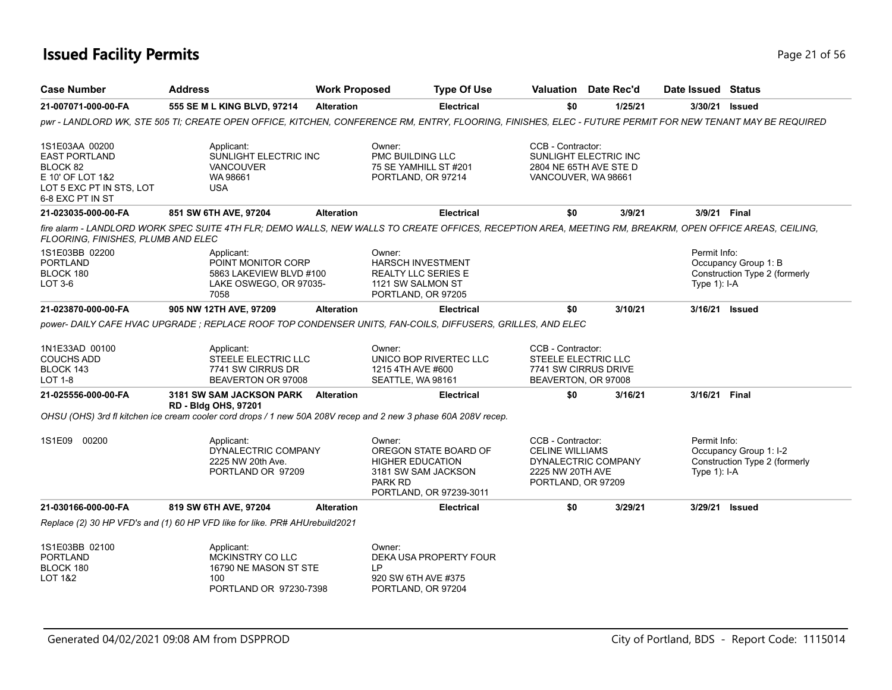## Issued Facility Permits

| Case Number | Address | Work Proposed | Type Of Use | Valuation | Date Rec'd | Date Issued | Status |
|---|---|---|---|---|---|---|---|
| 21-007071-000-00-FA | 555 SE M L KING BLVD, 97214 | Alteration | Electrical | $0 | 1/25/21 | 3/30/21 | Issued |

*pwr - LANDLORD WK, STE 505 TI; CREATE OPEN OFFICE, KITCHEN, CONFERENCE RM, ENTRY, FLOORING, FINISHES, ELEC - FUTURE PERMIT FOR NEW TENANT MAY BE REQUIRED*

1S1E03AA 00200
EAST PORTLAND
BLOCK 82
E 10' OF LOT 1&2
LOT 5 EXC PT IN STS, LOT 6-8 EXC PT IN ST

Applicant:
SUNLIGHT ELECTRIC INC
VANCOUVER
WA 98661
USA

Owner:
PMC BUILDING LLC
75 SE YAMHILL ST #201
PORTLAND, OR 97214

CCB - Contractor:
SUNLIGHT ELECTRIC INC
2804 NE 65TH AVE STE D
VANCOUVER, WA 98661

| Case Number | Address | Work Proposed | Type Of Use | Valuation | Date Rec'd | Date Issued | Status |
|---|---|---|---|---|---|---|---|
| 21-023035-000-00-FA | 851 SW 6TH AVE, 97204 | Alteration | Electrical | $0 | 3/9/21 | 3/9/21 | Final |

*fire alarm - LANDLORD WORK SPEC SUITE 4TH FLR; DEMO WALLS, NEW WALLS TO CREATE OFFICES, RECEPTION AREA, MEETING RM, BREAKRM, OPEN OFFICE AREAS, CEILING, FLOORING, FINISHES, PLUMB AND ELEC*

1S1E03BB 02200
PORTLAND
BLOCK 180
LOT 3-6

Applicant:
POINT MONITOR CORP
5863 LAKEVIEW BLVD #100
LAKE OSWEGO, OR 97035-7058

Owner:
HARSCH INVESTMENT REALTY LLC SERIES E
1121 SW SALMON ST
PORTLAND, OR 97205

Permit Info:
Occupancy Group 1: B
Construction Type 2 (formerly Type 1): I-A

| Case Number | Address | Work Proposed | Type Of Use | Valuation | Date Rec'd | Date Issued | Status |
|---|---|---|---|---|---|---|---|
| 21-023870-000-00-FA | 905 NW 12TH AVE, 97209 | Alteration | Electrical | $0 | 3/10/21 | 3/16/21 | Issued |

*power- DAILY CAFE HVAC UPGRADE ; REPLACE ROOF TOP CONDENSER UNITS, FAN-COILS, DIFFUSERS, GRILLES, AND ELEC*

1N1E33AD 00100
COUCHS ADD
BLOCK 143
LOT 1-8

Applicant:
STEELE ELECTRIC LLC
7741 SW CIRRUS DR
BEAVERTON OR 97008

Owner:
UNICO BOP RIVERTEC LLC
1215 4TH AVE #600
SEATTLE, WA 98161

CCB - Contractor:
STEELE ELECTRIC LLC
7741 SW CIRRUS DRIVE
BEAVERTON, OR 97008

| Case Number | Address | Work Proposed | Type Of Use | Valuation | Date Rec'd | Date Issued | Status |
|---|---|---|---|---|---|---|---|
| 21-025556-000-00-FA | 3181 SW SAM JACKSON PARK RD - Bldg OHS, 97201 | Alteration | Electrical | $0 | 3/16/21 | 3/16/21 | Final |

*OHSU (OHS) 3rd fl kitchen ice cream cooler cord drops / 1 new 50A 208V recep and 2 new 3 phase 60A 208V recep.*

1S1E09 00200

Applicant:
DYNALECTRIC COMPANY
2225 NW 20th Ave.
PORTLAND OR 97209

Owner:
OREGON STATE BOARD OF HIGHER EDUCATION
3181 SW SAM JACKSON PARK RD
PORTLAND, OR 97239-3011

CCB - Contractor:
CELINE WILLIAMS
DYNALECTRIC COMPANY
2225 NW 20TH AVE
PORTLAND, OR 97209

Permit Info:
Occupancy Group 1: I-2
Construction Type 2 (formerly Type 1): I-A

| Case Number | Address | Work Proposed | Type Of Use | Valuation | Date Rec'd | Date Issued | Status |
|---|---|---|---|---|---|---|---|
| 21-030166-000-00-FA | 819 SW 6TH AVE, 97204 | Alteration | Electrical | $0 | 3/29/21 | 3/29/21 | Issued |

*Replace (2) 30 HP VFD's and (1) 60 HP VFD like for like. PR# AHUrebuild2021*

1S1E03BB 02100
PORTLAND
BLOCK 180
LOT 1&2

Applicant:
MCKINSTRY CO LLC
16790 NE MASON ST STE 100
PORTLAND OR 97230-7398

Owner:
DEKA USA PROPERTY FOUR LP
920 SW 6TH AVE #375
PORTLAND, OR 97204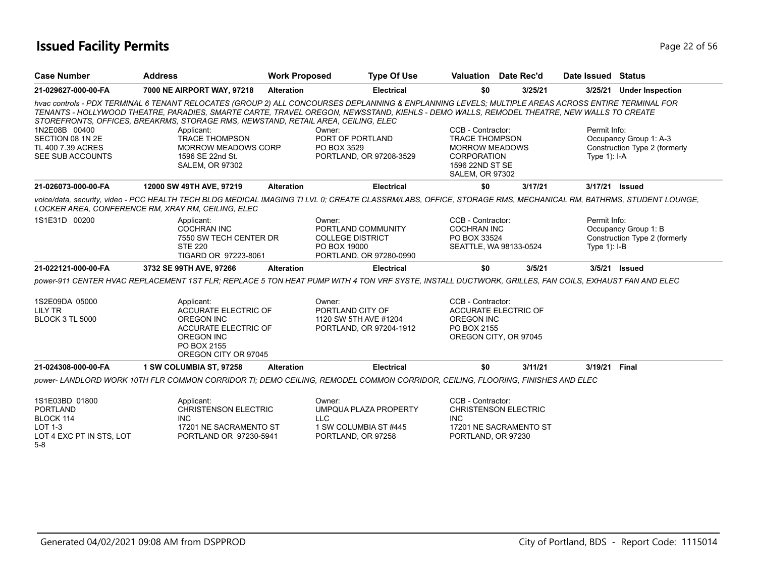## Issued Facility Permits

| Case Number | Address | Work Proposed | Type Of Use | Valuation | Date Rec'd | Date Issued | Status |
|---|---|---|---|---|---|---|---|
| 21-029627-000-00-FA | 7000 NE AIRPORT WAY, 97218 | Alteration | Electrical | $0 | 3/25/21 | 3/25/21 | Under Inspection |

*hvac controls - PDX TERMINAL 6 TENANT RELOCATES (GROUP 2) ALL CONCOURSES DEPLANNING & ENPLANNING LEVELS; MULTIPLE AREAS ACROSS ENTIRE TERMINAL FOR TENANTS - HOLLYWOOD THEATRE, PARADIES, SMARTE CARTE, TRAVEL OREGON, NEWSSTAND, KIEHLS - DEMO WALLS, REMODEL THEATRE, NEW WALLS TO CREATE STOREFRONTS, OFFICES, BREAKRMS, STORAGE RMS, NEWSTAND, RETAIL AREA, CEILING, ELEC*

1N2E08B 00400
SECTION 08 1N 2E
TL 400 7.39 ACRES
SEE SUB ACCOUNTS

Applicant:
TRACE THOMPSON
MORROW MEADOWS CORP
1596 SE 22nd St.
SALEM, OR 97302

Owner:
PORT OF PORTLAND
PO BOX 3529
PORTLAND, OR 97208-3529

CCB - Contractor:
TRACE THOMPSON
MORROW MEADOWS
CORPORATION
1596 22ND ST SE
SALEM, OR 97302

Permit Info:
Occupancy Group 1: A-3
Construction Type 2 (formerly Type 1): I-A

| Case Number | Address | Work Proposed | Type Of Use | Valuation | Date Rec'd | Date Issued | Status |
|---|---|---|---|---|---|---|---|
| 21-026073-000-00-FA | 12000 SW 49TH AVE, 97219 | Alteration | Electrical | $0 | 3/17/21 | 3/17/21 | Issued |

*voice/data, security, video - PCC HEALTH TECH BLDG MEDICAL IMAGING TI LVL 0; CREATE CLASSRM/LABS, OFFICE, STORAGE RMS, MECHANICAL RM, BATHRMS, STUDENT LOUNGE, LOCKER AREA, CONFERENCE RM, XRAY RM, CEILING, ELEC*

1S1E31D 00200

Applicant:
COCHRAN INC
7550 SW TECH CENTER DR
STE 220
TIGARD OR 97223-8061

Owner:
PORTLAND COMMUNITY
COLLEGE DISTRICT
PO BOX 19000
PORTLAND, OR 97280-0990

CCB - Contractor:
COCHRAN INC
PO BOX 33524
SEATTLE, WA 98133-0524

Permit Info:
Occupancy Group 1: B
Construction Type 2 (formerly Type 1): I-B

| Case Number | Address | Work Proposed | Type Of Use | Valuation | Date Rec'd | Date Issued | Status |
|---|---|---|---|---|---|---|---|
| 21-022121-000-00-FA | 3732 SE 99TH AVE, 97266 | Alteration | Electrical | $0 | 3/5/21 | 3/5/21 | Issued |

*power-911 CENTER HVAC REPLACEMENT 1ST FLR; REPLACE 5 TON HEAT PUMP WITH 4 TON VRF SYSTE, INSTALL DUCTWORK, GRILLES, FAN COILS, EXHAUST FAN AND ELEC*

1S2E09DA 05000
LILY TR
BLOCK 3 TL 5000

Applicant:
ACCURATE ELECTRIC OF
OREGON INC
ACCURATE ELECTRIC OF
OREGON INC
PO BOX 2155
OREGON CITY OR 97045

Owner:
PORTLAND CITY OF
1120 SW 5TH AVE #1204
PORTLAND, OR 97204-1912

CCB - Contractor:
ACCURATE ELECTRIC OF
OREGON INC
PO BOX 2155
OREGON CITY, OR 97045

| Case Number | Address | Work Proposed | Type Of Use | Valuation | Date Rec'd | Date Issued | Status |
|---|---|---|---|---|---|---|---|
| 21-024308-000-00-FA | 1 SW COLUMBIA ST, 97258 | Alteration | Electrical | $0 | 3/11/21 | 3/19/21 | Final |

*power- LANDLORD WORK 10TH FLR COMMON CORRIDOR TI; DEMO CEILING, REMODEL COMMON CORRIDOR, CEILING, FLOORING, FINISHES AND ELEC*

1S1E03BD 01800
PORTLAND
BLOCK 114
LOT 1-3
LOT 4 EXC PT IN STS, LOT 5-8

Applicant:
CHRISTENSON ELECTRIC
INC
17201 NE SACRAMENTO ST
PORTLAND OR 97230-5941

Owner:
UMPQUA PLAZA PROPERTY
LLC
1 SW COLUMBIA ST #445
PORTLAND, OR 97258

CCB - Contractor:
CHRISTENSON ELECTRIC
INC
17201 NE SACRAMENTO ST
PORTLAND, OR 97230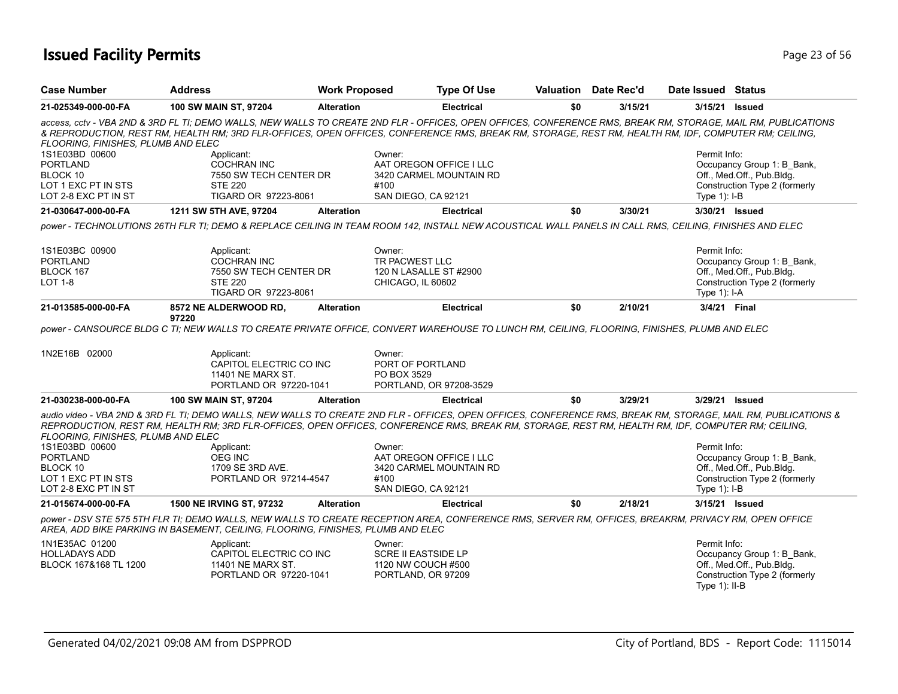# Issued Facility Permits

| Case Number | Address | Work Proposed | Type Of Use | Valuation | Date Rec'd | Date Issued | Status |
|---|---|---|---|---|---|---|---|
| 21-025349-000-00-FA | 100 SW MAIN ST, 97204 | Alteration | Electrical | $0 | 3/15/21 | 3/15/21 | Issued |

*access, cctv - VBA 2ND & 3RD FL TI; DEMO WALLS, NEW WALLS TO CREATE 2ND FLR - OFFICES, OPEN OFFICES, CONFERENCE RMS, BREAK RM, STORAGE, MAIL RM, PUBLICATIONS & REPRODUCTION, REST RM, HEALTH RM; 3RD FLR-OFFICES, OPEN OFFICES, CONFERENCE RMS, BREAK RM, STORAGE, REST RM, HEALTH RM, IDF, COMPUTER RM; CEILING, FLOORING, FINISHES, PLUMB AND ELEC*

1S1E03BD 00600
PORTLAND
BLOCK 10
LOT 1 EXC PT IN STS
LOT 2-8 EXC PT IN ST

Applicant:
COCHRAN INC
7550 SW TECH CENTER DR
STE 220
TIGARD OR 97223-8061

Owner:
AAT OREGON OFFICE I LLC
3420 CARMEL MOUNTAIN RD
#100
SAN DIEGO, CA 92121

Permit Info:
Occupancy Group 1: B_Bank, Off., Med.Off., Pub.Bldg.
Construction Type 2 (formerly Type 1): I-B

| Case Number | Address | Work Proposed | Type Of Use | Valuation | Date Rec'd | Date Issued | Status |
|---|---|---|---|---|---|---|---|
| 21-030647-000-00-FA | 1211 SW 5TH AVE, 97204 | Alteration | Electrical | $0 | 3/30/21 | 3/30/21 | Issued |

*power - TECHNOLUTIONS 26TH FLR TI; DEMO & REPLACE CEILING IN TEAM ROOM 142, INSTALL NEW ACOUSTICAL WALL PANELS IN CALL RMS, CEILING, FINISHES AND ELEC*

1S1E03BC 00900
PORTLAND
BLOCK 167
LOT 1-8

Applicant:
COCHRAN INC
7550 SW TECH CENTER DR
STE 220
TIGARD OR 97223-8061

Owner:
TR PACWEST LLC
120 N LASALLE ST #2900
CHICAGO, IL 60602

Permit Info:
Occupancy Group 1: B_Bank, Off., Med.Off., Pub.Bldg.
Construction Type 2 (formerly Type 1): I-A

| Case Number | Address | Work Proposed | Type Of Use | Valuation | Date Rec'd | Date Issued | Status |
|---|---|---|---|---|---|---|---|
| 21-013585-000-00-FA | 8572 NE ALDERWOOD RD, 97220 | Alteration | Electrical | $0 | 2/10/21 | 3/4/21 | Final |

*power - CANSOURCE BLDG C TI; NEW WALLS TO CREATE PRIVATE OFFICE, CONVERT WAREHOUSE TO LUNCH RM, CEILING, FLOORING, FINISHES, PLUMB AND ELEC*

1N2E16B 02000

Applicant:
CAPITOL ELECTRIC CO INC
11401 NE MARX ST.
PORTLAND OR 97220-1041

Owner:
PORT OF PORTLAND
PO BOX 3529
PORTLAND, OR 97208-3529

| Case Number | Address | Work Proposed | Type Of Use | Valuation | Date Rec'd | Date Issued | Status |
|---|---|---|---|---|---|---|---|
| 21-030238-000-00-FA | 100 SW MAIN ST, 97204 | Alteration | Electrical | $0 | 3/29/21 | 3/29/21 | Issued |

*audio video - VBA 2ND & 3RD FL TI; DEMO WALLS, NEW WALLS TO CREATE 2ND FLR - OFFICES, OPEN OFFICES, CONFERENCE RMS, BREAK RM, STORAGE, MAIL RM, PUBLICATIONS & REPRODUCTION, REST RM, HEALTH RM; 3RD FLR-OFFICES, OPEN OFFICES, CONFERENCE RMS, BREAK RM, STORAGE, REST RM, HEALTH RM, IDF, COMPUTER RM; CEILING, FLOORING, FINISHES, PLUMB AND ELEC*

1S1E03BD 00600
PORTLAND
BLOCK 10
LOT 1 EXC PT IN STS
LOT 2-8 EXC PT IN ST

Applicant:
OEG INC
1709 SE 3RD AVE.
PORTLAND OR 97214-4547

Owner:
AAT OREGON OFFICE I LLC
3420 CARMEL MOUNTAIN RD
#100
SAN DIEGO, CA 92121

Permit Info:
Occupancy Group 1: B_Bank, Off., Med.Off., Pub.Bldg.
Construction Type 2 (formerly Type 1): I-B

| Case Number | Address | Work Proposed | Type Of Use | Valuation | Date Rec'd | Date Issued | Status |
|---|---|---|---|---|---|---|---|
| 21-015674-000-00-FA | 1500 NE IRVING ST, 97232 | Alteration | Electrical | $0 | 2/18/21 | 3/15/21 | Issued |

*power - DSV STE 575 5TH FLR TI; DEMO WALLS, NEW WALLS TO CREATE RECEPTION AREA, CONFERENCE RMS, SERVER RM, OFFICES, BREAKRM, PRIVACY RM, OPEN OFFICE AREA, ADD BIKE PARKING IN BASEMENT, CEILING, FLOORING, FINISHES, PLUMB AND ELEC*

1N1E35AC 01200
HOLLADAYS ADD
BLOCK 167&168 TL 1200

Applicant:
CAPITOL ELECTRIC CO INC
11401 NE MARX ST.
PORTLAND OR 97220-1041

Owner:
SCRE II EASTSIDE LP
1120 NW COUCH #500
PORTLAND, OR 97209

Permit Info:
Occupancy Group 1: B_Bank, Off., Med.Off., Pub.Bldg.
Construction Type 2 (formerly Type 1): II-B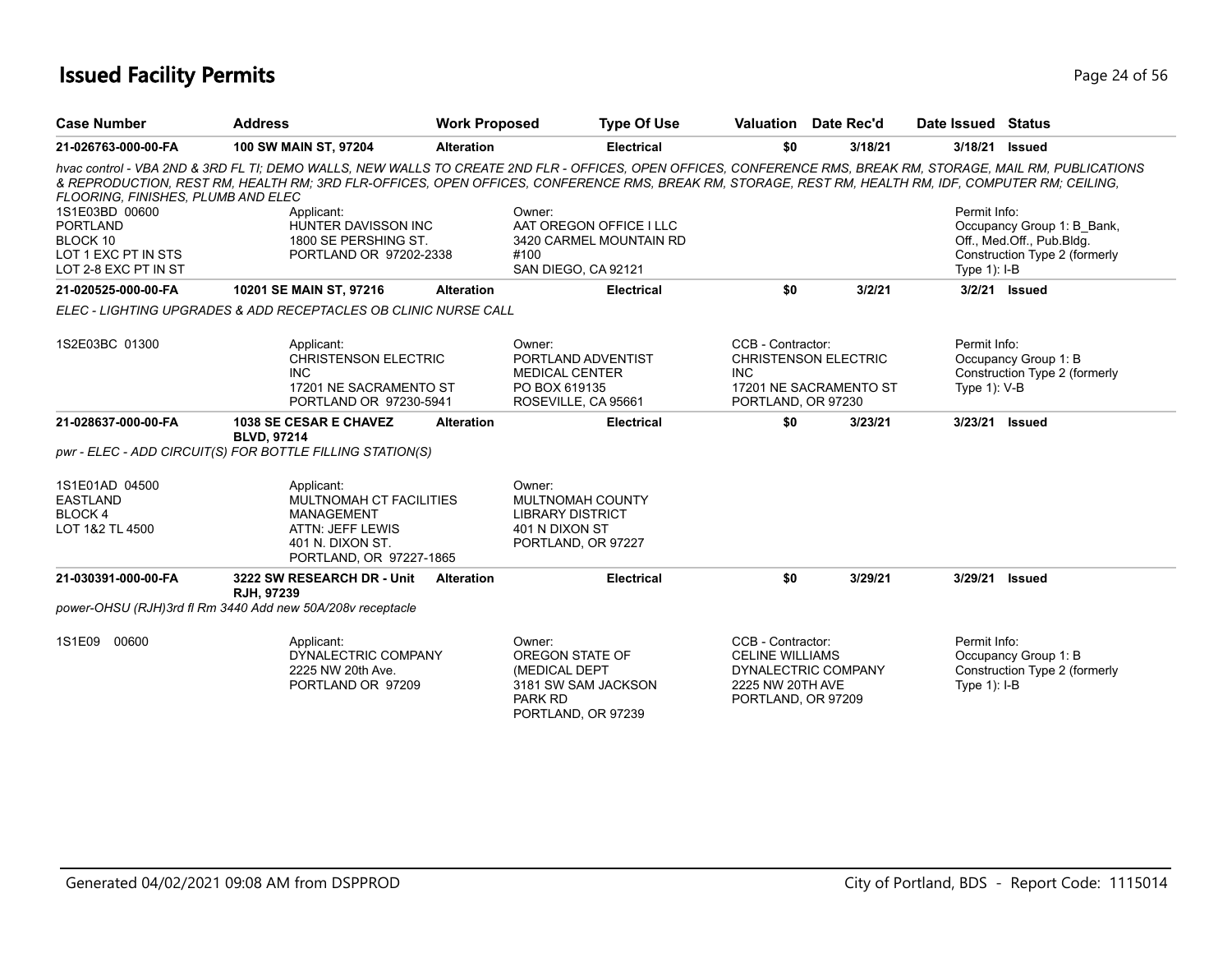# Issued Facility Permits

| Case Number | Address | Work Proposed | Type Of Use | Valuation | Date Rec'd | Date Issued | Status |
|---|---|---|---|---|---|---|---|
| **21-026763-000-00-FA** | **100 SW MAIN ST, 97204** | **Alteration** | **Electrical** | **$0** | **3/18/21** | **3/18/21** | **Issued** |

*hvac control - VBA 2ND & 3RD FL TI; DEMO WALLS, NEW WALLS TO CREATE 2ND FLR - OFFICES, OPEN OFFICES, CONFERENCE RMS, BREAK RM, STORAGE, MAIL RM, PUBLICATIONS & REPRODUCTION, REST RM, HEALTH RM; 3RD FLR-OFFICES, OPEN OFFICES, CONFERENCE RMS, BREAK RM, STORAGE, REST RM, HEALTH RM, IDF, COMPUTER RM; CEILING, FLOORING, FINISHES, PLUMB AND ELEC*

1S1E03BD 00600
PORTLAND
BLOCK 10
LOT 1 EXC PT IN STS
LOT 2-8 EXC PT IN ST

Applicant:
HUNTER DAVISSON INC
1800 SE PERSHING ST.
PORTLAND OR 97202-2338

Owner:
AAT OREGON OFFICE I LLC
3420 CARMEL MOUNTAIN RD
#100
SAN DIEGO, CA 92121

Permit Info:
Occupancy Group 1: B_Bank, Off., Med.Off., Pub.Bldg.
Construction Type 2 (formerly Type 1): I-B

| Case Number | Address | Work Proposed | Type Of Use | Valuation | Date Rec'd | Date Issued | Status |
|---|---|---|---|---|---|---|---|
| **21-020525-000-00-FA** | **10201 SE MAIN ST, 97216** | **Alteration** | **Electrical** | **$0** | **3/2/21** | **3/2/21** | **Issued** |

*ELEC - LIGHTING UPGRADES & ADD RECEPTACLES OB CLINIC NURSE CALL*

1S2E03BC 01300

Applicant:
CHRISTENSON ELECTRIC INC
17201 NE SACRAMENTO ST
PORTLAND OR 97230-5941

Owner:
PORTLAND ADVENTIST MEDICAL CENTER
PO BOX 619135
ROSEVILLE, CA 95661

CCB - Contractor:
CHRISTENSON ELECTRIC INC
17201 NE SACRAMENTO ST
PORTLAND, OR 97230

Permit Info:
Occupancy Group 1: B
Construction Type 2 (formerly Type 1): V-B

| Case Number | Address | Work Proposed | Type Of Use | Valuation | Date Rec'd | Date Issued | Status |
|---|---|---|---|---|---|---|---|
| **21-028637-000-00-FA** | **1038 SE CESAR E CHAVEZ BLVD, 97214** | **Alteration** | **Electrical** | **$0** | **3/23/21** | **3/23/21** | **Issued** |

*pwr - ELEC - ADD CIRCUIT(S) FOR BOTTLE FILLING STATION(S)*

1S1E01AD 04500
EASTLAND
BLOCK 4
LOT 1&2 TL 4500

Applicant:
MULTNOMAH CT FACILITIES MANAGEMENT
ATTN: JEFF LEWIS
401 N. DIXON ST.
PORTLAND, OR 97227-1865

Owner:
MULTNOMAH COUNTY LIBRARY DISTRICT
401 N DIXON ST
PORTLAND, OR 97227

| Case Number | Address | Work Proposed | Type Of Use | Valuation | Date Rec'd | Date Issued | Status |
|---|---|---|---|---|---|---|---|
| **21-030391-000-00-FA** | **3222 SW RESEARCH DR - Unit RJH, 97239** | **Alteration** | **Electrical** | **$0** | **3/29/21** | **3/29/21** | **Issued** |

*power-OHSU (RJH)3rd fl Rm 3440 Add new 50A/208v receptacle*

1S1E09 00600

Applicant:
DYNALECTRIC COMPANY
2225 NW 20th Ave.
PORTLAND OR 97209

Owner:
OREGON STATE OF (MEDICAL DEPT
3181 SW SAM JACKSON PARK RD
PORTLAND, OR 97239

CCB - Contractor:
CELINE WILLIAMS
DYNALECTRIC COMPANY
2225 NW 20TH AVE
PORTLAND, OR 97209

Permit Info:
Occupancy Group 1: B
Construction Type 2 (formerly Type 1): I-B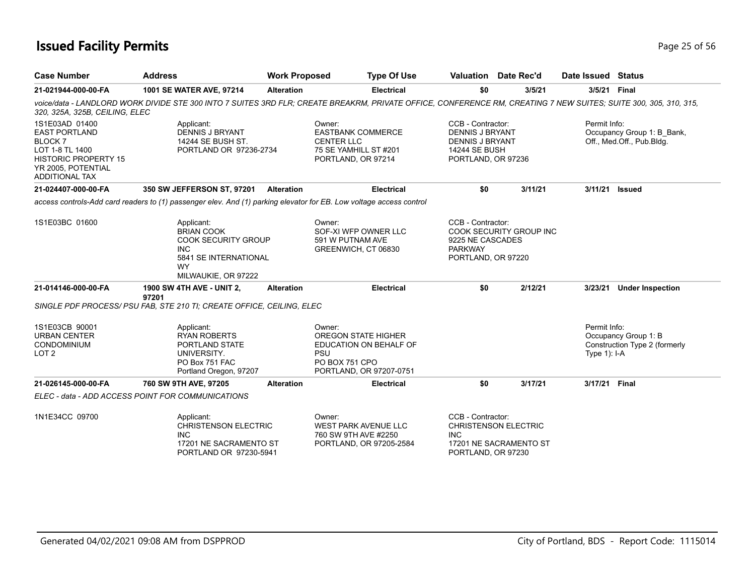# Issued Facility Permits

| Case Number | Address | Work Proposed | Type Of Use | Valuation | Date Rec'd | Date Issued | Status |
|---|---|---|---|---|---|---|---|
| 21-021944-000-00-FA | 1001 SE WATER AVE, 97214 | Alteration | Electrical | $0 | 3/5/21 | 3/5/21 | Final |

voice/data - LANDLORD WORK DIVIDE STE 300 INTO 7 SUITES 3RD FLR; CREATE BREAKRM, PRIVATE OFFICE, CONFERENCE RM, CREATING 7 NEW SUITES; SUITE 300, 305, 310, 315, 320, 325A, 325B, CEILING, ELEC

1S1E03AD 01400
EAST PORTLAND
BLOCK 7
LOT 1-8 TL 1400
HISTORIC PROPERTY 15 YR 2005, POTENTIAL ADDITIONAL TAX

Applicant:
DENNIS J BRYANT
14244 SE BUSH ST.
PORTLAND OR 97236-2734

Owner:
EASTBANK COMMERCE CENTER LLC
75 SE YAMHILL ST #201
PORTLAND, OR 97214

CCB - Contractor:
DENNIS J BRYANT
DENNIS J BRYANT
14244 SE BUSH
PORTLAND, OR 97236

Permit Info:
Occupancy Group 1: B_Bank, Off., Med.Off., Pub.Bldg.

| Case Number | Address | Work Proposed | Type Of Use | Valuation | Date Rec'd | Date Issued | Status |
|---|---|---|---|---|---|---|---|
| 21-024407-000-00-FA | 350 SW JEFFERSON ST, 97201 | Alteration | Electrical | $0 | 3/11/21 | 3/11/21 | Issued |

access controls-Add card readers to (1) passenger elev. And (1) parking elevator for EB. Low voltage access control

1S1E03BC 01600

Applicant:
BRIAN COOK
COOK SECURITY GROUP INC
5841 SE INTERNATIONAL WY
MILWAUKIE, OR 97222

Owner:
SOF-XI WFP OWNER LLC
591 W PUTNAM AVE
GREENWICH, CT 06830

CCB - Contractor:
COOK SECURITY GROUP INC
9225 NE CASCADES PARKWAY
PORTLAND, OR 97220

| Case Number | Address | Work Proposed | Type Of Use | Valuation | Date Rec'd | Date Issued | Status |
|---|---|---|---|---|---|---|---|
| 21-014146-000-00-FA | 1900 SW 4TH AVE - UNIT 2, 97201 | Alteration | Electrical | $0 | 2/12/21 | 3/23/21 | Under Inspection |

SINGLE PDF PROCESS/ PSU FAB, STE 210 TI; CREATE OFFICE, CEILING, ELEC

1S1E03CB 90001
URBAN CENTER CONDOMINIUM
LOT 2

Applicant:
RYAN ROBERTS
PORTLAND STATE UNIVERSITY.
PO Box 751 FAC
Portland Oregon, 97207

Owner:
OREGON STATE HIGHER EDUCATION ON BEHALF OF PSU
PO BOX 751 CPO
PORTLAND, OR 97207-0751

Permit Info:
Occupancy Group 1: B
Construction Type 2 (formerly Type 1): I-A

| Case Number | Address | Work Proposed | Type Of Use | Valuation | Date Rec'd | Date Issued | Status |
|---|---|---|---|---|---|---|---|
| 21-026145-000-00-FA | 760 SW 9TH AVE, 97205 | Alteration | Electrical | $0 | 3/17/21 | 3/17/21 | Final |

ELEC - data - ADD ACCESS POINT FOR COMMUNICATIONS

1N1E34CC 09700

Applicant:
CHRISTENSON ELECTRIC INC
17201 NE SACRAMENTO ST
PORTLAND OR 97230-5941

Owner:
WEST PARK AVENUE LLC
760 SW 9TH AVE #2250
PORTLAND, OR 97205-2584

CCB - Contractor:
CHRISTENSON ELECTRIC INC
17201 NE SACRAMENTO ST
PORTLAND, OR 97230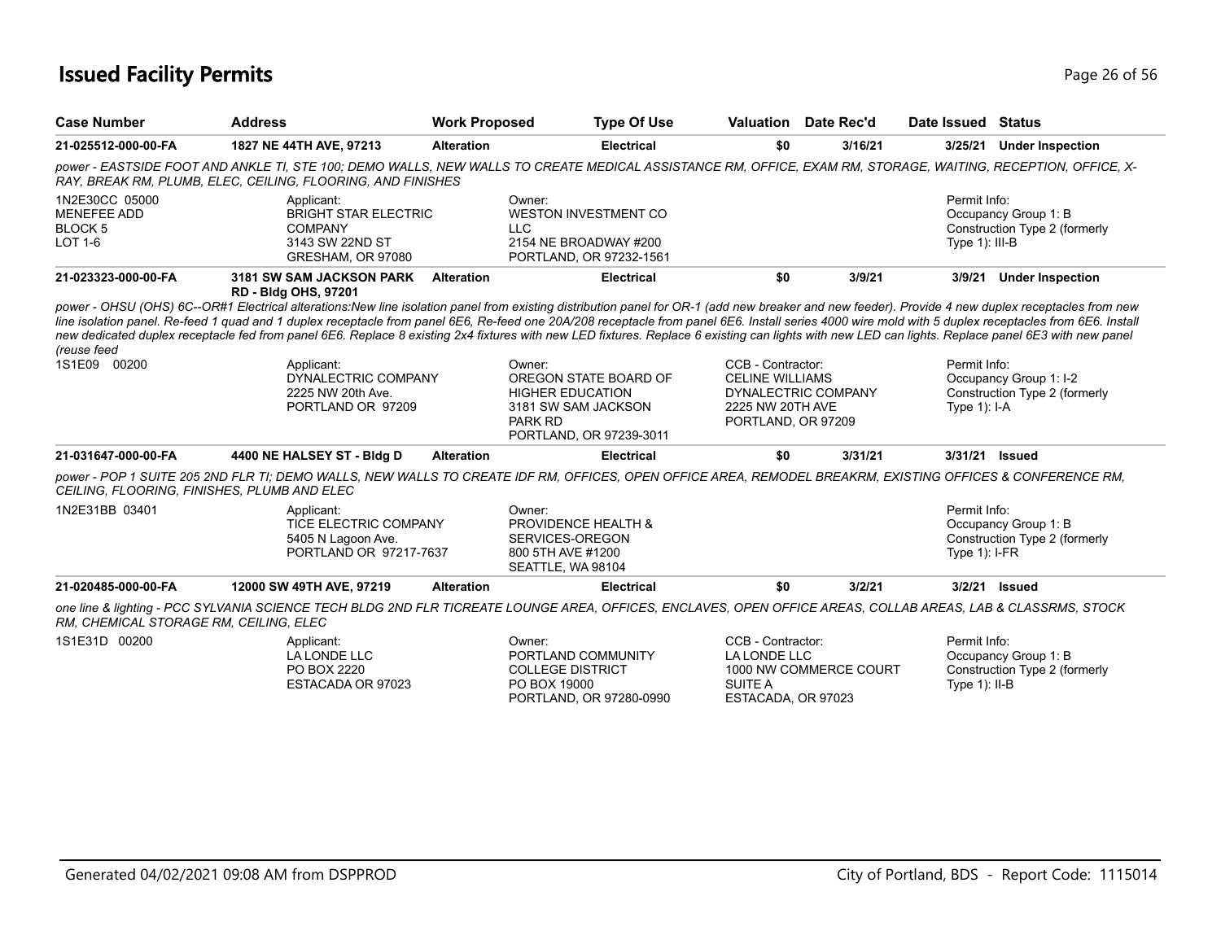# Issued Facility Permits

| Case Number | Address | Work Proposed | Type Of Use | Valuation | Date Rec'd | Date Issued | Status |
|---|---|---|---|---|---|---|---|
| 21-025512-000-00-FA | 1827 NE 44TH AVE, 97213 | Alteration | Electrical | $0 | 3/16/21 | 3/25/21 | Under Inspection |

*power - EASTSIDE FOOT AND ANKLE TI, STE 100; DEMO WALLS, NEW WALLS TO CREATE MEDICAL ASSISTANCE RM, OFFICE, EXAM RM, STORAGE, WAITING, RECEPTION, OFFICE, X-RAY, BREAK RM, PLUMB, ELEC, CEILING, FLOORING, AND FINISHES*

1N2E30CC 05000
MENEFEE ADD
BLOCK 5
LOT 1-6

Applicant:
BRIGHT STAR ELECTRIC COMPANY
3143 SW 22ND ST
GRESHAM, OR 97080

Owner:
WESTON INVESTMENT CO LLC
2154 NE BROADWAY #200
PORTLAND, OR 97232-1561

Permit Info:
Occupancy Group 1: B
Construction Type 2 (formerly Type 1): III-B

| Case Number | Address | Work Proposed | Type Of Use | Valuation | Date Rec'd | Date Issued | Status |
|---|---|---|---|---|---|---|---|
| 21-023323-000-00-FA | 3181 SW SAM JACKSON PARK RD - Bldg OHS, 97201 | Alteration | Electrical | $0 | 3/9/21 | 3/9/21 | Under Inspection |

*power - OHSU (OHS) 6C--OR#1 Electrical alterations:New line isolation panel from existing distribution panel for OR-1 (add new breaker and new feeder). Provide 4 new duplex receptacles from new line isolation panel. Re-feed 1 quad and 1 duplex receptacle from panel 6E6, Re-feed one 20A/208 receptacle from panel 6E6. Install series 4000 wire mold with 5 duplex receptacles from 6E6. Install new dedicated duplex receptacle fed from panel 6E6. Replace 8 existing 2x4 fixtures with new LED fixtures. Replace 6 existing can lights with new LED can lights. Replace panel 6E3 with new panel (reuse feed*

1S1E09 00200

Applicant:
DYNALECTRIC COMPANY
2225 NW 20th Ave.
PORTLAND OR 97209

Owner:
OREGON STATE BOARD OF HIGHER EDUCATION
3181 SW SAM JACKSON PARK RD
PORTLAND, OR 97239-3011

CCB - Contractor:
CELINE WILLIAMS
DYNALECTRIC COMPANY
2225 NW 20TH AVE
PORTLAND, OR 97209

Permit Info:
Occupancy Group 1: I-2
Construction Type 2 (formerly Type 1): I-A

| Case Number | Address | Work Proposed | Type Of Use | Valuation | Date Rec'd | Date Issued | Status |
|---|---|---|---|---|---|---|---|
| 21-031647-000-00-FA | 4400 NE HALSEY ST - Bldg D | Alteration | Electrical | $0 | 3/31/21 | 3/31/21 | Issued |

*power - POP 1 SUITE 205 2ND FLR TI; DEMO WALLS, NEW WALLS TO CREATE IDF RM, OFFICES, OPEN OFFICE AREA, REMODEL BREAKRM, EXISTING OFFICES & CONFERENCE RM, CEILING, FLOORING, FINISHES, PLUMB AND ELEC*

1N2E31BB 03401

Applicant:
TICE ELECTRIC COMPANY
5405 N Lagoon Ave.
PORTLAND OR 97217-7637

Owner:
PROVIDENCE HEALTH & SERVICES-OREGON
800 5TH AVE #1200
SEATTLE, WA 98104

Permit Info:
Occupancy Group 1: B
Construction Type 2 (formerly Type 1): I-FR

| Case Number | Address | Work Proposed | Type Of Use | Valuation | Date Rec'd | Date Issued | Status |
|---|---|---|---|---|---|---|---|
| 21-020485-000-00-FA | 12000 SW 49TH AVE, 97219 | Alteration | Electrical | $0 | 3/2/21 | 3/2/21 | Issued |

*one line & lighting - PCC SYLVANIA SCIENCE TECH BLDG 2ND FLR TICREATE LOUNGE AREA, OFFICES, ENCLAVES, OPEN OFFICE AREAS, COLLAB AREAS, LAB & CLASSRMS, STOCK RM, CHEMICAL STORAGE RM, CEILING, ELEC*

1S1E31D 00200

Applicant:
LA LONDE LLC
PO BOX 2220
ESTACADA OR 97023

Owner:
PORTLAND COMMUNITY COLLEGE DISTRICT
PO BOX 19000
PORTLAND, OR 97280-0990

CCB - Contractor:
LA LONDE LLC
1000 NW COMMERCE COURT SUITE A
ESTACADA, OR 97023

Permit Info:
Occupancy Group 1: B
Construction Type 2 (formerly Type 1): II-B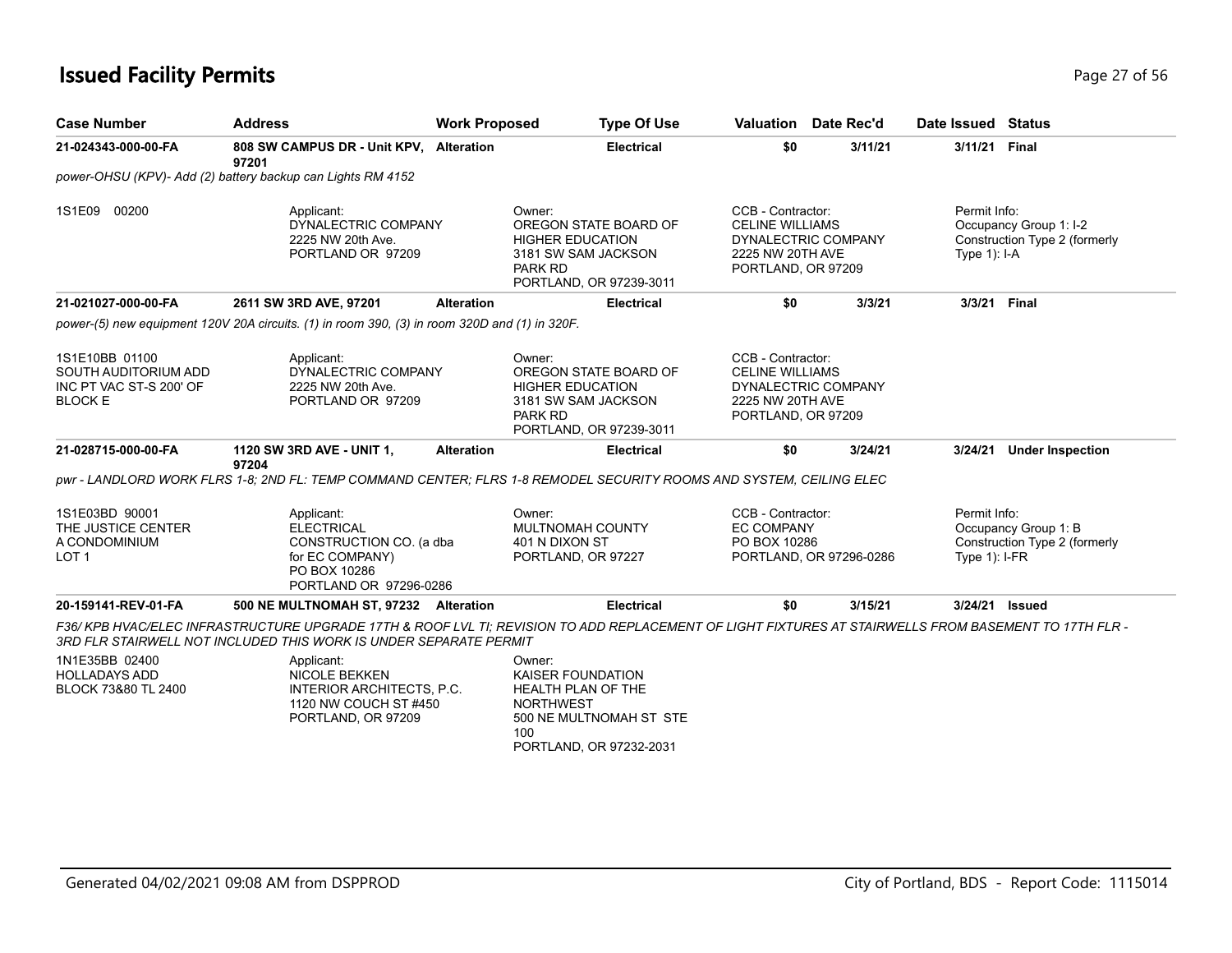# Issued Facility Permits

| Case Number | Address | Work Proposed | Type Of Use | Valuation | Date Rec'd | Date Issued | Status |
|---|---|---|---|---|---|---|---|
| 21-024343-000-00-FA | 808 SW CAMPUS DR - Unit KPV, 97201 | Alteration | Electrical | $0 | 3/11/21 | 3/11/21 | Final |

*power-OHSU (KPV)- Add (2) battery backup can Lights RM 4152*

1S1E09 00200

Applicant:
DYNALECTRIC COMPANY
2225 NW 20th Ave.
PORTLAND OR 97209

Owner:
OREGON STATE BOARD OF HIGHER EDUCATION
3181 SW SAM JACKSON PARK RD
PORTLAND, OR 97239-3011

CCB - Contractor:
CELINE WILLIAMS
DYNALECTRIC COMPANY
2225 NW 20TH AVE
PORTLAND, OR 97209

Permit Info:
Occupancy Group 1: I-2
Construction Type 2 (formerly Type 1): I-A

| Case Number | Address | Work Proposed | Type Of Use | Valuation | Date Rec'd | Date Issued | Status |
|---|---|---|---|---|---|---|---|
| 21-021027-000-00-FA | 2611 SW 3RD AVE, 97201 | Alteration | Electrical | $0 | 3/3/21 | 3/3/21 | Final |

*power-(5) new equipment 120V 20A circuits. (1) in room 390, (3) in room 320D and (1) in 320F.*

1S1E10BB 01100
SOUTH AUDITORIUM ADD
INC PT VAC ST-S 200' OF
BLOCK E

Applicant:
DYNALECTRIC COMPANY
2225 NW 20th Ave.
PORTLAND OR 97209

Owner:
OREGON STATE BOARD OF HIGHER EDUCATION
3181 SW SAM JACKSON PARK RD
PORTLAND, OR 97239-3011

CCB - Contractor:
CELINE WILLIAMS
DYNALECTRIC COMPANY
2225 NW 20TH AVE
PORTLAND, OR 97209

| Case Number | Address | Work Proposed | Type Of Use | Valuation | Date Rec'd | Date Issued | Status |
|---|---|---|---|---|---|---|---|
| 21-028715-000-00-FA | 1120 SW 3RD AVE - UNIT 1, 97204 | Alteration | Electrical | $0 | 3/24/21 | 3/24/21 | Under Inspection |

*pwr - LANDLORD WORK FLRS 1-8; 2ND FL: TEMP COMMAND CENTER; FLRS 1-8 REMODEL SECURITY ROOMS AND SYSTEM, CEILING ELEC*

1S1E03BD 90001
THE JUSTICE CENTER
A CONDOMINIUM
LOT 1

Applicant:
ELECTRICAL CONSTRUCTION CO. (a dba for EC COMPANY)
PO BOX 10286
PORTLAND OR 97296-0286

Owner:
MULTNOMAH COUNTY
401 N DIXON ST
PORTLAND, OR 97227

CCB - Contractor:
EC COMPANY
PO BOX 10286
PORTLAND, OR 97296-0286

Permit Info:
Occupancy Group 1: B
Construction Type 2 (formerly Type 1): I-FR

| Case Number | Address | Work Proposed | Type Of Use | Valuation | Date Rec'd | Date Issued | Status |
|---|---|---|---|---|---|---|---|
| 20-159141-REV-01-FA | 500 NE MULTNOMAH ST, 97232 | Alteration | Electrical | $0 | 3/15/21 | 3/24/21 | Issued |

*F36/ KPB HVAC/ELEC INFRASTRUCTURE UPGRADE 17TH & ROOF LVL TI; REVISION TO ADD REPLACEMENT OF LIGHT FIXTURES AT STAIRWELLS FROM BASEMENT TO 17TH FLR - 3RD FLR STAIRWELL NOT INCLUDED THIS WORK IS UNDER SEPARATE PERMIT*

1N1E35BB 02400
HOLLADAYS ADD
BLOCK 73&80 TL 2400

Applicant:
NICOLE BEKKEN
INTERIOR ARCHITECTS, P.C.
1120 NW COUCH ST #450
PORTLAND, OR 97209

Owner:
KAISER FOUNDATION HEALTH PLAN OF THE NORTHWEST
500 NE MULTNOMAH ST STE 100
PORTLAND, OR 97232-2031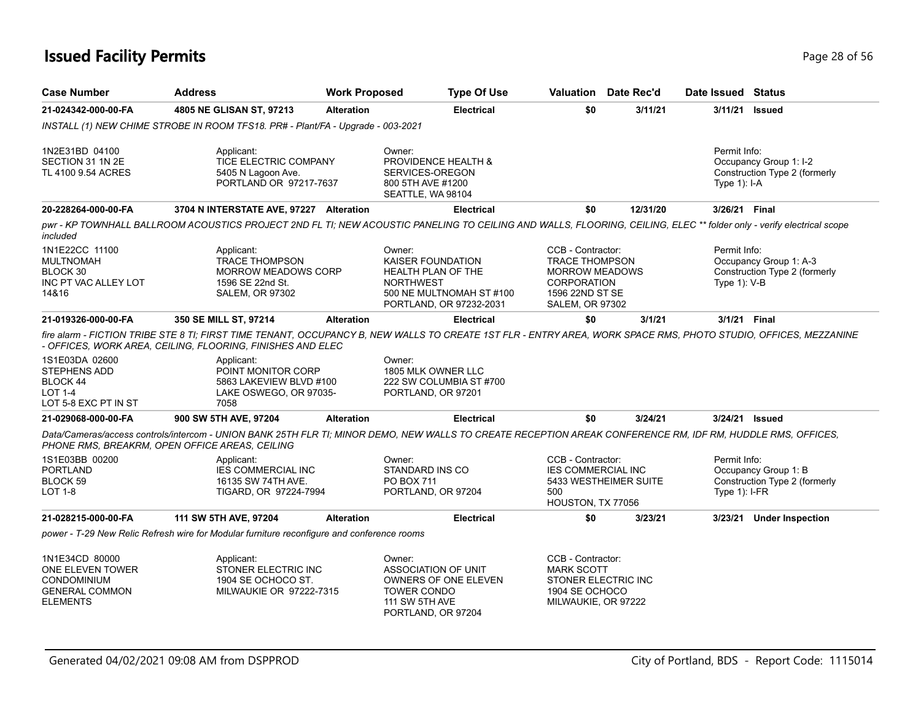# Issued Facility Permits

| Case Number | Address | Work Proposed | Type Of Use | Valuation | Date Rec'd | Date Issued | Status |
|---|---|---|---|---|---|---|---|
| 21-024342-000-00-FA | 4805 NE GLISAN ST, 97213 | Alteration | Electrical | $0 | 3/11/21 | 3/11/21 | Issued |

*INSTALL (1) NEW CHIME STROBE IN ROOM TFS18. PR# - Plant/FA - Upgrade - 003-2021*

1N2E31BD 04100
SECTION 31 1N 2E
TL 4100 9.54 ACRES

Applicant:
TICE ELECTRIC COMPANY
5405 N Lagoon Ave.
PORTLAND OR 97217-7637

Owner:
PROVIDENCE HEALTH &
SERVICES-OREGON
800 5TH AVE #1200
SEATTLE, WA 98104

Permit Info:
Occupancy Group 1: I-2
Construction Type 2 (formerly Type 1): I-A

| Case Number | Address | Work Proposed | Type Of Use | Valuation | Date Rec'd | Date Issued | Status |
|---|---|---|---|---|---|---|---|
| 20-228264-000-00-FA | 3704 N INTERSTATE AVE, 97227 | Alteration | Electrical | $0 | 12/31/20 | 3/26/21 | Final |

*pwr - KP TOWNHALL BALLROOM ACOUSTICS PROJECT 2ND FL TI; NEW ACOUSTIC PANELING TO CEILING AND WALLS, FLOORING, CEILING, ELEC \*\* folder only - verify electrical scope included*

1N1E22CC 11100
MULTNOMAH
BLOCK 30
INC PT VAC ALLEY LOT
14&16

Applicant:
TRACE THOMPSON
MORROW MEADOWS CORP
1596 SE 22nd St.
SALEM, OR 97302

Owner:
KAISER FOUNDATION
HEALTH PLAN OF THE
NORTHWEST
500 NE MULTNOMAH ST #100
PORTLAND, OR 97232-2031

CCB - Contractor:
TRACE THOMPSON
MORROW MEADOWS
CORPORATION
1596 22ND ST SE
SALEM, OR 97302

Permit Info:
Occupancy Group 1: A-3
Construction Type 2 (formerly Type 1): V-B

| Case Number | Address | Work Proposed | Type Of Use | Valuation | Date Rec'd | Date Issued | Status |
|---|---|---|---|---|---|---|---|
| 21-019326-000-00-FA | 350 SE MILL ST, 97214 | Alteration | Electrical | $0 | 3/1/21 | 3/1/21 | Final |

*fire alarm - FICTION TRIBE STE 8 TI; FIRST TIME TENANT, OCCUPANCY B, NEW WALLS TO CREATE 1ST FLR - ENTRY AREA, WORK SPACE RMS, PHOTO STUDIO, OFFICES, MEZZANINE - OFFICES, WORK AREA, CEILING, FLOORING, FINISHES AND ELEC*

1S1E03DA 02600
STEPHENS ADD
BLOCK 44
LOT 1-4
LOT 5-8 EXC PT IN ST

Applicant:
POINT MONITOR CORP
5863 LAKEVIEW BLVD #100
LAKE OSWEGO, OR 97035-7058

Owner:
1805 MLK OWNER LLC
222 SW COLUMBIA ST #700
PORTLAND, OR 97201

| Case Number | Address | Work Proposed | Type Of Use | Valuation | Date Rec'd | Date Issued | Status |
|---|---|---|---|---|---|---|---|
| 21-029068-000-00-FA | 900 SW 5TH AVE, 97204 | Alteration | Electrical | $0 | 3/24/21 | 3/24/21 | Issued |

*Data/Cameras/access controls/intercom - UNION BANK 25TH FLR TI; MINOR DEMO, NEW WALLS TO CREATE RECEPTION AREAK CONFERENCE RM, IDF RM, HUDDLE RMS, OFFICES, PHONE RMS, BREAKRM, OPEN OFFICE AREAS, CEILING*

1S1E03BB 00200
PORTLAND
BLOCK 59
LOT 1-8

Applicant:
IES COMMERCIAL INC
16135 SW 74TH AVE.
TIGARD, OR 97224-7994

Owner:
STANDARD INS CO
PO BOX 711
PORTLAND, OR 97204

CCB - Contractor:
IES COMMERCIAL INC
5433 WESTHEIMER SUITE
500
HOUSTON, TX 77056

Permit Info:
Occupancy Group 1: B
Construction Type 2 (formerly Type 1): I-FR

| Case Number | Address | Work Proposed | Type Of Use | Valuation | Date Rec'd | Date Issued | Status |
|---|---|---|---|---|---|---|---|
| 21-028215-000-00-FA | 111 SW 5TH AVE, 97204 | Alteration | Electrical | $0 | 3/23/21 | 3/23/21 | Under Inspection |

*power - T-29 New Relic Refresh wire for Modular furniture reconfigure and conference rooms*

1N1E34CD 80000
ONE ELEVEN TOWER
CONDOMINIUM
GENERAL COMMON
ELEMENTS

Applicant:
STONER ELECTRIC INC
1904 SE OCHOCO ST.
MILWAUKIE OR 97222-7315

Owner:
ASSOCIATION OF UNIT
OWNERS OF ONE ELEVEN
TOWER CONDO
111 SW 5TH AVE
PORTLAND, OR 97204

CCB - Contractor:
MARK SCOTT
STONER ELECTRIC INC
1904 SE OCHOCO
MILWAUKIE, OR 97222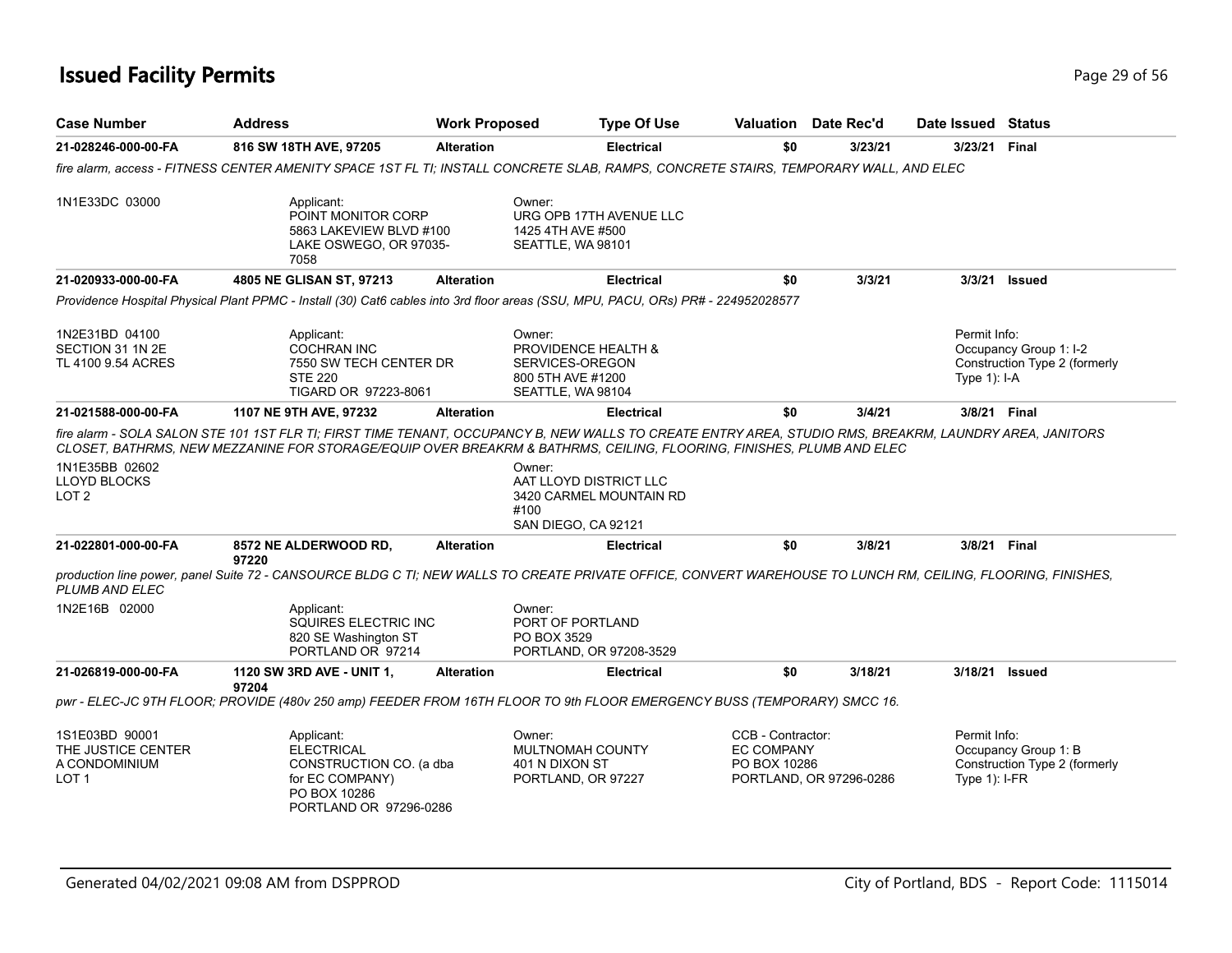# Issued Facility Permits

| Case Number | Address | Work Proposed | Type Of Use | Valuation | Date Rec'd | Date Issued | Status |
|---|---|---|---|---|---|---|---|
| **21-028246-000-00-FA** | **816 SW 18TH AVE, 97205** | **Alteration** | **Electrical** | **$0** | **3/23/21** | **3/23/21** | **Final** |

*fire alarm, access - FITNESS CENTER AMENITY SPACE 1ST FL TI; INSTALL CONCRETE SLAB, RAMPS, CONCRETE STAIRS, TEMPORARY WALL, AND ELEC*

1N1E33DC 03000

Applicant:
POINT MONITOR CORP
5863 LAKEVIEW BLVD #100
LAKE OSWEGO, OR 97035-7058

Owner:
URG OPB 17TH AVENUE LLC
1425 4TH AVE #500
SEATTLE, WA 98101

| Case Number | Address | Work Proposed | Type Of Use | Valuation | Date Rec'd | Date Issued | Status |
|---|---|---|---|---|---|---|---|
| **21-020933-000-00-FA** | **4805 NE GLISAN ST, 97213** | **Alteration** | **Electrical** | **$0** | **3/3/21** | **3/3/21** | **Issued** |

*Providence Hospital Physical Plant PPMC - Install (30) Cat6 cables into 3rd floor areas (SSU, MPU, PACU, ORs) PR# - 224952028577*

1N2E31BD 04100
SECTION 31 1N 2E
TL 4100 9.54 ACRES

Applicant:
COCHRAN INC
7550 SW TECH CENTER DR
STE 220
TIGARD OR 97223-8061

Owner:
PROVIDENCE HEALTH &
SERVICES-OREGON
800 5TH AVE #1200
SEATTLE, WA 98104

Permit Info:
Occupancy Group 1: I-2
Construction Type 2 (formerly Type 1): I-A

| Case Number | Address | Work Proposed | Type Of Use | Valuation | Date Rec'd | Date Issued | Status |
|---|---|---|---|---|---|---|---|
| **21-021588-000-00-FA** | **1107 NE 9TH AVE, 97232** | **Alteration** | **Electrical** | **$0** | **3/4/21** | **3/8/21** | **Final** |

*fire alarm - SOLA SALON STE 101 1ST FLR TI; FIRST TIME TENANT, OCCUPANCY B, NEW WALLS TO CREATE ENTRY AREA, STUDIO RMS, BREAKRM, LAUNDRY AREA, JANITORS CLOSET, BATHRMS, NEW MEZZANINE FOR STORAGE/EQUIP OVER BREAKRM & BATHRMS, CEILING, FLOORING, FINISHES, PLUMB AND ELEC*

1N1E35BB 02602
LLOYD BLOCKS
LOT 2

Owner:
AAT LLOYD DISTRICT LLC
3420 CARMEL MOUNTAIN RD
#100
SAN DIEGO, CA 92121

| Case Number | Address | Work Proposed | Type Of Use | Valuation | Date Rec'd | Date Issued | Status |
|---|---|---|---|---|---|---|---|
| **21-022801-000-00-FA** | **8572 NE ALDERWOOD RD, 97220** | **Alteration** | **Electrical** | **$0** | **3/8/21** | **3/8/21** | **Final** |

*production line power, panel Suite 72 - CANSOURCE BLDG C TI; NEW WALLS TO CREATE PRIVATE OFFICE, CONVERT WAREHOUSE TO LUNCH RM, CEILING, FLOORING, FINISHES, PLUMB AND ELEC*

1N2E16B 02000

Applicant:
SQUIRES ELECTRIC INC
820 SE Washington ST
PORTLAND OR 97214

Owner:
PORT OF PORTLAND
PO BOX 3529
PORTLAND, OR 97208-3529

| Case Number | Address | Work Proposed | Type Of Use | Valuation | Date Rec'd | Date Issued | Status |
|---|---|---|---|---|---|---|---|
| **21-026819-000-00-FA** | **1120 SW 3RD AVE - UNIT 1, 97204** | **Alteration** | **Electrical** | **$0** | **3/18/21** | **3/18/21** | **Issued** |

*pwr - ELEC-JC 9TH FLOOR; PROVIDE (480v 250 amp) FEEDER FROM 16TH FLOOR TO 9th FLOOR EMERGENCY BUSS (TEMPORARY) SMCC 16.*

1S1E03BD 90001
THE JUSTICE CENTER
A CONDOMINIUM
LOT 1

Applicant:
ELECTRICAL
CONSTRUCTION CO. (a dba for EC COMPANY)
PO BOX 10286
PORTLAND OR 97296-0286

Owner:
MULTNOMAH COUNTY
401 N DIXON ST
PORTLAND, OR 97227

CCB - Contractor:
EC COMPANY
PO BOX 10286
PORTLAND, OR 97296-0286

Permit Info:
Occupancy Group 1: B
Construction Type 2 (formerly Type 1): I-FR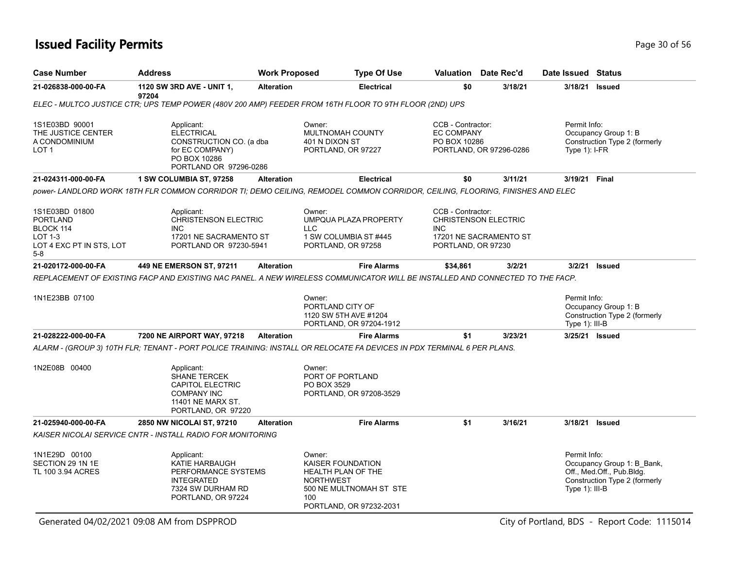# Issued Facility Permits

| Case Number | Address | Work Proposed | Type Of Use | Valuation | Date Rec'd | Date Issued | Status |
|---|---|---|---|---|---|---|---|
| 21-026838-000-00-FA | 1120 SW 3RD AVE - UNIT 1, 97204 | Alteration | Electrical | $0 | 3/18/21 | 3/18/21 | Issued |

*ELEC - MULTCO JUSTICE CTR; UPS TEMP POWER (480V 200 AMP) FEEDER FROM 16TH FLOOR TO 9TH FLOOR (2ND) UPS*

1S1E03BD 90001
THE JUSTICE CENTER
A CONDOMINIUM
LOT 1

Applicant:
ELECTRICAL CONSTRUCTION CO. (a dba for EC COMPANY)
PO BOX 10286
PORTLAND OR 97296-0286

Owner:
MULTNOMAH COUNTY
401 N DIXON ST
PORTLAND, OR 97227

CCB - Contractor:
EC COMPANY
PO BOX 10286
PORTLAND, OR 97296-0286

Permit Info:
Occupancy Group 1: B
Construction Type 2 (formerly Type 1): I-FR

| Case Number | Address | Work Proposed | Type Of Use | Valuation | Date Rec'd | Date Issued | Status |
|---|---|---|---|---|---|---|---|
| 21-024311-000-00-FA | 1 SW COLUMBIA ST, 97258 | Alteration | Electrical | $0 | 3/11/21 | 3/19/21 | Final |

*power- LANDLORD WORK 18TH FLR COMMON CORRIDOR TI; DEMO CEILING, REMODEL COMMON CORRIDOR, CEILING, FLOORING, FINISHES AND ELEC*

1S1E03BD 01800
PORTLAND
BLOCK 114
LOT 1-3
LOT 4 EXC PT IN STS, LOT 5-8

Applicant:
CHRISTENSON ELECTRIC INC
17201 NE SACRAMENTO ST
PORTLAND OR 97230-5941

Owner:
UMPQUA PLAZA PROPERTY LLC
1 SW COLUMBIA ST #445
PORTLAND, OR 97258

CCB - Contractor:
CHRISTENSON ELECTRIC INC
17201 NE SACRAMENTO ST
PORTLAND, OR 97230

| Case Number | Address | Work Proposed | Type Of Use | Valuation | Date Rec'd | Date Issued | Status |
|---|---|---|---|---|---|---|---|
| 21-020172-000-00-FA | 449 NE EMERSON ST, 97211 | Alteration | Fire Alarms | $34,861 | 3/2/21 | 3/2/21 | Issued |

*REPLACEMENT OF EXISTING FACP AND EXISTING NAC PANEL. A NEW WIRELESS COMMUNICATOR WILL BE INSTALLED AND CONNECTED TO THE FACP.*

1N1E23BB 07100

Owner:
PORTLAND CITY OF
1120 SW 5TH AVE #1204
PORTLAND, OR 97204-1912

Permit Info:
Occupancy Group 1: B
Construction Type 2 (formerly Type 1): III-B

| Case Number | Address | Work Proposed | Type Of Use | Valuation | Date Rec'd | Date Issued | Status |
|---|---|---|---|---|---|---|---|
| 21-028222-000-00-FA | 7200 NE AIRPORT WAY, 97218 | Alteration | Fire Alarms | $1 | 3/23/21 | 3/25/21 | Issued |

*ALARM - (GROUP 3) 10TH FLR; TENANT - PORT POLICE TRAINING: INSTALL OR RELOCATE FA DEVICES IN PDX TERMINAL 6 PER PLANS.*

1N2E08B 00400

Applicant:
SHANE TERCEK
CAPITOL ELECTRIC COMPANY INC
11401 NE MARX ST.
PORTLAND, OR 97220

Owner:
PORT OF PORTLAND
PO BOX 3529
PORTLAND, OR 97208-3529

| Case Number | Address | Work Proposed | Type Of Use | Valuation | Date Rec'd | Date Issued | Status |
|---|---|---|---|---|---|---|---|
| 21-025940-000-00-FA | 2850 NW NICOLAI ST, 97210 | Alteration | Fire Alarms | $1 | 3/16/21 | 3/18/21 | Issued |

*KAISER NICOLAI SERVICE CNTR - INSTALL RADIO FOR MONITORING*

1N1E29D 00100
SECTION 29 1N 1E
TL 100 3.94 ACRES

Applicant:
KATIE HARBAUGH
PERFORMANCE SYSTEMS INTEGRATED
7324 SW DURHAM RD
PORTLAND, OR 97224

Owner:
KAISER FOUNDATION HEALTH PLAN OF THE NORTHWEST
500 NE MULTNOMAH ST STE 100
PORTLAND, OR 97232-2031

Permit Info:
Occupancy Group 1: B_Bank, Off., Med.Off., Pub.Bldg.
Construction Type 2 (formerly Type 1): III-B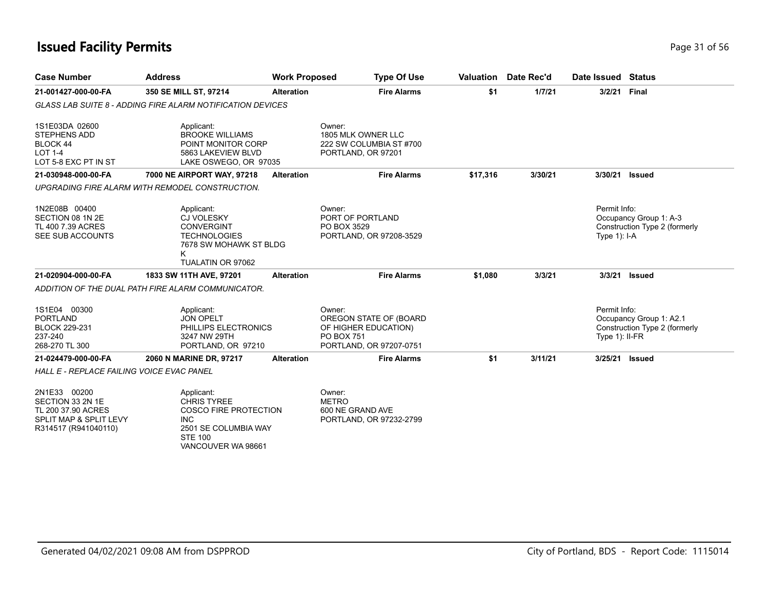# Issued Facility Permits

| Case Number | Address | Work Proposed | Type Of Use | Valuation | Date Rec'd | Date Issued | Status |
|---|---|---|---|---|---|---|---|
| **21-001427-000-00-FA** | **350 SE MILL ST, 97214** | **Alteration** | **Fire Alarms** | **$1** | **1/7/21** | **3/2/21** | **Final** |

*GLASS LAB SUITE 8 - ADDING FIRE ALARM NOTIFICATION DEVICES*

1S1E03DA 02600
STEPHENS ADD
BLOCK 44
LOT 1-4
LOT 5-8 EXC PT IN ST

Applicant:
BROOKE WILLIAMS
POINT MONITOR CORP
5863 LAKEVIEW BLVD
LAKE OSWEGO, OR 97035

Owner:
1805 MLK OWNER LLC
222 SW COLUMBIA ST #700
PORTLAND, OR 97201

| Case Number | Address | Work Proposed | Type Of Use | Valuation | Date Rec'd | Date Issued | Status |
|---|---|---|---|---|---|---|---|
| **21-030948-000-00-FA** | **7000 NE AIRPORT WAY, 97218** | **Alteration** | **Fire Alarms** | **$17,316** | **3/30/21** | **3/30/21** | **Issued** |

*UPGRADING FIRE ALARM WITH REMODEL CONSTRUCTION.*

1N2E08B 00400
SECTION 08 1N 2E
TL 400 7.39 ACRES
SEE SUB ACCOUNTS

Applicant:
CJ VOLESKY
CONVERGINT
TECHNOLOGIES
7678 SW MOHAWK ST BLDG
K
TUALATIN OR 97062

Owner:
PORT OF PORTLAND
PO BOX 3529
PORTLAND, OR 97208-3529

Permit Info:
Occupancy Group 1: A-3
Construction Type 2 (formerly Type 1): I-A

| Case Number | Address | Work Proposed | Type Of Use | Valuation | Date Rec'd | Date Issued | Status |
|---|---|---|---|---|---|---|---|
| **21-020904-000-00-FA** | **1833 SW 11TH AVE, 97201** | **Alteration** | **Fire Alarms** | **$1,080** | **3/3/21** | **3/3/21** | **Issued** |

*ADDITION OF THE DUAL PATH FIRE ALARM COMMUNICATOR.*

1S1E04 00300
PORTLAND
BLOCK 229-231
237-240
268-270 TL 300

Applicant:
JON OPELT
PHILLIPS ELECTRONICS
3247 NW 29TH
PORTLAND, OR 97210

Owner:
OREGON STATE OF (BOARD
OF HIGHER EDUCATION)
PO BOX 751
PORTLAND, OR 97207-0751

Permit Info:
Occupancy Group 1: A2.1
Construction Type 2 (formerly Type 1): II-FR

| Case Number | Address | Work Proposed | Type Of Use | Valuation | Date Rec'd | Date Issued | Status |
|---|---|---|---|---|---|---|---|
| **21-024479-000-00-FA** | **2060 N MARINE DR, 97217** | **Alteration** | **Fire Alarms** | **$1** | **3/11/21** | **3/25/21** | **Issued** |

*HALL E - REPLACE FAILING VOICE EVAC PANEL*

2N1E33 00200
SECTION 33 2N 1E
TL 200 37.90 ACRES
SPLIT MAP & SPLIT LEVY
R314517 (R941040110)

Applicant:
CHRIS TYREE
COSCO FIRE PROTECTION
INC
2501 SE COLUMBIA WAY
STE 100
VANCOUVER WA 98661

Owner:
METRO
600 NE GRAND AVE
PORTLAND, OR 97232-2799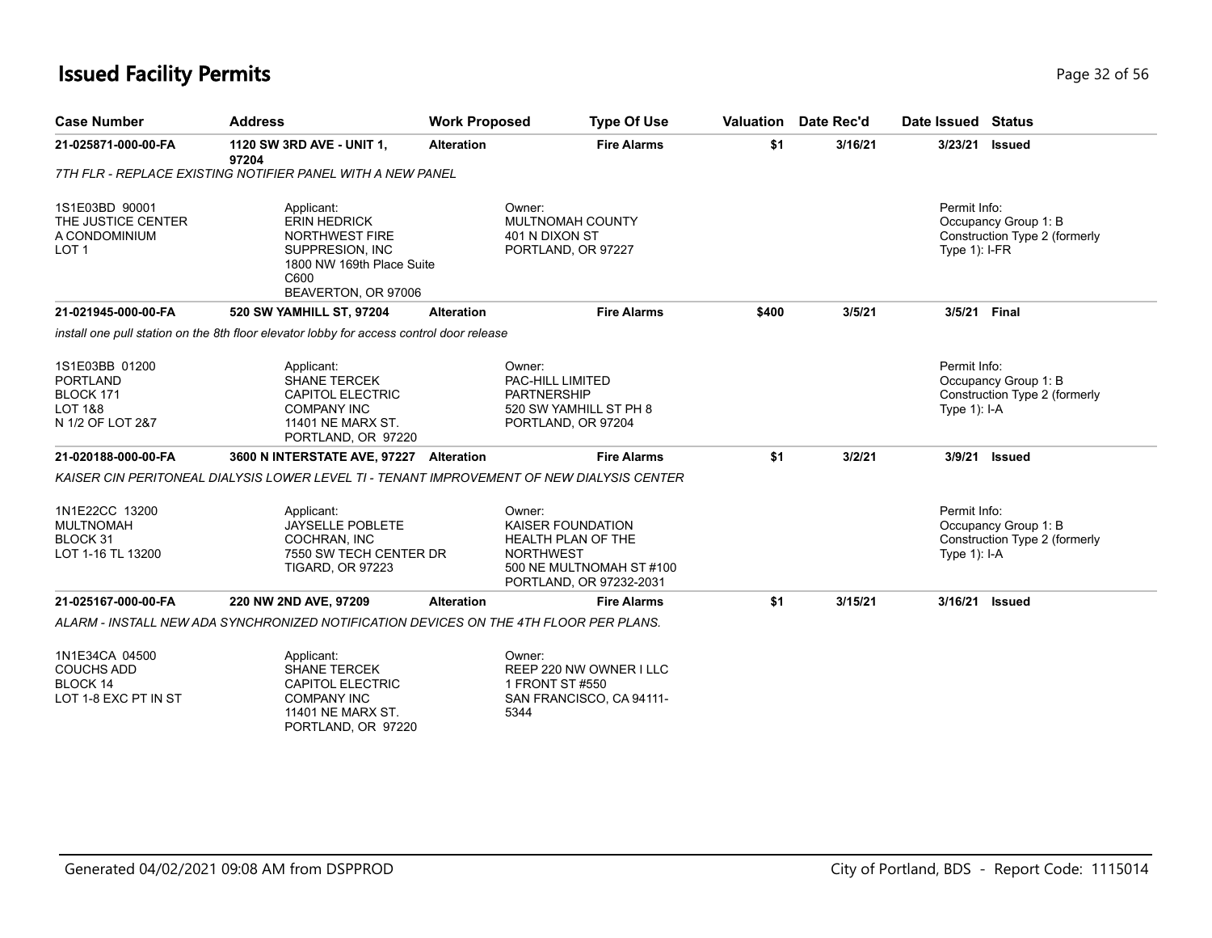# Issued Facility Permits

| Case Number | Address | Work Proposed | Type Of Use | Valuation | Date Rec'd | Date Issued | Status |
|---|---|---|---|---|---|---|---|
| 21-025871-000-00-FA | 1120 SW 3RD AVE - UNIT 1, 97204 | Alteration | Fire Alarms | $1 | 3/16/21 | 3/23/21 | Issued |

*7TH FLR - REPLACE EXISTING NOTIFIER PANEL WITH A NEW PANEL*

1S1E03BD 90001
THE JUSTICE CENTER
A CONDOMINIUM
LOT 1

Applicant:
ERIN HEDRICK
NORTHWEST FIRE SUPPRESION, INC
1800 NW 169th Place Suite C600
BEAVERTON, OR 97006

Owner:
MULTNOMAH COUNTY
401 N DIXON ST
PORTLAND, OR 97227

Permit Info:
Occupancy Group 1: B
Construction Type 2 (formerly Type 1): I-FR

| Case Number | Address | Work Proposed | Type Of Use | Valuation | Date Rec'd | Date Issued | Status |
|---|---|---|---|---|---|---|---|
| 21-021945-000-00-FA | 520 SW YAMHILL ST, 97204 | Alteration | Fire Alarms | $400 | 3/5/21 | 3/5/21 | Final |

*install one pull station on the 8th floor elevator lobby for access control door release*

1S1E03BB 01200
PORTLAND
BLOCK 171
LOT 1&8
N 1/2 OF LOT 2&7

Applicant:
SHANE TERCEK
CAPITOL ELECTRIC COMPANY INC
11401 NE MARX ST.
PORTLAND, OR 97220

Owner:
PAC-HILL LIMITED PARTNERSHIP
520 SW YAMHILL ST PH 8
PORTLAND, OR 97204

Permit Info:
Occupancy Group 1: B
Construction Type 2 (formerly Type 1): I-A

| Case Number | Address | Work Proposed | Type Of Use | Valuation | Date Rec'd | Date Issued | Status |
|---|---|---|---|---|---|---|---|
| 21-020188-000-00-FA | 3600 N INTERSTATE AVE, 97227 | Alteration | Fire Alarms | $1 | 3/2/21 | 3/9/21 | Issued |

*KAISER CIN PERITONEAL DIALYSIS LOWER LEVEL TI - TENANT IMPROVEMENT OF NEW DIALYSIS CENTER*

1N1E22CC 13200
MULTNOMAH
BLOCK 31
LOT 1-16 TL 13200

Applicant:
JAYSELLE POBLETE
COCHRAN, INC
7550 SW TECH CENTER DR
TIGARD, OR 97223

Owner:
KAISER FOUNDATION HEALTH PLAN OF THE NORTHWEST
500 NE MULTNOMAH ST #100
PORTLAND, OR 97232-2031

Permit Info:
Occupancy Group 1: B
Construction Type 2 (formerly Type 1): I-A

| Case Number | Address | Work Proposed | Type Of Use | Valuation | Date Rec'd | Date Issued | Status |
|---|---|---|---|---|---|---|---|
| 21-025167-000-00-FA | 220 NW 2ND AVE, 97209 | Alteration | Fire Alarms | $1 | 3/15/21 | 3/16/21 | Issued |

*ALARM - INSTALL NEW ADA SYNCHRONIZED NOTIFICATION DEVICES ON THE 4TH FLOOR PER PLANS.*

1N1E34CA 04500
COUCHS ADD
BLOCK 14
LOT 1-8 EXC PT IN ST

Applicant:
SHANE TERCEK
CAPITOL ELECTRIC COMPANY INC
11401 NE MARX ST.
PORTLAND, OR 97220

Owner:
REEP 220 NW OWNER I LLC
1 FRONT ST #550
SAN FRANCISCO, CA 94111-5344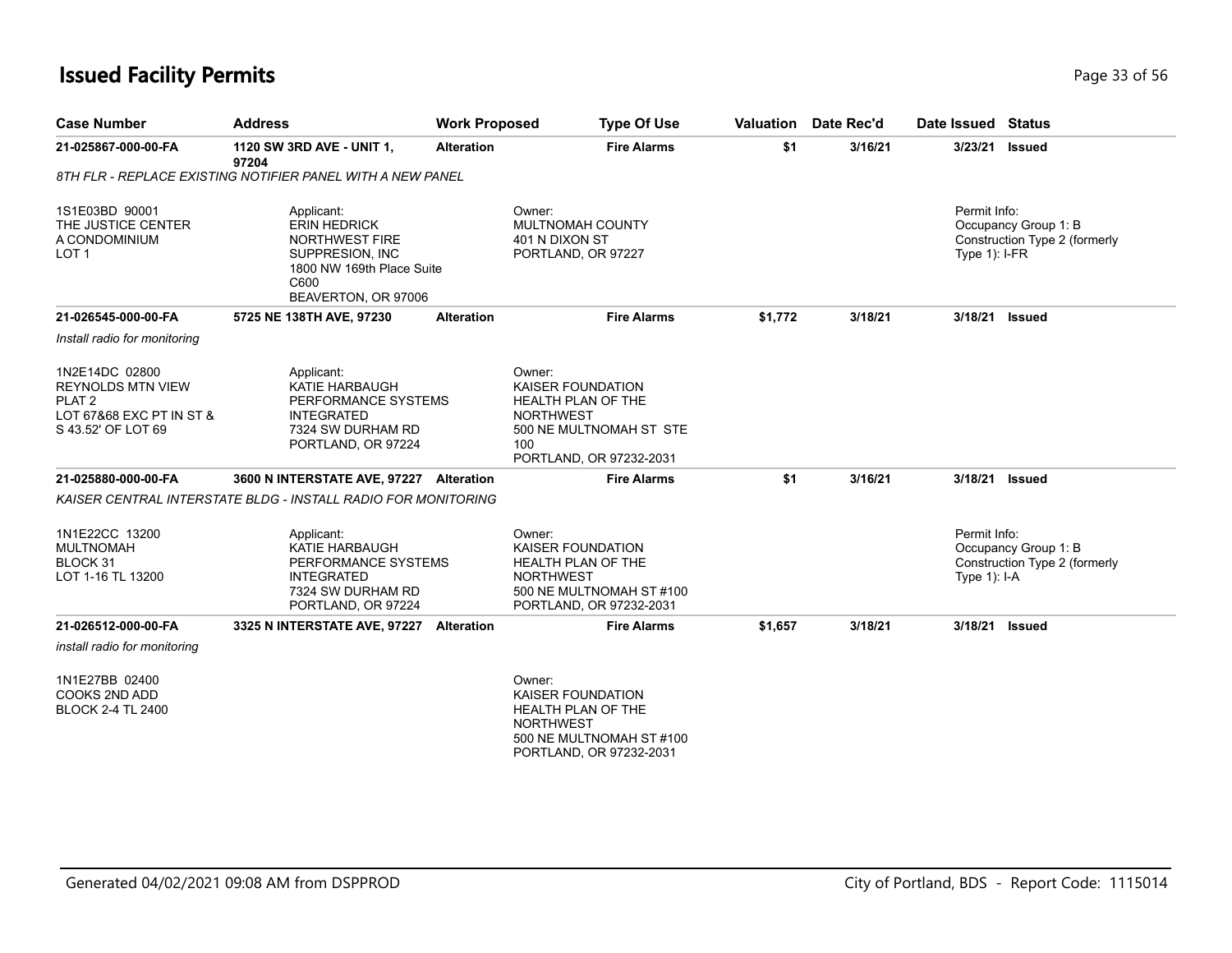# Issued Facility Permits

| Case Number | Address | Work Proposed | Type Of Use | Valuation | Date Rec'd | Date Issued | Status |
|---|---|---|---|---|---|---|---|
| **21-025867-000-00-FA** | **1120 SW 3RD AVE - UNIT 1, 97204** | **Alteration** | **Fire Alarms** | **$1** | **3/16/21** | **3/23/21** | **Issued** |

*8TH FLR - REPLACE EXISTING NOTIFIER PANEL WITH A NEW PANEL*

1S1E03BD 90001
THE JUSTICE CENTER
A CONDOMINIUM
LOT 1

Applicant:
ERIN HEDRICK
NORTHWEST FIRE
SUPPRESION, INC
1800 NW 169th Place Suite
C600
BEAVERTON, OR 97006

Owner:
MULTNOMAH COUNTY
401 N DIXON ST
PORTLAND, OR 97227

Permit Info:
Occupancy Group 1: B
Construction Type 2 (formerly Type 1): I-FR

| Case Number | Address | Work Proposed | Type Of Use | Valuation | Date Rec'd | Date Issued | Status |
|---|---|---|---|---|---|---|---|
| **21-026545-000-00-FA** | **5725 NE 138TH AVE, 97230** | **Alteration** | **Fire Alarms** | **$1,772** | **3/18/21** | **3/18/21** | **Issued** |

*Install radio for monitoring*

1N2E14DC 02800
REYNOLDS MTN VIEW
PLAT 2
LOT 67&68 EXC PT IN ST &
S 43.52' OF LOT 69

Applicant:
KATIE HARBAUGH
PERFORMANCE SYSTEMS
INTEGRATED
7324 SW DURHAM RD
PORTLAND, OR 97224

Owner:
KAISER FOUNDATION
HEALTH PLAN OF THE
NORTHWEST
500 NE MULTNOMAH ST STE
100
PORTLAND, OR 97232-2031

| Case Number | Address | Work Proposed | Type Of Use | Valuation | Date Rec'd | Date Issued | Status |
|---|---|---|---|---|---|---|---|
| **21-025880-000-00-FA** | **3600 N INTERSTATE AVE, 97227** | **Alteration** | **Fire Alarms** | **$1** | **3/16/21** | **3/18/21** | **Issued** |

*KAISER CENTRAL INTERSTATE BLDG - INSTALL RADIO FOR MONITORING*

1N1E22CC 13200
MULTNOMAH
BLOCK 31
LOT 1-16 TL 13200

Applicant:
KATIE HARBAUGH
PERFORMANCE SYSTEMS
INTEGRATED
7324 SW DURHAM RD
PORTLAND, OR 97224

Owner:
KAISER FOUNDATION
HEALTH PLAN OF THE
NORTHWEST
500 NE MULTNOMAH ST #100
PORTLAND, OR 97232-2031

Permit Info:
Occupancy Group 1: B
Construction Type 2 (formerly Type 1): I-A

| Case Number | Address | Work Proposed | Type Of Use | Valuation | Date Rec'd | Date Issued | Status |
|---|---|---|---|---|---|---|---|
| **21-026512-000-00-FA** | **3325 N INTERSTATE AVE, 97227** | **Alteration** | **Fire Alarms** | **$1,657** | **3/18/21** | **3/18/21** | **Issued** |

*install radio for monitoring*

1N1E27BB 02400
COOKS 2ND ADD
BLOCK 2-4 TL 2400

Owner:
KAISER FOUNDATION
HEALTH PLAN OF THE
NORTHWEST
500 NE MULTNOMAH ST #100
PORTLAND, OR 97232-2031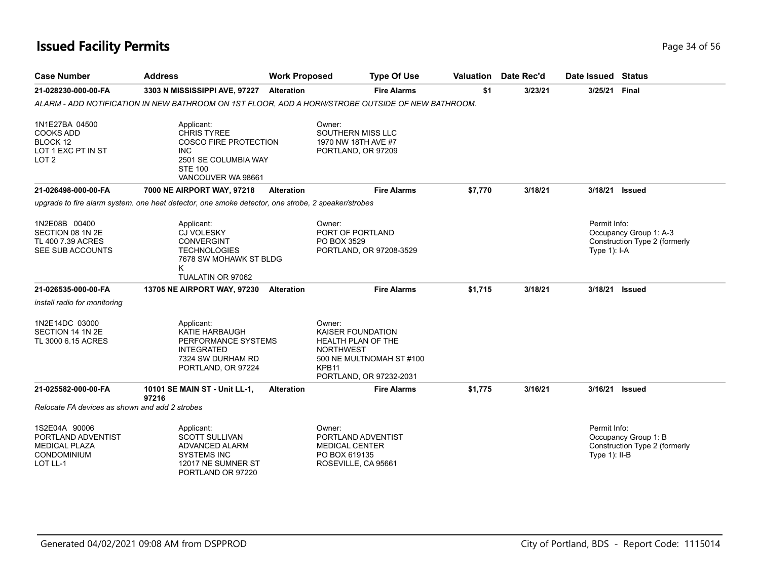## Issued Facility Permits

| Case Number | Address | Work Proposed | Type Of Use | Valuation | Date Rec'd | Date Issued | Status |
|---|---|---|---|---|---|---|---|
| **21-028230-000-00-FA** | **3303 N MISSISSIPPI AVE, 97227** | **Alteration** | **Fire Alarms** | **$1** | **3/23/21** | **3/25/21** | **Final** |

*ALARM - ADD NOTIFICATION IN NEW BATHROOM ON 1ST FLOOR, ADD A HORN/STROBE OUTSIDE OF NEW BATHROOM.*

1N1E27BA 04500
COOKS ADD
BLOCK 12
LOT 1 EXC PT IN ST
LOT 2

Applicant:
CHRIS TYREE
COSCO FIRE PROTECTION INC
2501 SE COLUMBIA WAY STE 100
VANCOUVER WA 98661

Owner:
SOUTHERN MISS LLC
1970 NW 18TH AVE #7
PORTLAND, OR 97209

| Case Number | Address | Work Proposed | Type Of Use | Valuation | Date Rec'd | Date Issued | Status |
|---|---|---|---|---|---|---|---|
| **21-026498-000-00-FA** | **7000 NE AIRPORT WAY, 97218** | **Alteration** | **Fire Alarms** | **$7,770** | **3/18/21** | **3/18/21** | **Issued** |

*upgrade to fire alarm system. one heat detector, one smoke detector, one strobe, 2 speaker/strobes*

1N2E08B 00400
SECTION 08 1N 2E
TL 400 7.39 ACRES
SEE SUB ACCOUNTS

Applicant:
CJ VOLESKY
CONVERGINT TECHNOLOGIES
7678 SW MOHAWK ST BLDG K
TUALATIN OR 97062

Owner:
PORT OF PORTLAND
PO BOX 3529
PORTLAND, OR 97208-3529

Permit Info:
Occupancy Group 1: A-3
Construction Type 2 (formerly Type 1): I-A

| Case Number | Address | Work Proposed | Type Of Use | Valuation | Date Rec'd | Date Issued | Status |
|---|---|---|---|---|---|---|---|
| **21-026535-000-00-FA** | **13705 NE AIRPORT WAY, 97230** | **Alteration** | **Fire Alarms** | **$1,715** | **3/18/21** | **3/18/21** | **Issued** |

*install radio for monitoring*

1N2E14DC 03000
SECTION 14 1N 2E
TL 3000 6.15 ACRES

Applicant:
KATIE HARBAUGH
PERFORMANCE SYSTEMS INTEGRATED
7324 SW DURHAM RD
PORTLAND, OR 97224

Owner:
KAISER FOUNDATION HEALTH PLAN OF THE NORTHWEST
500 NE MULTNOMAH ST #100
KPB11
PORTLAND, OR 97232-2031

| Case Number | Address | Work Proposed | Type Of Use | Valuation | Date Rec'd | Date Issued | Status |
|---|---|---|---|---|---|---|---|
| **21-025582-000-00-FA** | **10101 SE MAIN ST - Unit LL-1, 97216** | **Alteration** | **Fire Alarms** | **$1,775** | **3/16/21** | **3/16/21** | **Issued** |

*Relocate FA devices as shown and add 2 strobes*

1S2E04A 90006
PORTLAND ADVENTIST MEDICAL PLAZA CONDOMINIUM
LOT LL-1

Applicant:
SCOTT SULLIVAN
ADVANCED ALARM SYSTEMS INC
12017 NE SUMNER ST
PORTLAND OR 97220

Owner:
PORTLAND ADVENTIST MEDICAL CENTER
PO BOX 619135
ROSEVILLE, CA 95661

Permit Info:
Occupancy Group 1: B
Construction Type 2 (formerly Type 1): II-B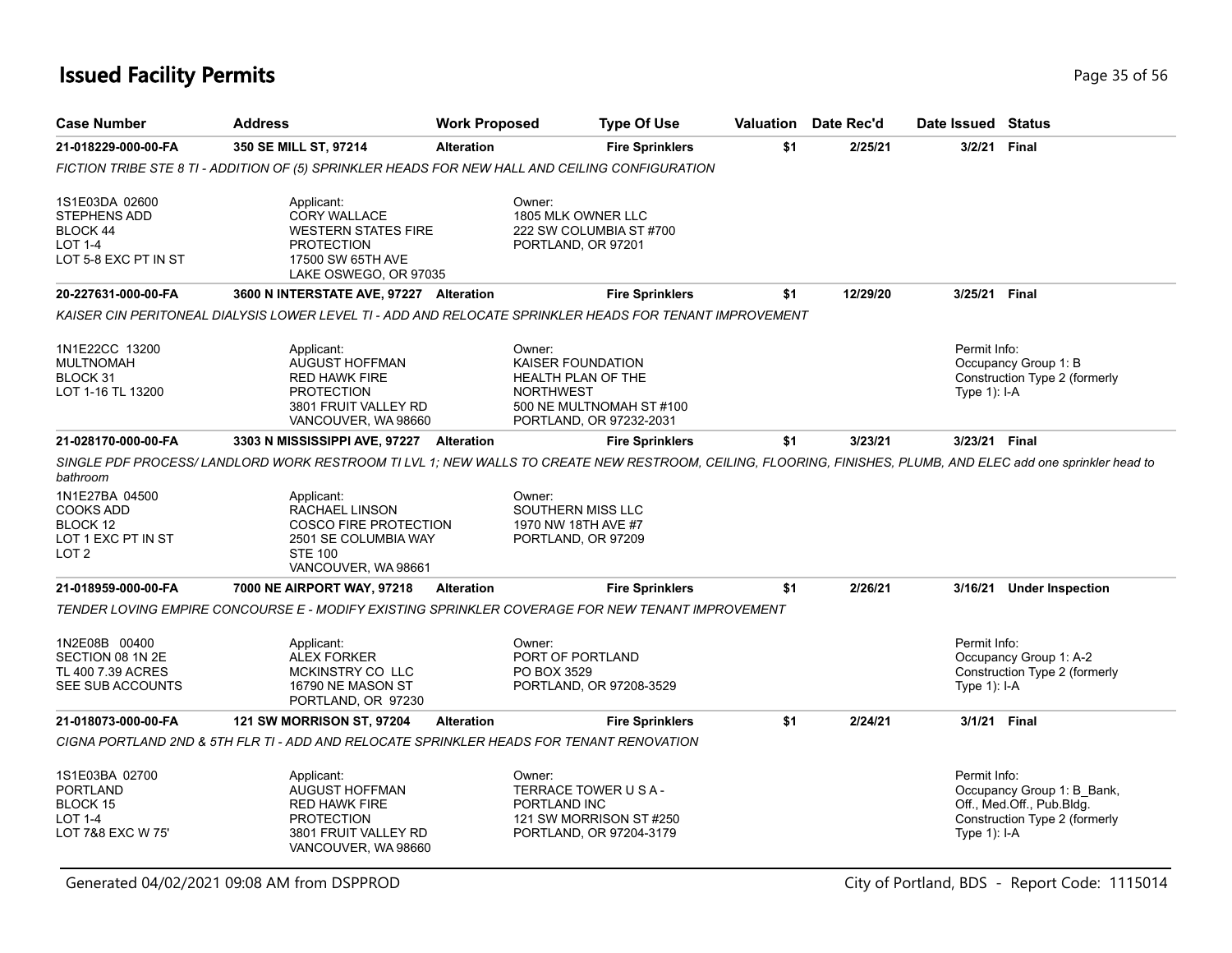# Issued Facility Permits

| Case Number | Address | Work Proposed | Type Of Use | Valuation | Date Rec'd | Date Issued | Status |
|---|---|---|---|---|---|---|---|
| **21-018229-000-00-FA** | **350 SE MILL ST, 97214** | **Alteration** | **Fire Sprinklers** | **$1** | **2/25/21** | **3/2/21** | **Final** |

*FICTION TRIBE STE 8 TI - ADDITION OF (5) SPRINKLER HEADS FOR NEW HALL AND CEILING CONFIGURATION*

1S1E03DA 02600
STEPHENS ADD
BLOCK 44
LOT 1-4
LOT 5-8 EXC PT IN ST

Applicant:
CORY WALLACE
WESTERN STATES FIRE PROTECTION
17500 SW 65TH AVE
LAKE OSWEGO, OR 97035

Owner:
1805 MLK OWNER LLC
222 SW COLUMBIA ST #700
PORTLAND, OR 97201

| Case Number | Address | Work Proposed | Type Of Use | Valuation | Date Rec'd | Date Issued | Status |
|---|---|---|---|---|---|---|---|
| **20-227631-000-00-FA** | **3600 N INTERSTATE AVE, 97227** | **Alteration** | **Fire Sprinklers** | **$1** | **12/29/20** | **3/25/21** | **Final** |

*KAISER CIN PERITONEAL DIALYSIS LOWER LEVEL TI - ADD AND RELOCATE SPRINKLER HEADS FOR TENANT IMPROVEMENT*

1N1E22CC 13200
MULTNOMAH
BLOCK 31
LOT 1-16 TL 13200

Applicant:
AUGUST HOFFMAN
RED HAWK FIRE PROTECTION
3801 FRUIT VALLEY RD
VANCOUVER, WA 98660

Owner:
KAISER FOUNDATION HEALTH PLAN OF THE NORTHWEST
500 NE MULTNOMAH ST #100
PORTLAND, OR 97232-2031

Permit Info:
Occupancy Group 1: B
Construction Type 2 (formerly Type 1): I-A

| Case Number | Address | Work Proposed | Type Of Use | Valuation | Date Rec'd | Date Issued | Status |
|---|---|---|---|---|---|---|---|
| **21-028170-000-00-FA** | **3303 N MISSISSIPPI AVE, 97227** | **Alteration** | **Fire Sprinklers** | **$1** | **3/23/21** | **3/23/21** | **Final** |

*SINGLE PDF PROCESS/ LANDLORD WORK RESTROOM TI LVL 1; NEW WALLS TO CREATE NEW RESTROOM, CEILING, FLOORING, FINISHES, PLUMB, AND ELEC add one sprinkler head to bathroom*

1N1E27BA 04500
COOKS ADD
BLOCK 12
LOT 1 EXC PT IN ST
LOT 2

Applicant:
RACHAEL LINSON
COSCO FIRE PROTECTION
2501 SE COLUMBIA WAY STE 100
VANCOUVER, WA 98661

Owner:
SOUTHERN MISS LLC
1970 NW 18TH AVE #7
PORTLAND, OR 97209

| Case Number | Address | Work Proposed | Type Of Use | Valuation | Date Rec'd | Date Issued | Status |
|---|---|---|---|---|---|---|---|
| **21-018959-000-00-FA** | **7000 NE AIRPORT WAY, 97218** | **Alteration** | **Fire Sprinklers** | **$1** | **2/26/21** | **3/16/21** | **Under Inspection** |

*TENDER LOVING EMPIRE CONCOURSE E - MODIFY EXISTING SPRINKLER COVERAGE FOR NEW TENANT IMPROVEMENT*

1N2E08B 00400
SECTION 08 1N 2E
TL 400 7.39 ACRES
SEE SUB ACCOUNTS

Applicant:
ALEX FORKER
MCKINSTRY CO LLC
16790 NE MASON ST
PORTLAND, OR 97230

Owner:
PORT OF PORTLAND
PO BOX 3529
PORTLAND, OR 97208-3529

Permit Info:
Occupancy Group 1: A-2
Construction Type 2 (formerly Type 1): I-A

| Case Number | Address | Work Proposed | Type Of Use | Valuation | Date Rec'd | Date Issued | Status |
|---|---|---|---|---|---|---|---|
| **21-018073-000-00-FA** | **121 SW MORRISON ST, 97204** | **Alteration** | **Fire Sprinklers** | **$1** | **2/24/21** | **3/1/21** | **Final** |

*CIGNA PORTLAND 2ND & 5TH FLR TI - ADD AND RELOCATE SPRINKLER HEADS FOR TENANT RENOVATION*

1S1E03BA 02700
PORTLAND
BLOCK 15
LOT 1-4
LOT 7&8 EXC W 75'

Applicant:
AUGUST HOFFMAN
RED HAWK FIRE PROTECTION
3801 FRUIT VALLEY RD
VANCOUVER, WA 98660

Owner:
TERRACE TOWER U S A - PORTLAND INC
121 SW MORRISON ST #250
PORTLAND, OR 97204-3179

Permit Info:
Occupancy Group 1: B_Bank, Off., Med.Off., Pub.Bldg.
Construction Type 2 (formerly Type 1): I-A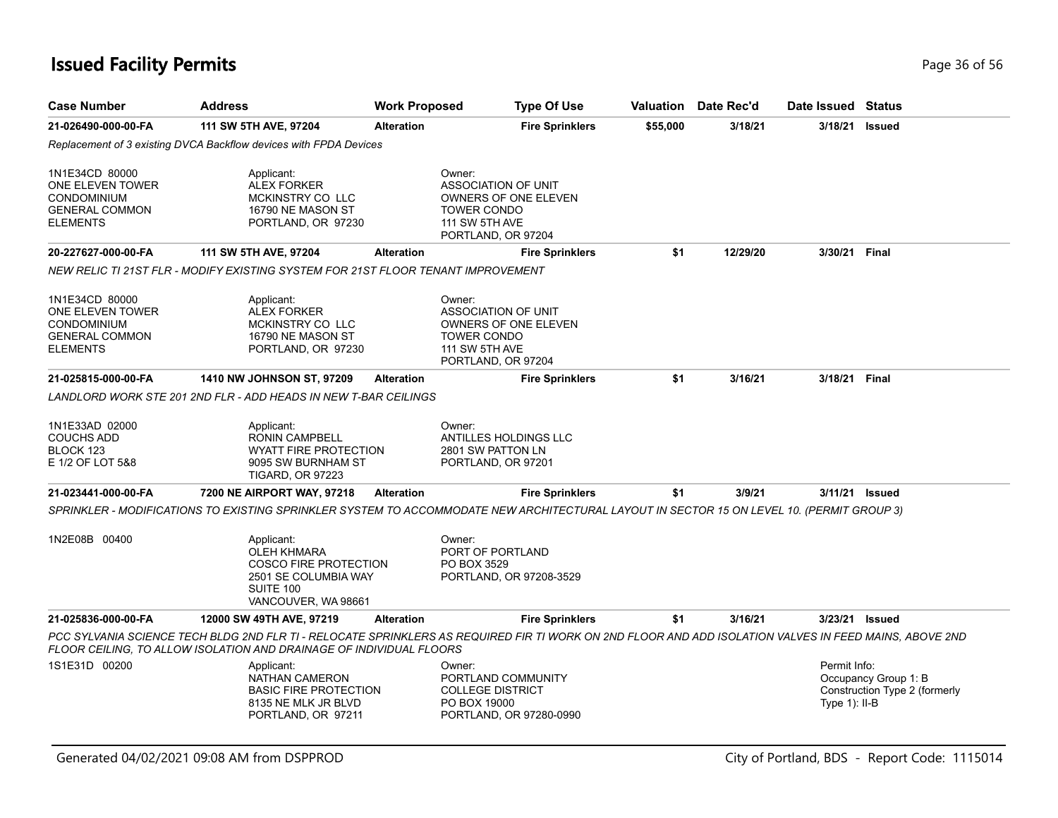# Issued Facility Permits

| Case Number | Address | Work Proposed | Type Of Use | Valuation | Date Rec'd | Date Issued | Status |
|---|---|---|---|---|---|---|---|
| 21-026490-000-00-FA | 111 SW 5TH AVE, 97204 | Alteration | Fire Sprinklers | $55,000 | 3/18/21 | 3/18/21 | Issued |

*Replacement of 3 existing DVCA Backflow devices with FPDA Devices*

1N1E34CD 80000
ONE ELEVEN TOWER
CONDOMINIUM
GENERAL COMMON
ELEMENTS

Applicant:
ALEX FORKER
MCKINSTRY CO LLC
16790 NE MASON ST
PORTLAND, OR 97230

Owner:
ASSOCIATION OF UNIT
OWNERS OF ONE ELEVEN
TOWER CONDO
111 SW 5TH AVE
PORTLAND, OR 97204

| Case Number | Address | Work Proposed | Type Of Use | Valuation | Date Rec'd | Date Issued | Status |
|---|---|---|---|---|---|---|---|
| 20-227627-000-00-FA | 111 SW 5TH AVE, 97204 | Alteration | Fire Sprinklers | $1 | 12/29/20 | 3/30/21 | Final |

*NEW RELIC TI 21ST FLR - MODIFY EXISTING SYSTEM FOR 21ST FLOOR TENANT IMPROVEMENT*

1N1E34CD 80000
ONE ELEVEN TOWER
CONDOMINIUM
GENERAL COMMON
ELEMENTS

Applicant:
ALEX FORKER
MCKINSTRY CO LLC
16790 NE MASON ST
PORTLAND, OR 97230

Owner:
ASSOCIATION OF UNIT
OWNERS OF ONE ELEVEN
TOWER CONDO
111 SW 5TH AVE
PORTLAND, OR 97204

| Case Number | Address | Work Proposed | Type Of Use | Valuation | Date Rec'd | Date Issued | Status |
|---|---|---|---|---|---|---|---|
| 21-025815-000-00-FA | 1410 NW JOHNSON ST, 97209 | Alteration | Fire Sprinklers | $1 | 3/16/21 | 3/18/21 | Final |

*LANDLORD WORK STE 201 2ND FLR - ADD HEADS IN NEW T-BAR CEILINGS*

1N1E33AD 02000
COUCHS ADD
BLOCK 123
E 1/2 OF LOT 5&8

Applicant:
RONIN CAMPBELL
WYATT FIRE PROTECTION
9095 SW BURNHAM ST
TIGARD, OR 97223

Owner:
ANTILLES HOLDINGS LLC
2801 SW PATTON LN
PORTLAND, OR 97201

| Case Number | Address | Work Proposed | Type Of Use | Valuation | Date Rec'd | Date Issued | Status |
|---|---|---|---|---|---|---|---|
| 21-023441-000-00-FA | 7200 NE AIRPORT WAY, 97218 | Alteration | Fire Sprinklers | $1 | 3/9/21 | 3/11/21 | Issued |

*SPRINKLER - MODIFICATIONS TO EXISTING SPRINKLER SYSTEM TO ACCOMMODATE NEW ARCHITECTURAL LAYOUT IN SECTOR 15 ON LEVEL 10. (PERMIT GROUP 3)*

1N2E08B 00400

Applicant:
OLEH KHMARA
COSCO FIRE PROTECTION
2501 SE COLUMBIA WAY
SUITE 100
VANCOUVER, WA 98661

Owner:
PORT OF PORTLAND
PO BOX 3529
PORTLAND, OR 97208-3529

| Case Number | Address | Work Proposed | Type Of Use | Valuation | Date Rec'd | Date Issued | Status |
|---|---|---|---|---|---|---|---|
| 21-025836-000-00-FA | 12000 SW 49TH AVE, 97219 | Alteration | Fire Sprinklers | $1 | 3/16/21 | 3/23/21 | Issued |

*PCC SYLVANIA SCIENCE TECH BLDG 2ND FLR TI - RELOCATE SPRINKLERS AS REQUIRED FIR TI WORK ON 2ND FLOOR AND ADD ISOLATION VALVES IN FEED MAINS, ABOVE 2ND FLOOR CEILING, TO ALLOW ISOLATION AND DRAINAGE OF INDIVIDUAL FLOORS*

1S1E31D 00200

Applicant:
NATHAN CAMERON
BASIC FIRE PROTECTION
8135 NE MLK JR BLVD
PORTLAND, OR 97211

Owner:
PORTLAND COMMUNITY
COLLEGE DISTRICT
PO BOX 19000
PORTLAND, OR 97280-0990

Permit Info:
Occupancy Group 1: B
Construction Type 2 (formerly Type 1): II-B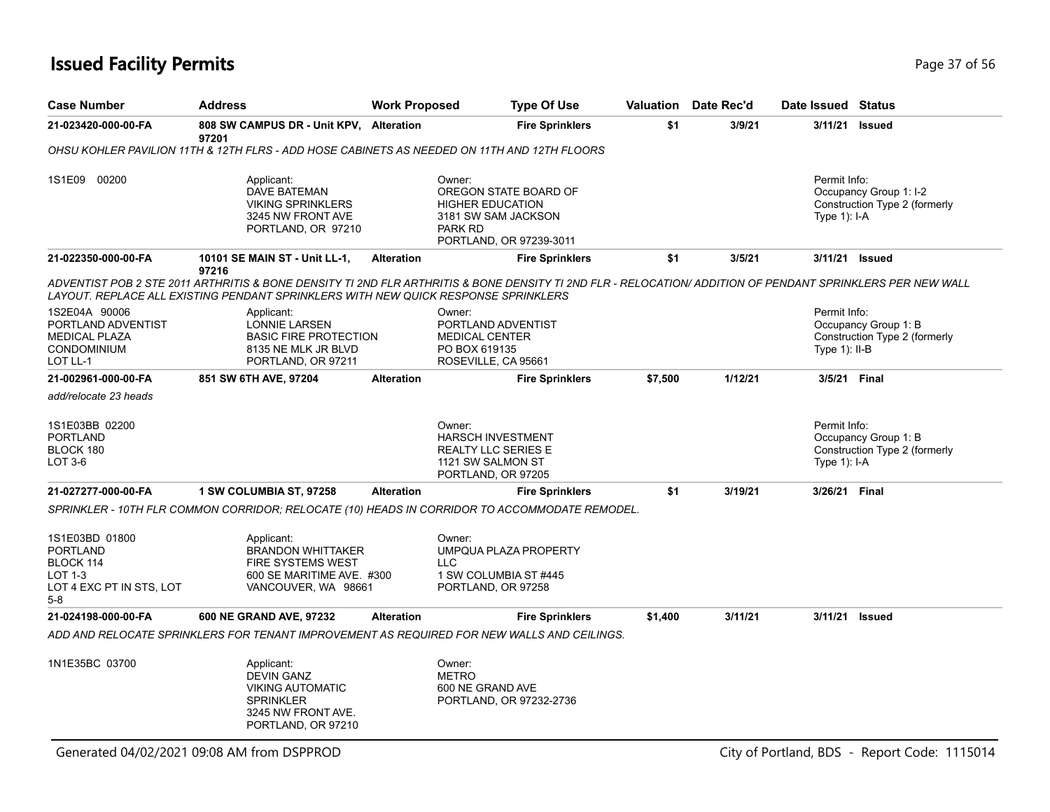# Issued Facility Permits

| Case Number | Address | Work Proposed | Type Of Use | Valuation | Date Rec'd | Date Issued | Status |
|---|---|---|---|---|---|---|---|
| 21-023420-000-00-FA | 808 SW CAMPUS DR - Unit KPV, 97201 | Alteration | Fire Sprinklers | $1 | 3/9/21 | 3/11/21 | Issued |

*OHSU KOHLER PAVILION 11TH & 12TH FLRS - ADD HOSE CABINETS AS NEEDED ON 11TH AND 12TH FLOORS*

1S1E09 00200

Applicant:
DAVE BATEMAN
VIKING SPRINKLERS
3245 NW FRONT AVE
PORTLAND, OR 97210

Owner:
OREGON STATE BOARD OF HIGHER EDUCATION
3181 SW SAM JACKSON PARK RD
PORTLAND, OR 97239-3011

Permit Info:
Occupancy Group 1: I-2
Construction Type 2 (formerly Type 1): I-A

---

| Case Number | Address | Work Proposed | Type Of Use | Valuation | Date Rec'd | Date Issued | Status |
|---|---|---|---|---|---|---|---|
| 21-022350-000-00-FA | 10101 SE MAIN ST - Unit LL-1, 97216 | Alteration | Fire Sprinklers | $1 | 3/5/21 | 3/11/21 | Issued |

*ADVENTIST POB 2 STE 2011 ARTHRITIS & BONE DENSITY TI 2ND FLR ARTHRITIS & BONE DENSITY TI 2ND FLR - RELOCATION/ ADDITION OF PENDANT SPRINKLERS PER NEW WALL LAYOUT. REPLACE ALL EXISTING PENDANT SPRINKLERS WITH NEW QUICK RESPONSE SPRINKLERS*

1S2E04A 90006
PORTLAND ADVENTIST MEDICAL PLAZA CONDOMINIUM
LOT LL-1

Applicant:
LONNIE LARSEN
BASIC FIRE PROTECTION
8135 NE MLK JR BLVD
PORTLAND, OR 97211

Owner:
PORTLAND ADVENTIST MEDICAL CENTER
PO BOX 619135
ROSEVILLE, CA 95661

Permit Info:
Occupancy Group 1: B
Construction Type 2 (formerly Type 1): II-B

---

| Case Number | Address | Work Proposed | Type Of Use | Valuation | Date Rec'd | Date Issued | Status |
|---|---|---|---|---|---|---|---|
| 21-002961-000-00-FA | 851 SW 6TH AVE, 97204 | Alteration | Fire Sprinklers | $7,500 | 1/12/21 | 3/5/21 | Final |

*add/relocate 23 heads*

1S1E03BB 02200
PORTLAND
BLOCK 180
LOT 3-6

Owner:
HARSCH INVESTMENT REALTY LLC SERIES E
1121 SW SALMON ST
PORTLAND, OR 97205

Permit Info:
Occupancy Group 1: B
Construction Type 2 (formerly Type 1): I-A

---

| Case Number | Address | Work Proposed | Type Of Use | Valuation | Date Rec'd | Date Issued | Status |
|---|---|---|---|---|---|---|---|
| 21-027277-000-00-FA | 1 SW COLUMBIA ST, 97258 | Alteration | Fire Sprinklers | $1 | 3/19/21 | 3/26/21 | Final |

*SPRINKLER - 10TH FLR COMMON CORRIDOR; RELOCATE (10) HEADS IN CORRIDOR TO ACCOMMODATE REMODEL.*

1S1E03BD 01800
PORTLAND
BLOCK 114
LOT 1-3
LOT 4 EXC PT IN STS, LOT 5-8

Applicant:
BRANDON WHITTAKER
FIRE SYSTEMS WEST
600 SE MARITIME AVE. #300
VANCOUVER, WA 98661

Owner:
UMPQUA PLAZA PROPERTY LLC
1 SW COLUMBIA ST #445
PORTLAND, OR 97258

---

| Case Number | Address | Work Proposed | Type Of Use | Valuation | Date Rec'd | Date Issued | Status |
|---|---|---|---|---|---|---|---|
| 21-024198-000-00-FA | 600 NE GRAND AVE, 97232 | Alteration | Fire Sprinklers | $1,400 | 3/11/21 | 3/11/21 | Issued |

*ADD AND RELOCATE SPRINKLERS FOR TENANT IMPROVEMENT AS REQUIRED FOR NEW WALLS AND CEILINGS.*

1N1E35BC 03700

Applicant:
DEVIN GANZ
VIKING AUTOMATIC SPRINKLER
3245 NW FRONT AVE.
PORTLAND, OR 97210

Owner:
METRO
600 NE GRAND AVE
PORTLAND, OR 97232-2736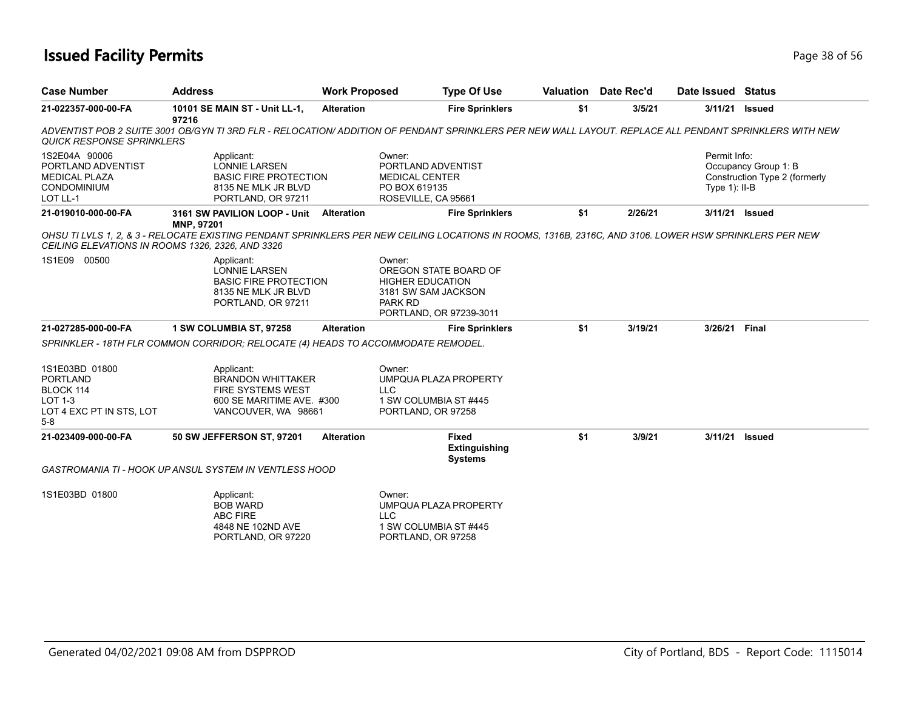# Issued Facility Permits

| Case Number | Address | Work Proposed | Type Of Use | Valuation | Date Rec'd | Date Issued | Status |
|---|---|---|---|---|---|---|---|
| 21-022357-000-00-FA | 10101 SE MAIN ST - Unit LL-1, 97216 | Alteration | Fire Sprinklers | $1 | 3/5/21 | 3/11/21 | Issued |

*ADVENTIST POB 2 SUITE 3001 OB/GYN TI 3RD FLR - RELOCATION/ ADDITION OF PENDANT SPRINKLERS PER NEW WALL LAYOUT. REPLACE ALL PENDANT SPRINKLERS WITH NEW QUICK RESPONSE SPRINKLERS*

1S2E04A 90006
PORTLAND ADVENTIST
MEDICAL PLAZA
CONDOMINIUM
LOT LL-1

Applicant:
LONNIE LARSEN
BASIC FIRE PROTECTION
8135 NE MLK JR BLVD
PORTLAND, OR 97211

Owner:
PORTLAND ADVENTIST
MEDICAL CENTER
PO BOX 619135
ROSEVILLE, CA 95661

Permit Info:
Occupancy Group 1: B
Construction Type 2 (formerly Type 1): II-B

| Case Number | Address | Work Proposed | Type Of Use | Valuation | Date Rec'd | Date Issued | Status |
|---|---|---|---|---|---|---|---|
| 21-019010-000-00-FA | 3161 SW PAVILION LOOP - Unit MNP, 97201 | Alteration | Fire Sprinklers | $1 | 2/26/21 | 3/11/21 | Issued |

*OHSU TI LVLS 1, 2, & 3 - RELOCATE EXISTING PENDANT SPRINKLERS PER NEW CEILING LOCATIONS IN ROOMS, 1316B, 2316C, AND 3106. LOWER HSW SPRINKLERS PER NEW CEILING ELEVATIONS IN ROOMS 1326, 2326, AND 3326*

1S1E09 00500

Applicant:
LONNIE LARSEN
BASIC FIRE PROTECTION
8135 NE MLK JR BLVD
PORTLAND, OR 97211

Owner:
OREGON STATE BOARD OF
HIGHER EDUCATION
3181 SW SAM JACKSON
PARK RD
PORTLAND, OR 97239-3011

| Case Number | Address | Work Proposed | Type Of Use | Valuation | Date Rec'd | Date Issued | Status |
|---|---|---|---|---|---|---|---|
| 21-027285-000-00-FA | 1 SW COLUMBIA ST, 97258 | Alteration | Fire Sprinklers | $1 | 3/19/21 | 3/26/21 | Final |

*SPRINKLER - 18TH FLR COMMON CORRIDOR; RELOCATE (4) HEADS TO ACCOMMODATE REMODEL.*

1S1E03BD 01800
PORTLAND
BLOCK 114
LOT 1-3
LOT 4 EXC PT IN STS, LOT 5-8

Applicant:
BRANDON WHITTAKER
FIRE SYSTEMS WEST
600 SE MARITIME AVE. #300
VANCOUVER, WA 98661

Owner:
UMPQUA PLAZA PROPERTY
LLC
1 SW COLUMBIA ST #445
PORTLAND, OR 97258

| Case Number | Address | Work Proposed | Type Of Use | Valuation | Date Rec'd | Date Issued | Status |
|---|---|---|---|---|---|---|---|
| 21-023409-000-00-FA | 50 SW JEFFERSON ST, 97201 | Alteration | Fixed Extinguishing Systems | $1 | 3/9/21 | 3/11/21 | Issued |

*GASTROMANIA TI - HOOK UP ANSUL SYSTEM IN VENTLESS HOOD*

1S1E03BD 01800

Applicant:
BOB WARD
ABC FIRE
4848 NE 102ND AVE
PORTLAND, OR 97220

Owner:
UMPQUA PLAZA PROPERTY
LLC
1 SW COLUMBIA ST #445
PORTLAND, OR 97258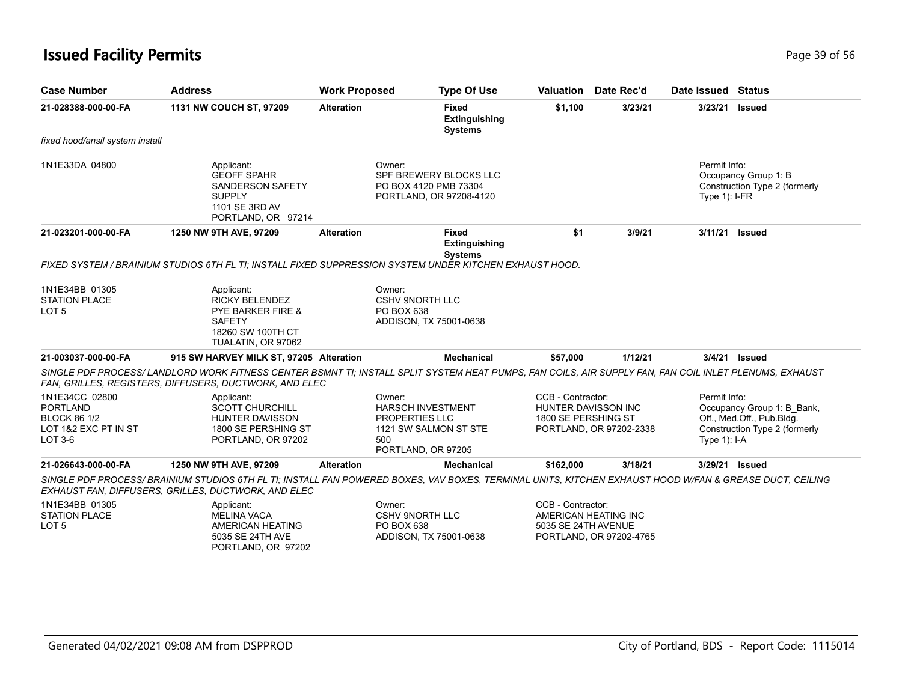# Issued Facility Permits

| Case Number | Address | Work Proposed | Type Of Use | Valuation | Date Rec'd | Date Issued | Status |
|---|---|---|---|---|---|---|---|
| 21-028388-000-00-FA | 1131 NW COUCH ST, 97209 | Alteration | Fixed Extinguishing Systems | $1,100 | 3/23/21 | 3/23/21 | Issued |

*fixed hood/ansil system install*

1N1E33DA 04800

Applicant: GEOFF SPAHR, SANDERSON SAFETY SUPPLY, 1101 SE 3RD AV, PORTLAND, OR 97214

Owner: SPF BREWERY BLOCKS LLC, PO BOX 4120 PMB 73304, PORTLAND, OR 97208-4120

Permit Info: Occupancy Group 1: B; Construction Type 2 (formerly Type 1): I-FR

---

| Case Number | Address | Work Proposed | Type Of Use | Valuation | Date Rec'd | Date Issued | Status |
|---|---|---|---|---|---|---|---|
| 21-023201-000-00-FA | 1250 NW 9TH AVE, 97209 | Alteration | Fixed Extinguishing Systems | $1 | 3/9/21 | 3/11/21 | Issued |

*FIXED SYSTEM / BRAINIUM STUDIOS 6TH FL TI; INSTALL FIXED SUPPRESSION SYSTEM UNDER KITCHEN EXHAUST HOOD.*

1N1E34BB 01305, STATION PLACE, LOT 5

Applicant: RICKY BELENDEZ, PYE BARKER FIRE & SAFETY, 18260 SW 100TH CT, TUALATIN, OR 97062

Owner: CSHV 9NORTH LLC, PO BOX 638, ADDISON, TX 75001-0638

---

| Case Number | Address | Work Proposed | Type Of Use | Valuation | Date Rec'd | Date Issued | Status |
|---|---|---|---|---|---|---|---|
| 21-003037-000-00-FA | 915 SW HARVEY MILK ST, 97205 | Alteration | Mechanical | $57,000 | 1/12/21 | 3/4/21 | Issued |

*SINGLE PDF PROCESS/ LANDLORD WORK FITNESS CENTER BSMNT TI; INSTALL SPLIT SYSTEM HEAT PUMPS, FAN COILS, AIR SUPPLY FAN, FAN COIL INLET PLENUMS, EXHAUST FAN, GRILLES, REGISTERS, DIFFUSERS, DUCTWORK, AND ELEC*

1N1E34CC 02800, PORTLAND, BLOCK 86 1/2, LOT 1&2 EXC PT IN ST, LOT 3-6

Applicant: SCOTT CHURCHILL, HUNTER DAVISSON, 1800 SE PERSHING ST, PORTLAND, OR 97202

Owner: HARSCH INVESTMENT PROPERTIES LLC, 1121 SW SALMON ST STE 500, PORTLAND, OR 97205

CCB - Contractor: HUNTER DAVISSON INC, 1800 SE PERSHING ST, PORTLAND, OR 97202-2338

Permit Info: Occupancy Group 1: B_Bank, Off., Med.Off., Pub.Bldg.; Construction Type 2 (formerly Type 1): I-A

---

| Case Number | Address | Work Proposed | Type Of Use | Valuation | Date Rec'd | Date Issued | Status |
|---|---|---|---|---|---|---|---|
| 21-026643-000-00-FA | 1250 NW 9TH AVE, 97209 | Alteration | Mechanical | $162,000 | 3/18/21 | 3/29/21 | Issued |

*SINGLE PDF PROCESS/ BRAINIUM STUDIOS 6TH FL TI; INSTALL FAN POWERED BOXES, VAV BOXES, TERMINAL UNITS, KITCHEN EXHAUST HOOD W/FAN & GREASE DUCT, CEILING EXHAUST FAN, DIFFUSERS, GRILLES, DUCTWORK, AND ELEC*

1N1E34BB 01305, STATION PLACE, LOT 5

Applicant: MELINA VACA, AMERICAN HEATING, 5035 SE 24TH AVE, PORTLAND, OR 97202

Owner: CSHV 9NORTH LLC, PO BOX 638, ADDISON, TX 75001-0638

CCB - Contractor: AMERICAN HEATING INC, 5035 SE 24TH AVENUE, PORTLAND, OR 97202-4765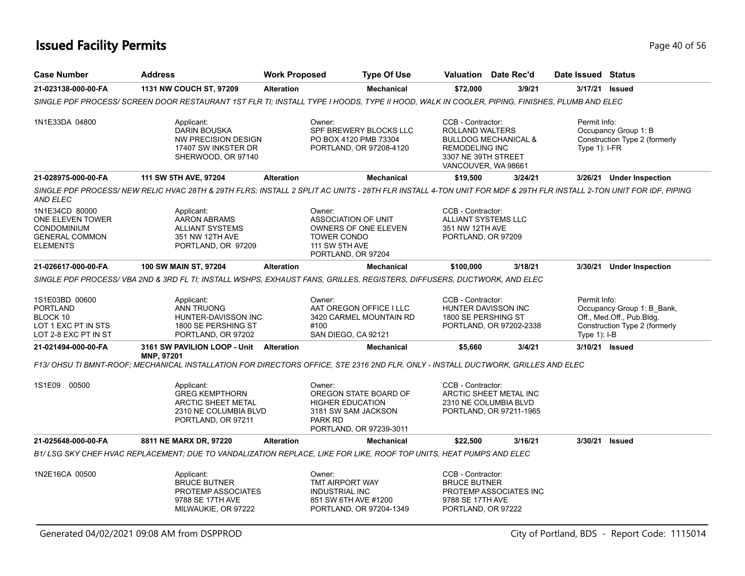# Issued Facility Permits

| Case Number | Address | Work Proposed | Type Of Use | Valuation | Date Rec'd | Date Issued | Status |
|---|---|---|---|---|---|---|---|
| 21-023138-000-00-FA | 1131 NW COUCH ST, 97209 | Alteration | Mechanical | $72,000 | 3/9/21 | 3/17/21 | Issued |

*SINGLE PDF PROCESS/ SCREEN DOOR RESTAURANT 1ST FLR TI; INSTALL TYPE I HOODS, TYPE II HOOD, WALK IN COOLER, PIPING, FINISHES, PLUMB AND ELEC*

1N1E33DA 04800

Applicant:
DARIN BOUSKA
NW PRECISION DESIGN
17407 SW INKSTER DR
SHERWOOD, OR 97140

Owner:
SPF BREWERY BLOCKS LLC
PO BOX 4120 PMB 73304
PORTLAND, OR 97208-4120

CCB - Contractor:
ROLLAND WALTERS
BULLDOG MECHANICAL &
REMODELING INC
3307 NE 39TH STREET
VANCOUVER, WA 98661

Permit Info:
Occupancy Group 1: B
Construction Type 2 (formerly Type 1): I-FR

| Case Number | Address | Work Proposed | Type Of Use | Valuation | Date Rec'd | Date Issued | Status |
|---|---|---|---|---|---|---|---|
| 21-028975-000-00-FA | 111 SW 5TH AVE, 97204 | Alteration | Mechanical | $19,500 | 3/24/21 | 3/26/21 | Under Inspection |

*SINGLE PDF PROCESS/ NEW RELIC HVAC 28TH & 29TH FLRS; INSTALL 2 SPLIT AC UNITS - 28TH FLR INSTALL 4-TON UNIT FOR MDF & 29TH FLR INSTALL 2-TON UNIT FOR IDF, PIPING AND ELEC*

1N1E34CD 80000
ONE ELEVEN TOWER
CONDOMINIUM
GENERAL COMMON
ELEMENTS

Applicant:
AARON ABRAMS
ALLIANT SYSTEMS
351 NW 12TH AVE
PORTLAND, OR 97209

Owner:
ASSOCIATION OF UNIT
OWNERS OF ONE ELEVEN
TOWER CONDO
111 SW 5TH AVE
PORTLAND, OR 97204

CCB - Contractor:
ALLIANT SYSTEMS LLC
351 NW 12TH AVE
PORTLAND, OR 97209

| Case Number | Address | Work Proposed | Type Of Use | Valuation | Date Rec'd | Date Issued | Status |
|---|---|---|---|---|---|---|---|
| 21-026617-000-00-FA | 100 SW MAIN ST, 97204 | Alteration | Mechanical | $100,000 | 3/18/21 | 3/30/21 | Under Inspection |

*SINGLE PDF PROCESS/ VBA 2ND & 3RD FL TI; INSTALL WSHPS, EXHAUST FANS, GRILLES, REGISTERS, DIFFUSERS, DUCTWORK, AND ELEC*

1S1E03BD 00600
PORTLAND
BLOCK 10
LOT 1 EXC PT IN STS
LOT 2-8 EXC PT IN ST

Applicant:
ANN TRUONG
HUNTER-DAVISSON INC
1800 SE PERSHING ST
PORTLAND, OR 97202

Owner:
AAT OREGON OFFICE I LLC
3420 CARMEL MOUNTAIN RD
#100
SAN DIEGO, CA 92121

CCB - Contractor:
HUNTER DAVISSON INC
1800 SE PERSHING ST
PORTLAND, OR 97202-2338

Permit Info:
Occupancy Group 1: B_Bank, Off., Med.Off., Pub.Bldg.
Construction Type 2 (formerly Type 1): I-B

| Case Number | Address | Work Proposed | Type Of Use | Valuation | Date Rec'd | Date Issued | Status |
|---|---|---|---|---|---|---|---|
| 21-021494-000-00-FA | 3161 SW PAVILION LOOP - Unit MNP, 97201 | Alteration | Mechanical | $5,660 | 3/4/21 | 3/10/21 | Issued |

*F13/ OHSU TI BMNT-ROOF; MECHANICAL INSTALLATION FOR DIRECTORS OFFICE, STE 2316 2ND FLR, ONLY - INSTALL DUCTWORK, GRILLES AND ELEC*

1S1E09 00500

Applicant:
GREG KEMPTHORN
ARCTIC SHEET METAL
2310 NE COLUMBIA BLVD
PORTLAND, OR 97211

Owner:
OREGON STATE BOARD OF
HIGHER EDUCATION
3181 SW SAM JACKSON
PARK RD
PORTLAND, OR 97239-3011

CCB - Contractor:
ARCTIC SHEET METAL INC
2310 NE COLUMBIA BLVD
PORTLAND, OR 97211-1965

| Case Number | Address | Work Proposed | Type Of Use | Valuation | Date Rec'd | Date Issued | Status |
|---|---|---|---|---|---|---|---|
| 21-025648-000-00-FA | 8811 NE MARX DR, 97220 | Alteration | Mechanical | $22,500 | 3/16/21 | 3/30/21 | Issued |

*B1/ LSG SKY CHEF HVAC REPLACEMENT; DUE TO VANDALIZATION REPLACE, LIKE FOR LIKE, ROOF TOP UNITS, HEAT PUMPS AND ELEC*

1N2E16CA 00500

Applicant:
BRUCE BUTNER
PROTEMP ASSOCIATES
9788 SE 17TH AVE
MILWAUKIE, OR 97222

Owner:
TMT AIRPORT WAY
INDUSTRIAL INC
851 SW 6TH AVE #1200
PORTLAND, OR 97204-1349

CCB - Contractor:
BRUCE BUTNER
PROTEMP ASSOCIATES INC
9788 SE 17TH AVE
PORTLAND, OR 97222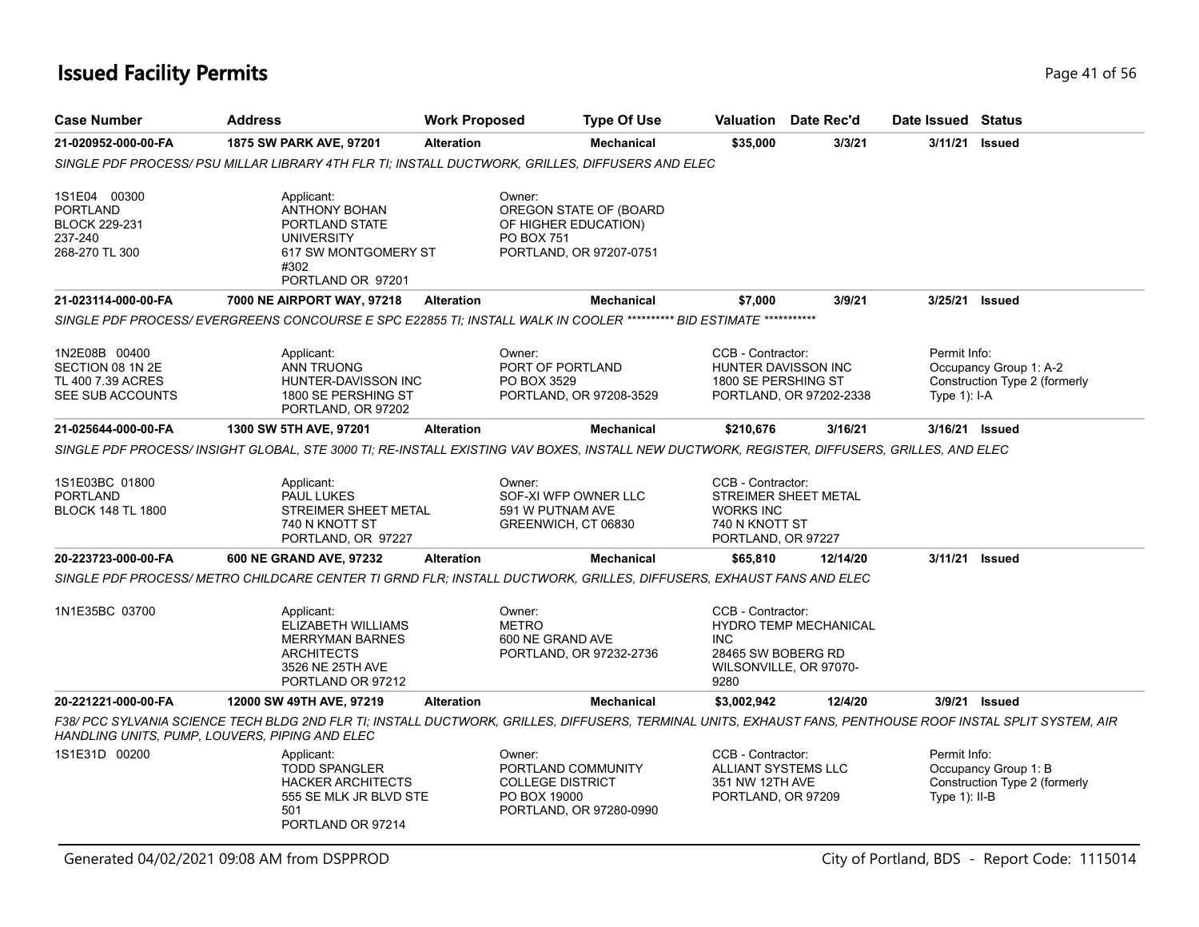# Issued Facility Permits

| Case Number | Address | Work Proposed | Type Of Use | Valuation | Date Rec'd | Date Issued | Status |
|---|---|---|---|---|---|---|---|
| 21-020952-000-00-FA | 1875 SW PARK AVE, 97201 | Alteration | Mechanical | $35,000 | 3/3/21 | 3/11/21 | Issued |

*SINGLE PDF PROCESS/ PSU MILLAR LIBRARY 4TH FLR TI; INSTALL DUCTWORK, GRILLES, DIFFUSERS AND ELEC*

1S1E04 00300
PORTLAND
BLOCK 229-231
237-240
268-270 TL 300

Applicant:
ANTHONY BOHAN
PORTLAND STATE
UNIVERSITY
617 SW MONTGOMERY ST
#302
PORTLAND OR 97201

Owner:
OREGON STATE OF (BOARD
OF HIGHER EDUCATION)
PO BOX 751
PORTLAND, OR 97207-0751

| Case Number | Address | Work Proposed | Type Of Use | Valuation | Date Rec'd | Date Issued | Status |
|---|---|---|---|---|---|---|---|
| 21-023114-000-00-FA | 7000 NE AIRPORT WAY, 97218 | Alteration | Mechanical | $7,000 | 3/9/21 | 3/25/21 | Issued |

*SINGLE PDF PROCESS/ EVERGREENS CONCOURSE E SPC E22855 TI; INSTALL WALK IN COOLER \*\*\*\*\*\*\*\*\*\* BID ESTIMATE \*\*\*\*\*\*\*\*\*\*\**

1N2E08B 00400
SECTION 08 1N 2E
TL 400 7.39 ACRES
SEE SUB ACCOUNTS

Applicant:
ANN TRUONG
HUNTER-DAVISSON INC
1800 SE PERSHING ST
PORTLAND, OR 97202

Owner:
PORT OF PORTLAND
PO BOX 3529
PORTLAND, OR 97208-3529

CCB - Contractor:
HUNTER DAVISSON INC
1800 SE PERSHING ST
PORTLAND, OR 97202-2338

Permit Info:
Occupancy Group 1: A-2
Construction Type 2 (formerly Type 1): I-A

| Case Number | Address | Work Proposed | Type Of Use | Valuation | Date Rec'd | Date Issued | Status |
|---|---|---|---|---|---|---|---|
| 21-025644-000-00-FA | 1300 SW 5TH AVE, 97201 | Alteration | Mechanical | $210,676 | 3/16/21 | 3/16/21 | Issued |

*SINGLE PDF PROCESS/ INSIGHT GLOBAL, STE 3000 TI; RE-INSTALL EXISTING VAV BOXES, INSTALL NEW DUCTWORK, REGISTER, DIFFUSERS, GRILLES, AND ELEC*

1S1E03BC 01800
PORTLAND
BLOCK 148 TL 1800

Applicant:
PAUL LUKES
STREIMER SHEET METAL
740 N KNOTT ST
PORTLAND, OR 97227

Owner:
SOF-XI WFP OWNER LLC
591 W PUTNAM AVE
GREENWICH, CT 06830

CCB - Contractor:
STREIMER SHEET METAL
WORKS INC
740 N KNOTT ST
PORTLAND, OR 97227

| Case Number | Address | Work Proposed | Type Of Use | Valuation | Date Rec'd | Date Issued | Status |
|---|---|---|---|---|---|---|---|
| 20-223723-000-00-FA | 600 NE GRAND AVE, 97232 | Alteration | Mechanical | $65,810 | 12/14/20 | 3/11/21 | Issued |

*SINGLE PDF PROCESS/ METRO CHILDCARE CENTER TI GRND FLR; INSTALL DUCTWORK, GRILLES, DIFFUSERS, EXHAUST FANS AND ELEC*

1N1E35BC 03700

Applicant:
ELIZABETH WILLIAMS
MERRYMAN BARNES
ARCHITECTS
3526 NE 25TH AVE
PORTLAND OR 97212

Owner:
METRO
600 NE GRAND AVE
PORTLAND, OR 97232-2736

CCB - Contractor:
HYDRO TEMP MECHANICAL
INC
28465 SW BOBERG RD
WILSONVILLE, OR 97070-9280

| Case Number | Address | Work Proposed | Type Of Use | Valuation | Date Rec'd | Date Issued | Status |
|---|---|---|---|---|---|---|---|
| 20-221221-000-00-FA | 12000 SW 49TH AVE, 97219 | Alteration | Mechanical | $3,002,942 | 12/4/20 | 3/9/21 | Issued |

*F38/ PCC SYLVANIA SCIENCE TECH BLDG 2ND FLR TI; INSTALL DUCTWORK, GRILLES, DIFFUSERS, TERMINAL UNITS, EXHAUST FANS, PENTHOUSE ROOF INSTAL SPLIT SYSTEM, AIR HANDLING UNITS, PUMP, LOUVERS, PIPING AND ELEC*

1S1E31D 00200

Applicant:
TODD SPANGLER
HACKER ARCHITECTS
555 SE MLK JR BLVD STE
501
PORTLAND OR 97214

Owner:
PORTLAND COMMUNITY
COLLEGE DISTRICT
PO BOX 19000
PORTLAND, OR 97280-0990

CCB - Contractor:
ALLIANT SYSTEMS LLC
351 NW 12TH AVE
PORTLAND, OR 97209

Permit Info:
Occupancy Group 1: B
Construction Type 2 (formerly Type 1): II-B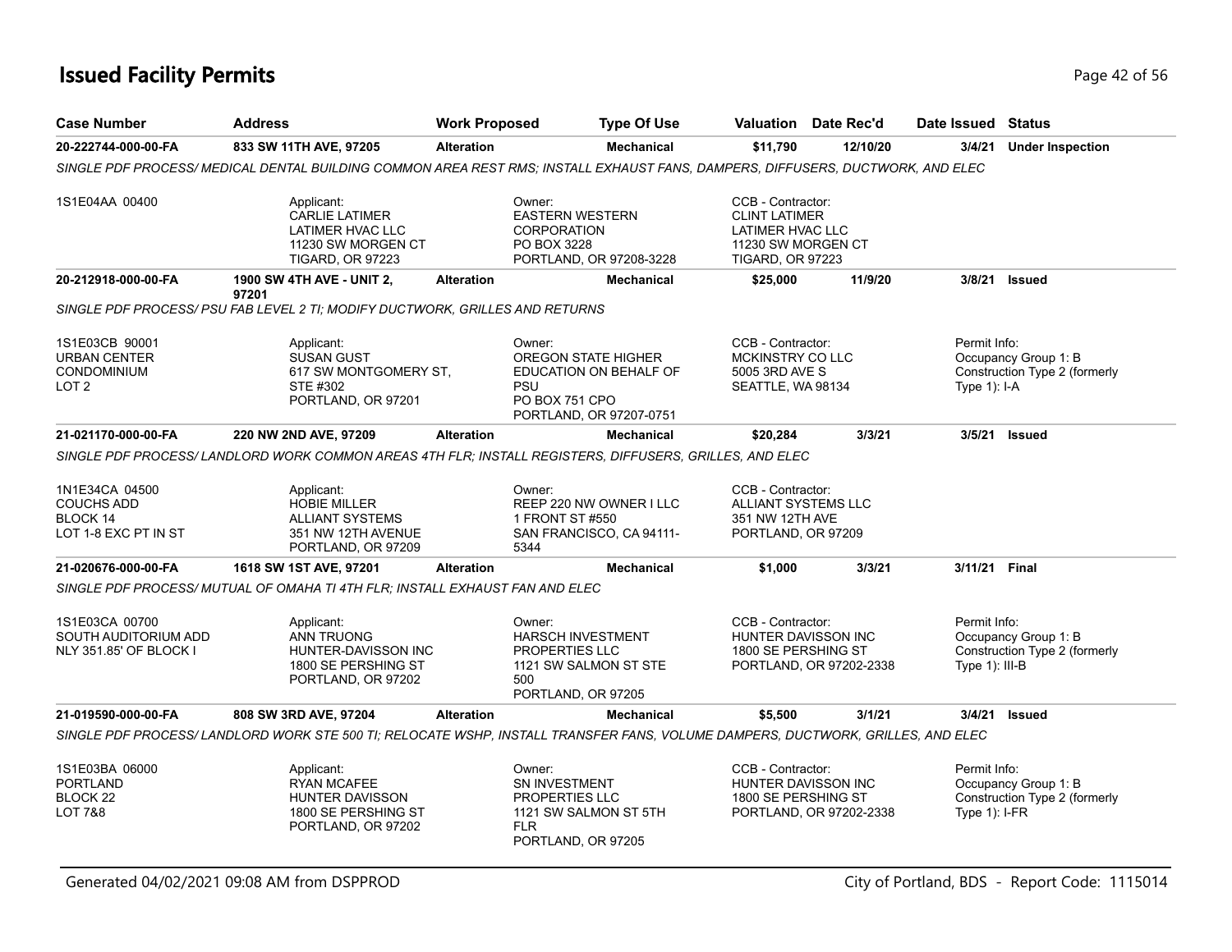# Issued Facility Permits

| Case Number | Address | Work Proposed | Type Of Use | Valuation | Date Rec'd | Date Issued | Status |
|---|---|---|---|---|---|---|---|
| **20-222744-000-00-FA** | **833 SW 11TH AVE, 97205** | **Alteration** | **Mechanical** | **$11,790** | **12/10/20** | **3/4/21** | **Under Inspection** |

*SINGLE PDF PROCESS/ MEDICAL DENTAL BUILDING COMMON AREA REST RMS; INSTALL EXHAUST FANS, DAMPERS, DIFFUSERS, DUCTWORK, AND ELEC*

| | Applicant | Owner | CCB - Contractor | Permit Info |
|---|---|---|---|---|
| 1S1E04AA 00400 | Applicant:<br>CARLIE LATIMER<br>LATIMER HVAC LLC<br>11230 SW MORGEN CT<br>TIGARD, OR 97223 | Owner:<br>EASTERN WESTERN CORPORATION<br>PO BOX 3228<br>PORTLAND, OR 97208-3228 | CCB - Contractor:<br>CLINT LATIMER<br>LATIMER HVAC LLC<br>11230 SW MORGEN CT<br>TIGARD, OR 97223 | |

| Case Number | Address | Work Proposed | Type Of Use | Valuation | Date Rec'd | Date Issued | Status |
|---|---|---|---|---|---|---|---|
| **20-212918-000-00-FA** | **1900 SW 4TH AVE - UNIT 2, 97201** | **Alteration** | **Mechanical** | **$25,000** | **11/9/20** | **3/8/21** | **Issued** |

*SINGLE PDF PROCESS/ PSU FAB LEVEL 2 TI; MODIFY DUCTWORK, GRILLES AND RETURNS*

| | Applicant | Owner | CCB - Contractor | Permit Info |
|---|---|---|---|---|
| 1S1E03CB 90001<br>URBAN CENTER CONDOMINIUM<br>LOT 2 | Applicant:<br>SUSAN GUST<br>617 SW MONTGOMERY ST, STE #302<br>PORTLAND, OR 97201 | Owner:<br>OREGON STATE HIGHER EDUCATION ON BEHALF OF PSU<br>PO BOX 751 CPO<br>PORTLAND, OR 97207-0751 | CCB - Contractor:<br>MCKINSTRY CO LLC<br>5005 3RD AVE S<br>SEATTLE, WA 98134 | Permit Info:<br>Occupancy Group 1: B<br>Construction Type 2 (formerly Type 1): I-A |

| Case Number | Address | Work Proposed | Type Of Use | Valuation | Date Rec'd | Date Issued | Status |
|---|---|---|---|---|---|---|---|
| **21-021170-000-00-FA** | **220 NW 2ND AVE, 97209** | **Alteration** | **Mechanical** | **$20,284** | **3/3/21** | **3/5/21** | **Issued** |

*SINGLE PDF PROCESS/ LANDLORD WORK COMMON AREAS 4TH FLR; INSTALL REGISTERS, DIFFUSERS, GRILLES, AND ELEC*

| | Applicant | Owner | CCB - Contractor | Permit Info |
|---|---|---|---|---|
| 1N1E34CA 04500<br>COUCHS ADD<br>BLOCK 14<br>LOT 1-8 EXC PT IN ST | Applicant:<br>HOBIE MILLER<br>ALLIANT SYSTEMS<br>351 NW 12TH AVENUE<br>PORTLAND, OR 97209 | Owner:<br>REEP 220 NW OWNER I LLC<br>1 FRONT ST #550<br>SAN FRANCISCO, CA 94111-5344 | CCB - Contractor:<br>ALLIANT SYSTEMS LLC<br>351 NW 12TH AVE<br>PORTLAND, OR 97209 | |

| Case Number | Address | Work Proposed | Type Of Use | Valuation | Date Rec'd | Date Issued | Status |
|---|---|---|---|---|---|---|---|
| **21-020676-000-00-FA** | **1618 SW 1ST AVE, 97201** | **Alteration** | **Mechanical** | **$1,000** | **3/3/21** | **3/11/21** | **Final** |

*SINGLE PDF PROCESS/ MUTUAL OF OMAHA TI 4TH FLR; INSTALL EXHAUST FAN AND ELEC*

| | Applicant | Owner | CCB - Contractor | Permit Info |
|---|---|---|---|---|
| 1S1E03CA 00700<br>SOUTH AUDITORIUM ADD<br>NLY 351.85' OF BLOCK I | Applicant:<br>ANN TRUONG<br>HUNTER-DAVISSON INC<br>1800 SE PERSHING ST<br>PORTLAND, OR 97202 | Owner:<br>HARSCH INVESTMENT PROPERTIES LLC<br>1121 SW SALMON ST STE 500<br>PORTLAND, OR 97205 | CCB - Contractor:<br>HUNTER DAVISSON INC<br>1800 SE PERSHING ST<br>PORTLAND, OR 97202-2338 | Permit Info:<br>Occupancy Group 1: B<br>Construction Type 2 (formerly Type 1): III-B |

| Case Number | Address | Work Proposed | Type Of Use | Valuation | Date Rec'd | Date Issued | Status |
|---|---|---|---|---|---|---|---|
| **21-019590-000-00-FA** | **808 SW 3RD AVE, 97204** | **Alteration** | **Mechanical** | **$5,500** | **3/1/21** | **3/4/21** | **Issued** |

*SINGLE PDF PROCESS/ LANDLORD WORK STE 500 TI; RELOCATE WSHP, INSTALL TRANSFER FANS, VOLUME DAMPERS, DUCTWORK, GRILLES, AND ELEC*

| | Applicant | Owner | CCB - Contractor | Permit Info |
|---|---|---|---|---|
| 1S1E03BA 06000<br>PORTLAND<br>BLOCK 22<br>LOT 7&8 | Applicant:<br>RYAN MCAFEE<br>HUNTER DAVISSON<br>1800 SE PERSHING ST<br>PORTLAND, OR 97202 | Owner:<br>SN INVESTMENT PROPERTIES LLC<br>1121 SW SALMON ST 5TH FLR<br>PORTLAND, OR 97205 | CCB - Contractor:<br>HUNTER DAVISSON INC<br>1800 SE PERSHING ST<br>PORTLAND, OR 97202-2338 | Permit Info:<br>Occupancy Group 1: B<br>Construction Type 2 (formerly Type 1): I-FR |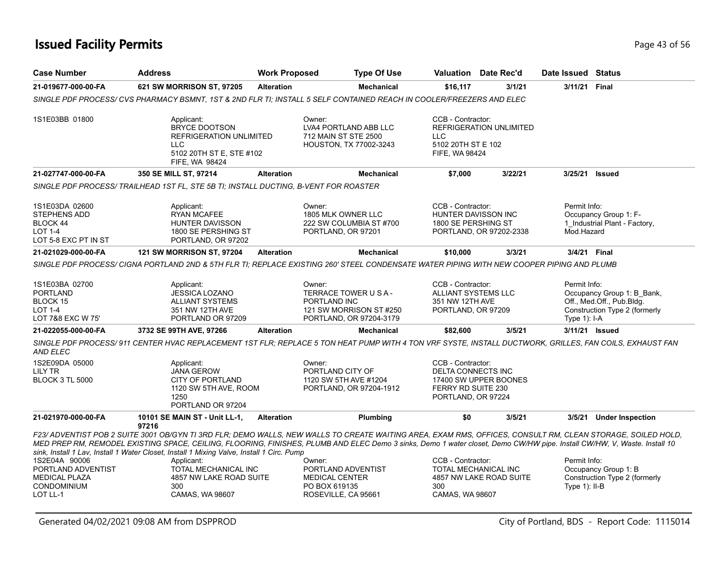# Issued Facility Permits

| Case Number | Address | Work Proposed | Type Of Use | Valuation | Date Rec'd | Date Issued | Status |
|---|---|---|---|---|---|---|---|
| 21-019677-000-00-FA | 621 SW MORRISON ST, 97205 | Alteration | Mechanical | $16,117 | 3/1/21 | 3/11/21 | Final |

*SINGLE PDF PROCESS/ CVS PHARMACY BSMNT, 1ST & 2ND FLR TI; INSTALL 5 SELF CONTAINED REACH IN COOLER/FREEZERS AND ELEC*

1S1E03BB 01800

Applicant: BRYCE DOOTSON, REFRIGERATION UNLIMITED LLC, 5102 20TH ST E, STE #102, FIFE, WA 98424

Owner: LVA4 PORTLAND ABB LLC, 712 MAIN ST STE 2500, HOUSTON, TX 77002-3243

CCB - Contractor: REFRIGERATION UNLIMITED LLC, 5102 20TH ST E 102, FIFE, WA 98424

| Case Number | Address | Work Proposed | Type Of Use | Valuation | Date Rec'd | Date Issued | Status |
|---|---|---|---|---|---|---|---|
| 21-027747-000-00-FA | 350 SE MILL ST, 97214 | Alteration | Mechanical | $7,000 | 3/22/21 | 3/25/21 | Issued |

*SINGLE PDF PROCESS/ TRAILHEAD 1ST FL, STE 5B TI; INSTALL DUCTING, B-VENT FOR ROASTER*

1S1E03DA 02600, STEPHENS ADD, BLOCK 44, LOT 1-4, LOT 5-8 EXC PT IN ST

Applicant: RYAN MCAFEE, HUNTER DAVISSON, 1800 SE PERSHING ST, PORTLAND, OR 97202

Owner: 1805 MLK OWNER LLC, 222 SW COLUMBIA ST #700, PORTLAND, OR 97201

CCB - Contractor: HUNTER DAVISSON INC, 1800 SE PERSHING ST, PORTLAND, OR 97202-2338

Permit Info: Occupancy Group 1: F-1_Industrial Plant - Factory, Mod.Hazard

| Case Number | Address | Work Proposed | Type Of Use | Valuation | Date Rec'd | Date Issued | Status |
|---|---|---|---|---|---|---|---|
| 21-021029-000-00-FA | 121 SW MORRISON ST, 97204 | Alteration | Mechanical | $10,000 | 3/3/21 | 3/4/21 | Final |

*SINGLE PDF PROCESS/ CIGNA PORTLAND 2ND & 5TH FLR TI; REPLACE EXISTING 260' STEEL CONDENSATE WATER PIPING WITH NEW COOPER PIPING AND PLUMB*

1S1E03BA 02700, PORTLAND, BLOCK 15, LOT 1-4, LOT 7&8 EXC W 75'

Applicant: JESSICA LOZANO, ALLIANT SYSTEMS, 351 NW 12TH AVE, PORTLAND OR 97209

Owner: TERRACE TOWER U S A - PORTLAND INC, 121 SW MORRISON ST #250, PORTLAND, OR 97204-3179

CCB - Contractor: ALLIANT SYSTEMS LLC, 351 NW 12TH AVE, PORTLAND, OR 97209

Permit Info: Occupancy Group 1: B_Bank, Off., Med.Off., Pub.Bldg. Construction Type 2 (formerly Type 1): I-A

| Case Number | Address | Work Proposed | Type Of Use | Valuation | Date Rec'd | Date Issued | Status |
|---|---|---|---|---|---|---|---|
| 21-022055-000-00-FA | 3732 SE 99TH AVE, 97266 | Alteration | Mechanical | $82,600 | 3/5/21 | 3/11/21 | Issued |

*SINGLE PDF PROCESS/ 911 CENTER HVAC REPLACEMENT 1ST FLR; REPLACE 5 TON HEAT PUMP WITH 4 TON VRF SYSTE, INSTALL DUCTWORK, GRILLES, FAN COILS, EXHAUST FAN AND ELEC*

1S2E09DA 05000, LILY TR, BLOCK 3 TL 5000

Applicant: JANA GEROW, CITY OF PORTLAND, 1120 SW 5TH AVE, ROOM 1250, PORTLAND OR 97204

Owner: PORTLAND CITY OF, 1120 SW 5TH AVE #1204, PORTLAND, OR 97204-1912

CCB - Contractor: DELTA CONNECTS INC, 17400 SW UPPER BOONES FERRY RD SUITE 230, PORTLAND, OR 97224

| Case Number | Address | Work Proposed | Type Of Use | Valuation | Date Rec'd | Date Issued | Status |
|---|---|---|---|---|---|---|---|
| 21-021970-000-00-FA | 10101 SE MAIN ST - Unit LL-1, 97216 | Alteration | Plumbing | $0 | 3/5/21 | 3/5/21 | Under Inspection |

*F23/ ADVENTIST POB 2 SUITE 3001 OB/GYN TI 3RD FLR; DEMO WALLS, NEW WALLS TO CREATE WAITING AREA, EXAM RMS, OFFICES, CONSULT RM, CLEAN STORAGE, SOILED HOLD, MED PREP RM, REMODEL EXISTING SPACE, CEILING, FLOORING, FINISHES, PLUMB AND ELEC Demo 3 sinks, Demo 1 water closet, Demo CW/HW pipe. Install CW/HW, V, Waste. Install 10 sink, Install 1 Lav, Install 1 Water Closet, Install 1 Mixing Valve, Install 1 Circ. Pump*

1S2E04A 90006, PORTLAND ADVENTIST MEDICAL PLAZA CONDOMINIUM, LOT LL-1

Applicant: TOTAL MECHANICAL INC, 4857 NW LAKE ROAD SUITE 300, CAMAS, WA 98607

Owner: PORTLAND ADVENTIST MEDICAL CENTER, PO BOX 619135, ROSEVILLE, CA 95661

CCB - Contractor: TOTAL MECHANICAL INC, 4857 NW LAKE ROAD SUITE 300, CAMAS, WA 98607

Permit Info: Occupancy Group 1: B, Construction Type 2 (formerly Type 1): II-B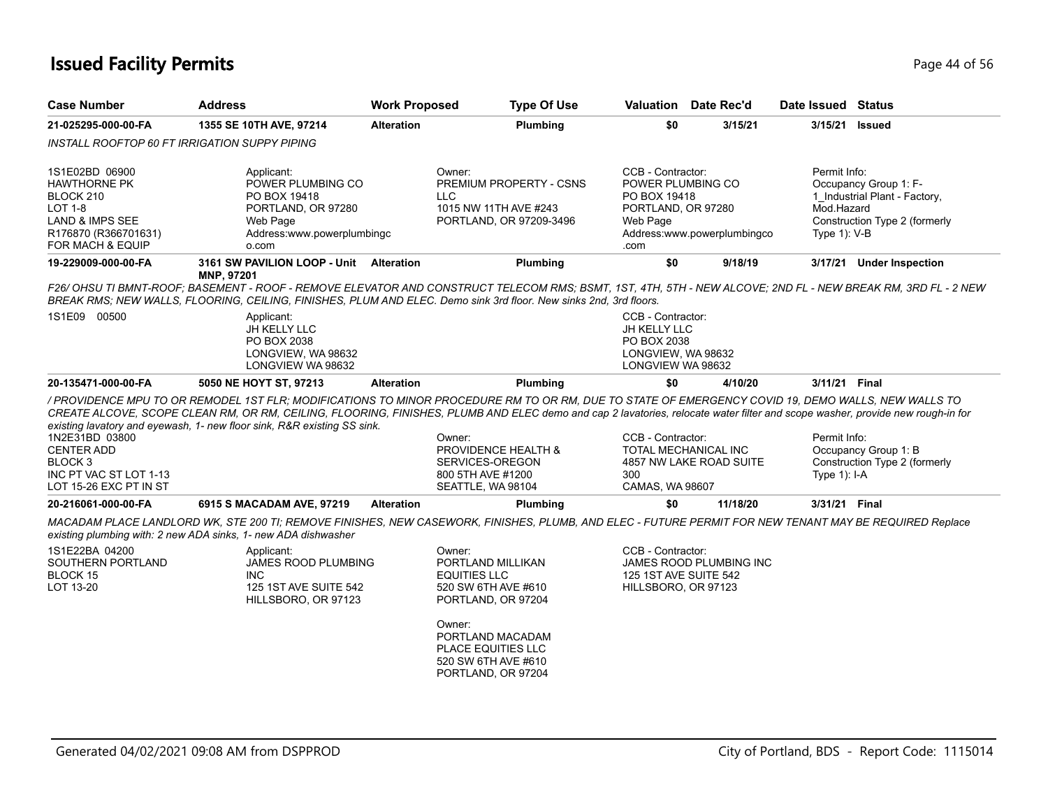# Issued Facility Permits

| Case Number | Address | Work Proposed | Type Of Use | Valuation | Date Rec'd | Date Issued | Status |
|---|---|---|---|---|---|---|---|
| 21-025295-000-00-FA | 1355 SE 10TH AVE, 97214 | Alteration | Plumbing | $0 | 3/15/21 | 3/15/21 | Issued |

*INSTALL ROOFTOP 60 FT IRRIGATION SUPPY PIPING*

1S1E02BD 06900
HAWTHORNE PK
BLOCK 210
LOT 1-8
LAND & IMPS SEE
R176870 (R366701631)
FOR MACH & EQUIP

Applicant:
POWER PLUMBING CO
PO BOX 19418
PORTLAND, OR 97280
Web Page
Address:www.powerplumbingco.com

Owner:
PREMIUM PROPERTY - CSNS LLC
1015 NW 11TH AVE #243
PORTLAND, OR 97209-3496

CCB - Contractor:
POWER PLUMBING CO
PO BOX 19418
PORTLAND, OR 97280
Web Page
Address:www.powerplumbingco.com

Permit Info:
Occupancy Group 1: F-1_Industrial Plant - Factory, Mod.Hazard
Construction Type 2 (formerly Type 1): V-B

| Case Number | Address | Work Proposed | Type Of Use | Valuation | Date Rec'd | Date Issued | Status |
|---|---|---|---|---|---|---|---|
| 19-229009-000-00-FA | 3161 SW PAVILION LOOP - Unit MNP, 97201 | Alteration | Plumbing | $0 | 9/18/19 | 3/17/21 | Under Inspection |

*F26/ OHSU TI BMNT-ROOF; BASEMENT - ROOF - REMOVE ELEVATOR AND CONSTRUCT TELECOM RMS; BSMT, 1ST, 4TH, 5TH - NEW ALCOVE; 2ND FL - NEW BREAK RM, 3RD FL - 2 NEW BREAK RMS; NEW WALLS, FLOORING, CEILING, FINISHES, PLUM AND ELEC. Demo sink 3rd floor. New sinks 2nd, 3rd floors.*

1S1E09 00500

Applicant:
JH KELLY LLC
PO BOX 2038
LONGVIEW, WA 98632
LONGVIEW WA 98632

CCB - Contractor:
JH KELLY LLC
PO BOX 2038
LONGVIEW, WA 98632
LONGVIEW WA 98632

| Case Number | Address | Work Proposed | Type Of Use | Valuation | Date Rec'd | Date Issued | Status |
|---|---|---|---|---|---|---|---|
| 20-135471-000-00-FA | 5050 NE HOYT ST, 97213 | Alteration | Plumbing | $0 | 4/10/20 | 3/11/21 | Final |

*/ PROVIDENCE MPU TO OR REMODEL 1ST FLR; MODIFICATIONS TO MINOR PROCEDURE RM TO OR RM, DUE TO STATE OF EMERGENCY COVID 19, DEMO WALLS, NEW WALLS TO CREATE ALCOVE, SCOPE CLEAN RM, OR RM, CEILING, FLOORING, FINISHES, PLUMB AND ELEC demo and cap 2 lavatories, relocate water filter and scope washer, provide new rough-in for existing lavatory and eyewash, 1- new floor sink, R&R existing SS sink.*

1N2E31BD 03800
CENTER ADD
BLOCK 3
INC PT VAC ST LOT 1-13
LOT 15-26 EXC PT IN ST

Owner:
PROVIDENCE HEALTH & SERVICES-OREGON
800 5TH AVE #1200
SEATTLE, WA 98104

CCB - Contractor:
TOTAL MECHANICAL INC
4857 NW LAKE ROAD SUITE 300
CAMAS, WA 98607

Permit Info:
Occupancy Group 1: B
Construction Type 2 (formerly Type 1): I-A

| Case Number | Address | Work Proposed | Type Of Use | Valuation | Date Rec'd | Date Issued | Status |
|---|---|---|---|---|---|---|---|
| 20-216061-000-00-FA | 6915 S MACADAM AVE, 97219 | Alteration | Plumbing | $0 | 11/18/20 | 3/31/21 | Final |

*MACADAM PLACE LANDLORD WK, STE 200 TI; REMOVE FINISHES, NEW CASEWORK, FINISHES, PLUMB, AND ELEC - FUTURE PERMIT FOR NEW TENANT MAY BE REQUIRED Replace existing plumbing with: 2 new ADA sinks, 1- new ADA dishwasher*

1S1E22BA 04200
SOUTHERN PORTLAND
BLOCK 15
LOT 13-20

Applicant:
JAMES ROOD PLUMBING INC
125 1ST AVE SUITE 542
HILLSBORO, OR 97123

Owner:
PORTLAND MILLIKAN EQUITIES LLC
520 SW 6TH AVE #610
PORTLAND, OR 97204

Owner:
PORTLAND MACADAM PLACE EQUITIES LLC
520 SW 6TH AVE #610
PORTLAND, OR 97204

CCB - Contractor:
JAMES ROOD PLUMBING INC
125 1ST AVE SUITE 542
HILLSBORO, OR 97123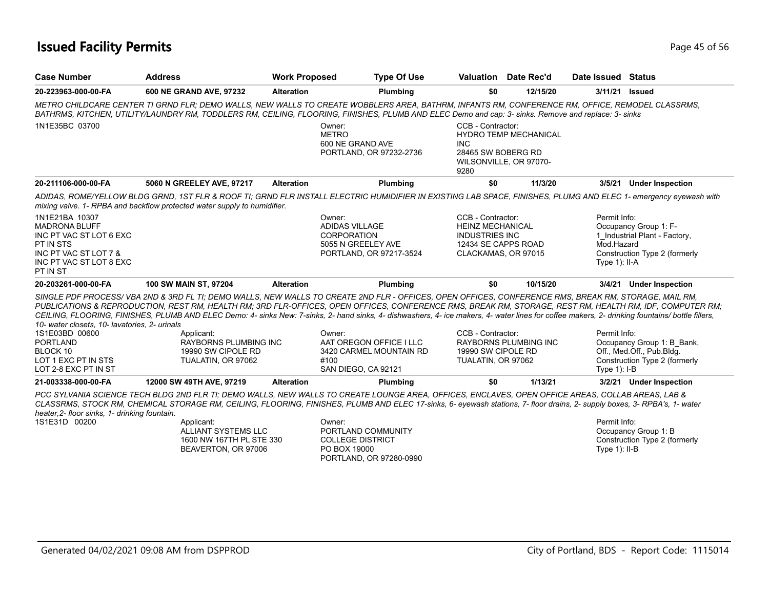# Issued Facility Permits

| Case Number | Address | Work Proposed | Type Of Use | Valuation | Date Rec'd | Date Issued | Status |
|---|---|---|---|---|---|---|---|
| 20-223963-000-00-FA | 600 NE GRAND AVE, 97232 | Alteration | Plumbing | $0 | 12/15/20 | 3/11/21 | Issued |

*METRO CHILDCARE CENTER TI GRND FLR; DEMO WALLS, NEW WALLS TO CREATE WOBBLERS AREA, BATHRM, INFANTS RM, CONFERENCE RM, OFFICE, REMODEL CLASSRMS, BATHRMS, KITCHEN, UTILITY/LAUNDRY RM, TODDLERS RM, CEILING, FLOORING, FINISHES, PLUMB AND ELEC Demo and cap: 3- sinks. Remove and replace: 3- sinks*

1N1E35BC 03700

Owner:
METRO
600 NE GRAND AVE
PORTLAND, OR 97232-2736

CCB - Contractor:
HYDRO TEMP MECHANICAL INC
28465 SW BOBERG RD
WILSONVILLE, OR 97070-9280

| Case Number | Address | Work Proposed | Type Of Use | Valuation | Date Rec'd | Date Issued | Status |
|---|---|---|---|---|---|---|---|
| 20-211106-000-00-FA | 5060 N GREELEY AVE, 97217 | Alteration | Plumbing | $0 | 11/3/20 | 3/5/21 | Under Inspection |

*ADIDAS, ROME/YELLOW BLDG GRND, 1ST FLR & ROOF TI; GRND FLR INSTALL ELECTRIC HUMIDIFIER IN EXISTING LAB SPACE, FINISHES, PLUMG AND ELEC 1- emergency eyewash with mixing valve. 1- RPBA and backflow protected water supply to humidifier.*

1N1E21BA 10307
MADRONA BLUFF
INC PT VAC ST LOT 6 EXC PT IN STS
INC PT VAC ST LOT 7 &
INC PT VAC ST LOT 8 EXC PT IN ST

Owner:
ADIDAS VILLAGE CORPORATION
5055 N GREELEY AVE
PORTLAND, OR 97217-3524

CCB - Contractor:
HEINZ MECHANICAL INDUSTRIES INC
12434 SE CAPPS ROAD
CLACKAMAS, OR 97015

Permit Info:
Occupancy Group 1: F-1_Industrial Plant - Factory, Mod.Hazard
Construction Type 2 (formerly Type 1): II-A

| Case Number | Address | Work Proposed | Type Of Use | Valuation | Date Rec'd | Date Issued | Status |
|---|---|---|---|---|---|---|---|
| 20-203261-000-00-FA | 100 SW MAIN ST, 97204 | Alteration | Plumbing | $0 | 10/15/20 | 3/4/21 | Under Inspection |

*SINGLE PDF PROCESS/ VBA 2ND & 3RD FL TI; DEMO WALLS, NEW WALLS TO CREATE 2ND FLR - OFFICES, OPEN OFFICES, CONFERENCE RMS, BREAK RM, STORAGE, MAIL RM, PUBLICATIONS & REPRODUCTION, REST RM, HEALTH RM; 3RD FLR-OFFICES, OPEN OFFICES, CONFERENCE RMS, BREAK RM, STORAGE, REST RM, HEALTH RM, IDF, COMPUTER RM; CEILING, FLOORING, FINISHES, PLUMB AND ELEC Demo: 4- sinks New: 7-sinks, 2- hand sinks, 4- dishwashers, 4- ice makers, 4- water lines for coffee makers, 2- drinking fountains/ bottle fillers, 10- water closets, 10- lavatories, 2- urinals*

1S1E03BD 00600
PORTLAND
BLOCK 10
LOT 1 EXC PT IN STS
LOT 2-8 EXC PT IN ST

Applicant:
RAYBORNS PLUMBING INC
19990 SW CIPOLE RD
TUALATIN, OR 97062

Owner:
AAT OREGON OFFICE I LLC
3420 CARMEL MOUNTAIN RD #100
SAN DIEGO, CA 92121

CCB - Contractor:
RAYBORNS PLUMBING INC
19990 SW CIPOLE RD
TUALATIN, OR 97062

Permit Info:
Occupancy Group 1: B_Bank, Off., Med.Off., Pub.Bldg.
Construction Type 2 (formerly Type 1): I-B

| Case Number | Address | Work Proposed | Type Of Use | Valuation | Date Rec'd | Date Issued | Status |
|---|---|---|---|---|---|---|---|
| 21-003338-000-00-FA | 12000 SW 49TH AVE, 97219 | Alteration | Plumbing | $0 | 1/13/21 | 3/2/21 | Under Inspection |

*PCC SYLVANIA SCIENCE TECH BLDG 2ND FLR TI; DEMO WALLS, NEW WALLS TO CREATE LOUNGE AREA, OFFICES, ENCLAVES, OPEN OFFICE AREAS, COLLAB AREAS, LAB & CLASSRMS, STOCK RM, CHEMICAL STORAGE RM, CEILING, FLOORING, FINISHES, PLUMB AND ELEC 17-sinks, 6- eyewash stations, 7- floor drains, 2- supply boxes, 3- RPBA's, 1- water heater,2- floor sinks, 1- drinking fountain.*

1S1E31D 00200

Applicant:
ALLIANT SYSTEMS LLC
1600 NW 167TH PL STE 330
BEAVERTON, OR 97006

Owner:
PORTLAND COMMUNITY COLLEGE DISTRICT
PO BOX 19000
PORTLAND, OR 97280-0990

Permit Info:
Occupancy Group 1: B
Construction Type 2 (formerly Type 1): II-B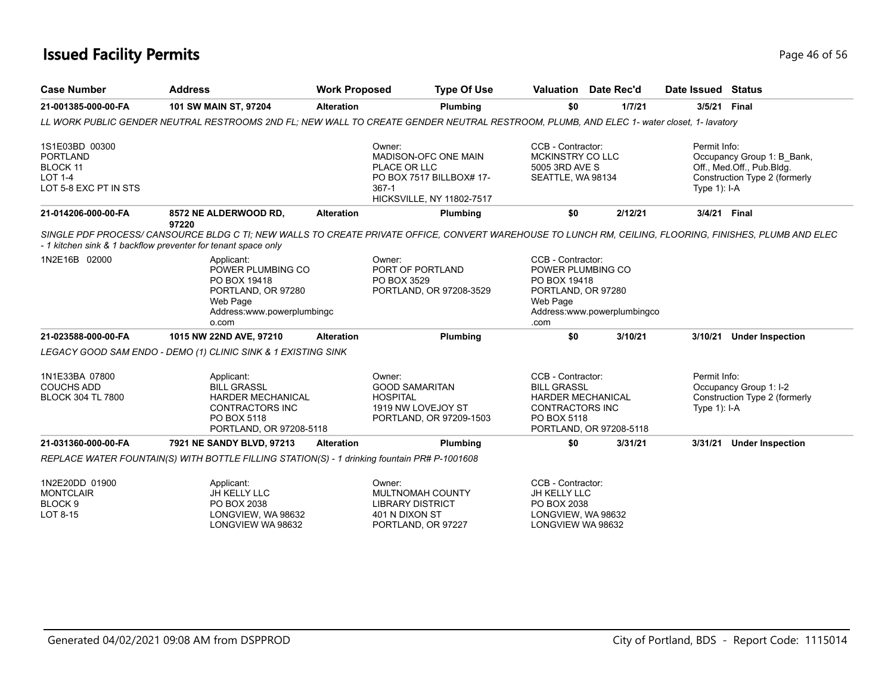# Issued Facility Permits

| Case Number | Address | Work Proposed | Type Of Use | Valuation | Date Rec'd | Date Issued | Status |
|---|---|---|---|---|---|---|---|
| 21-001385-000-00-FA | 101 SW MAIN ST, 97204 | Alteration | Plumbing | $0 | 1/7/21 | 3/5/21 | Final |

*LL WORK PUBLIC GENDER NEUTRAL RESTROOMS 2ND FL; NEW WALL TO CREATE GENDER NEUTRAL RESTROOM, PLUMB, AND ELEC 1- water closet, 1- lavatory*

1S1E03BD 00300
PORTLAND
BLOCK 11
LOT 1-4
LOT 5-8 EXC PT IN STS

Owner:
MADISON-OFC ONE MAIN PLACE OR LLC
PO BOX 7517 BILLBOX# 17-367-1
HICKSVILLE, NY 11802-7517

CCB - Contractor:
MCKINSTRY CO LLC
5005 3RD AVE S
SEATTLE, WA 98134

Permit Info:
Occupancy Group 1: B_Bank, Off., Med.Off., Pub.Bldg.
Construction Type 2 (formerly Type 1): I-A

| Case Number | Address | Work Proposed | Type Of Use | Valuation | Date Rec'd | Date Issued | Status |
|---|---|---|---|---|---|---|---|
| 21-014206-000-00-FA | 8572 NE ALDERWOOD RD, 97220 | Alteration | Plumbing | $0 | 2/12/21 | 3/4/21 | Final |

*SINGLE PDF PROCESS/ CANSOURCE BLDG C TI; NEW WALLS TO CREATE PRIVATE OFFICE, CONVERT WAREHOUSE TO LUNCH RM, CEILING, FLOORING, FINISHES, PLUMB AND ELEC - 1 kitchen sink & 1 backflow preventer for tenant space only*

1N2E16B 02000

Applicant:
POWER PLUMBING CO
PO BOX 19418
PORTLAND, OR 97280
Web Page Address:www.powerplumbingco.com

Owner:
PORT OF PORTLAND
PO BOX 3529
PORTLAND, OR 97208-3529

CCB - Contractor:
POWER PLUMBING CO
PO BOX 19418
PORTLAND, OR 97280
Web Page Address:www.powerplumbingco.com

| Case Number | Address | Work Proposed | Type Of Use | Valuation | Date Rec'd | Date Issued | Status |
|---|---|---|---|---|---|---|---|
| 21-023588-000-00-FA | 1015 NW 22ND AVE, 97210 | Alteration | Plumbing | $0 | 3/10/21 | 3/10/21 | Under Inspection |

*LEGACY GOOD SAM ENDO - DEMO (1) CLINIC SINK & 1 EXISTING SINK*

1N1E33BA 07800
COUCHS ADD
BLOCK 304 TL 7800

Applicant:
BILL GRASSL
HARDER MECHANICAL CONTRACTORS INC
PO BOX 5118
PORTLAND, OR 97208-5118

Owner:
GOOD SAMARITAN HOSPITAL
1919 NW LOVEJOY ST
PORTLAND, OR 97209-1503

CCB - Contractor:
BILL GRASSL
HARDER MECHANICAL CONTRACTORS INC
PO BOX 5118
PORTLAND, OR 97208-5118

Permit Info:
Occupancy Group 1: I-2
Construction Type 2 (formerly Type 1): I-A

| Case Number | Address | Work Proposed | Type Of Use | Valuation | Date Rec'd | Date Issued | Status |
|---|---|---|---|---|---|---|---|
| 21-031360-000-00-FA | 7921 NE SANDY BLVD, 97213 | Alteration | Plumbing | $0 | 3/31/21 | 3/31/21 | Under Inspection |

*REPLACE WATER FOUNTAIN(S) WITH BOTTLE FILLING STATION(S) - 1 drinking fountain PR# P-1001608*

1N2E20DD 01900
MONTCLAIR
BLOCK 9
LOT 8-15

Applicant:
JH KELLY LLC
PO BOX 2038
LONGVIEW, WA 98632
LONGVIEW WA 98632

Owner:
MULTNOMAH COUNTY LIBRARY DISTRICT
401 N DIXON ST
PORTLAND, OR 97227

CCB - Contractor:
JH KELLY LLC
PO BOX 2038
LONGVIEW, WA 98632
LONGVIEW WA 98632

Generated 04/02/2021 09:08 AM from DSPPROD — City of Portland, BDS - Report Code: 1115014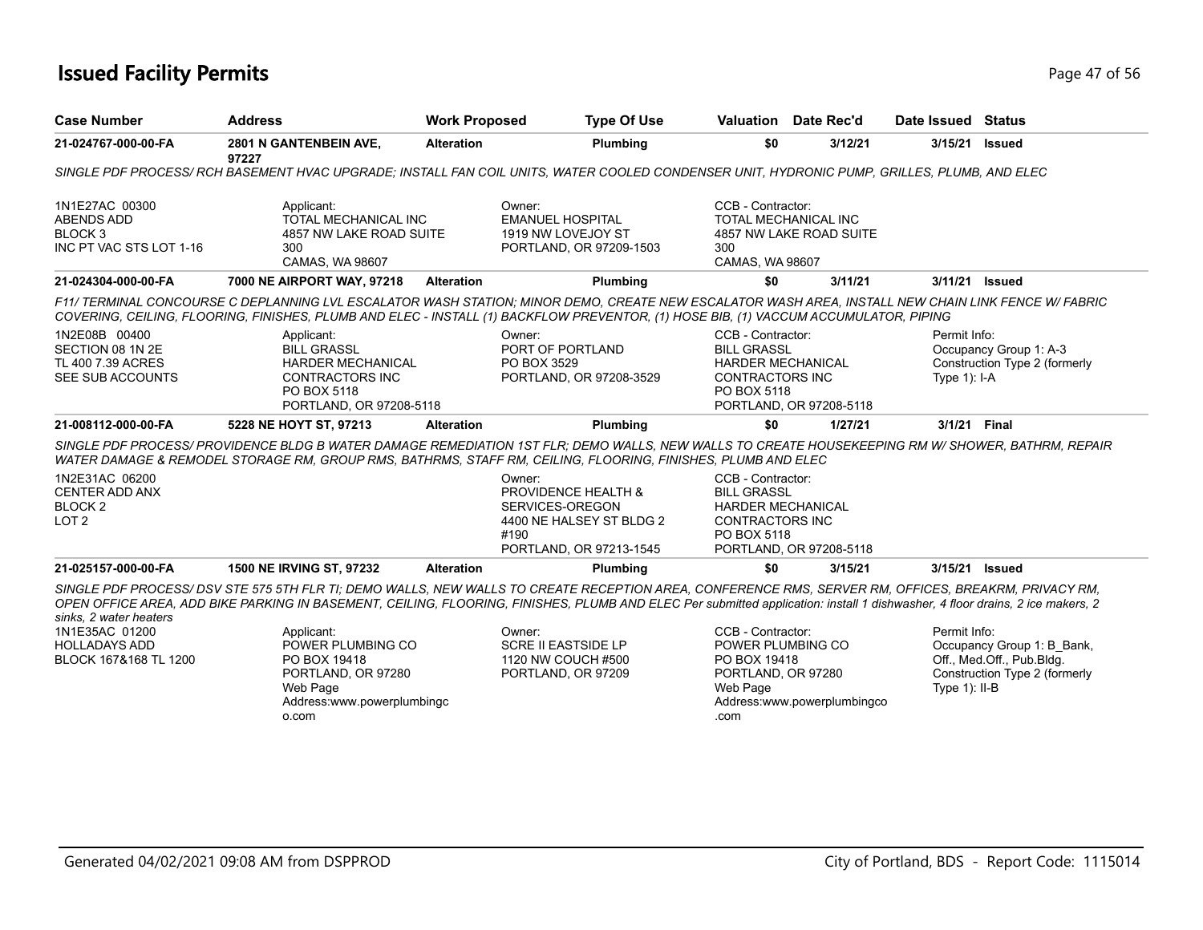# Issued Facility Permits

| Case Number | Address | Work Proposed | Type Of Use | Valuation | Date Rec'd | Date Issued | Status |
|---|---|---|---|---|---|---|---|
| 21-024767-000-00-FA | 2801 N GANTENBEIN AVE, 97227 | Alteration | Plumbing | $0 | 3/12/21 | 3/15/21 | Issued |

SINGLE PDF PROCESS/ RCH BASEMENT HVAC UPGRADE; INSTALL FAN COIL UNITS, WATER COOLED CONDENSER UNIT, HYDRONIC PUMP, GRILLES, PLUMB, AND ELEC

1N1E27AC 00300
ABENDS ADD
BLOCK 3
INC PT VAC STS LOT 1-16

Applicant:
TOTAL MECHANICAL INC
4857 NW LAKE ROAD SUITE 300
CAMAS, WA 98607

Owner:
EMANUEL HOSPITAL
1919 NW LOVEJOY ST
PORTLAND, OR 97209-1503

CCB - Contractor:
TOTAL MECHANICAL INC
4857 NW LAKE ROAD SUITE 300
CAMAS, WA 98607

| Case Number | Address | Work Proposed | Type Of Use | Valuation | Date Rec'd | Date Issued | Status |
|---|---|---|---|---|---|---|---|
| 21-024304-000-00-FA | 7000 NE AIRPORT WAY, 97218 | Alteration | Plumbing | $0 | 3/11/21 | 3/11/21 | Issued |

F11/ TERMINAL CONCOURSE C DEPLANNING LVL ESCALATOR WASH STATION; MINOR DEMO, CREATE NEW ESCALATOR WASH AREA, INSTALL NEW CHAIN LINK FENCE W/ FABRIC COVERING, CEILING, FLOORING, FINISHES, PLUMB AND ELEC - INSTALL (1) BACKFLOW PREVENTOR, (1) HOSE BIB, (1) VACCUM ACCUMULATOR, PIPING

1N2E08B 00400
SECTION 08 1N 2E
TL 400 7.39 ACRES
SEE SUB ACCOUNTS

Applicant:
BILL GRASSL
HARDER MECHANICAL CONTRACTORS INC
PO BOX 5118
PORTLAND, OR 97208-5118

Owner:
PORT OF PORTLAND
PO BOX 3529
PORTLAND, OR 97208-3529

CCB - Contractor:
BILL GRASSL
HARDER MECHANICAL CONTRACTORS INC
PO BOX 5118
PORTLAND, OR 97208-5118

Permit Info:
Occupancy Group 1: A-3
Construction Type 2 (formerly Type 1): I-A

| Case Number | Address | Work Proposed | Type Of Use | Valuation | Date Rec'd | Date Issued | Status |
|---|---|---|---|---|---|---|---|
| 21-008112-000-00-FA | 5228 NE HOYT ST, 97213 | Alteration | Plumbing | $0 | 1/27/21 | 3/1/21 | Final |

SINGLE PDF PROCESS/ PROVIDENCE BLDG B WATER DAMAGE REMEDIATION 1ST FLR; DEMO WALLS, NEW WALLS TO CREATE HOUSEKEEPING RM W/ SHOWER, BATHRM, REPAIR WATER DAMAGE & REMODEL STORAGE RM, GROUP RMS, BATHRMS, STAFF RM, CEILING, FLOORING, FINISHES, PLUMB AND ELEC

1N2E31AC 06200
CENTER ADD ANX
BLOCK 2
LOT 2

Owner:
PROVIDENCE HEALTH & SERVICES-OREGON
4400 NE HALSEY ST BLDG 2 #190
PORTLAND, OR 97213-1545

CCB - Contractor:
BILL GRASSL
HARDER MECHANICAL CONTRACTORS INC
PO BOX 5118
PORTLAND, OR 97208-5118

| Case Number | Address | Work Proposed | Type Of Use | Valuation | Date Rec'd | Date Issued | Status |
|---|---|---|---|---|---|---|---|
| 21-025157-000-00-FA | 1500 NE IRVING ST, 97232 | Alteration | Plumbing | $0 | 3/15/21 | 3/15/21 | Issued |

SINGLE PDF PROCESS/ DSV STE 575 5TH FLR TI; DEMO WALLS, NEW WALLS TO CREATE RECEPTION AREA, CONFERENCE RMS, SERVER RM, OFFICES, BREAKRM, PRIVACY RM, OPEN OFFICE AREA, ADD BIKE PARKING IN BASEMENT, CEILING, FLOORING, FINISHES, PLUMB AND ELEC Per submitted application: install 1 dishwasher, 4 floor drains, 2 ice makers, 2 sinks, 2 water heaters

1N1E35AC 01200
HOLLADAYS ADD
BLOCK 167&168 TL 1200

Applicant:
POWER PLUMBING CO
PO BOX 19418
PORTLAND, OR 97280
Web Page Address:www.powerplumbingco.com

Owner:
SCRE II EASTSIDE LP
1120 NW COUCH #500
PORTLAND, OR 97209

CCB - Contractor:
POWER PLUMBING CO
PO BOX 19418
PORTLAND, OR 97280
Web Page Address:www.powerplumbingco.com

Permit Info:
Occupancy Group 1: B_Bank, Off., Med.Off., Pub.Bldg.
Construction Type 2 (formerly Type 1): II-B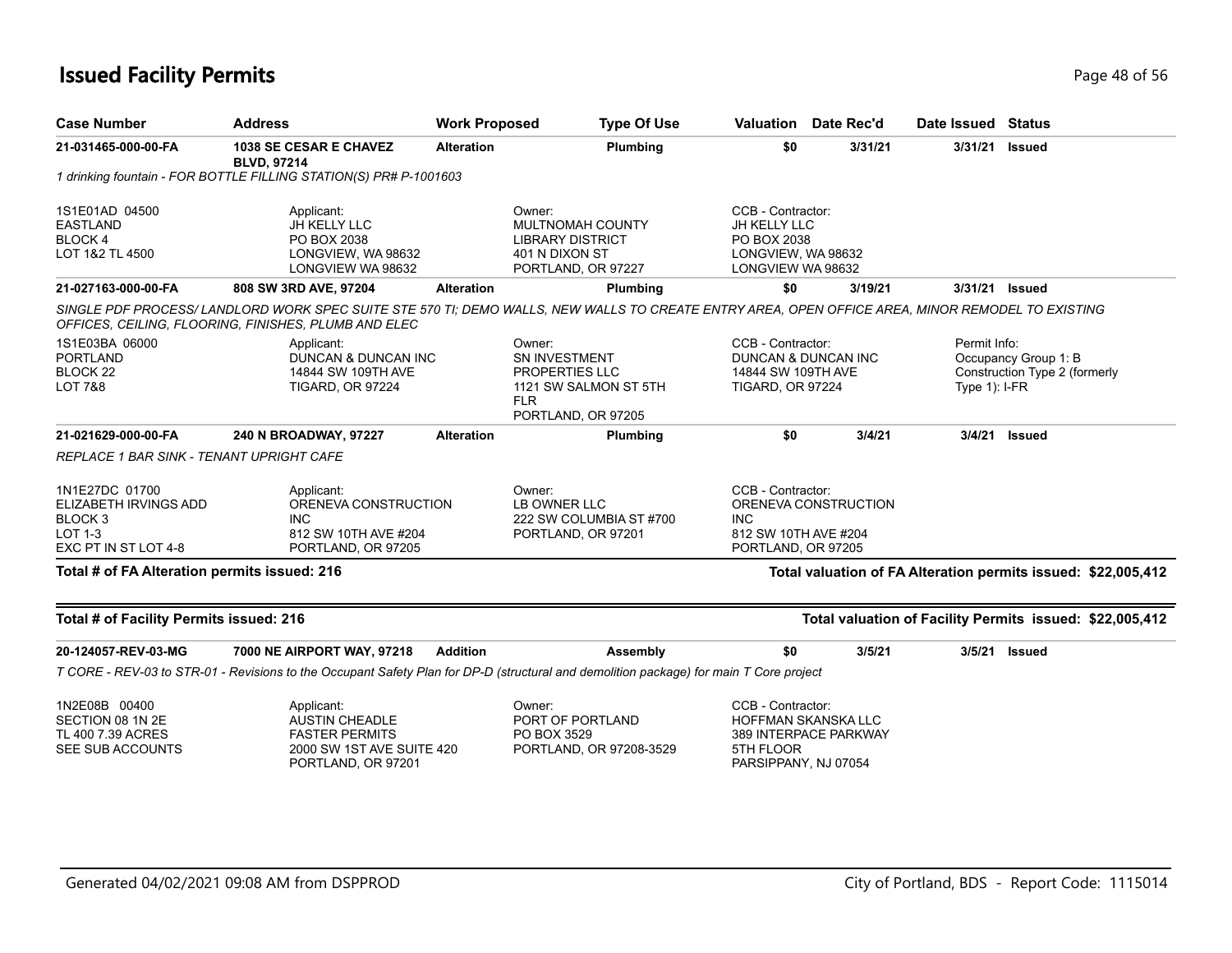# Issued Facility Permits

| Case Number | Address | Work Proposed | Type Of Use | Valuation | Date Rec'd | Date Issued | Status |
|---|---|---|---|---|---|---|---|
| 21-031465-000-00-FA | 1038 SE CESAR E CHAVEZ BLVD, 97214 | Alteration | Plumbing | $0 | 3/31/21 | 3/31/21 | Issued |

*1 drinking fountain - FOR BOTTLE FILLING STATION(S) PR# P-1001603*

1S1E01AD 04500
EASTLAND
BLOCK 4
LOT 1&2 TL 4500

Applicant:
JH KELLY LLC
PO BOX 2038
LONGVIEW, WA 98632
LONGVIEW WA 98632

Owner:
MULTNOMAH COUNTY
LIBRARY DISTRICT
401 N DIXON ST
PORTLAND, OR 97227

CCB - Contractor:
JH KELLY LLC
PO BOX 2038
LONGVIEW, WA 98632
LONGVIEW WA 98632

| Case Number | Address | Work Proposed | Type Of Use | Valuation | Date Rec'd | Date Issued | Status |
|---|---|---|---|---|---|---|---|
| 21-027163-000-00-FA | 808 SW 3RD AVE, 97204 | Alteration | Plumbing | $0 | 3/19/21 | 3/31/21 | Issued |

*SINGLE PDF PROCESS/ LANDLORD WORK SPEC SUITE STE 570 TI; DEMO WALLS, NEW WALLS TO CREATE ENTRY AREA, OPEN OFFICE AREA, MINOR REMODEL TO EXISTING OFFICES, CEILING, FLOORING, FINISHES, PLUMB AND ELEC*

1S1E03BA 06000
PORTLAND
BLOCK 22
LOT 7&8

Applicant:
DUNCAN & DUNCAN INC
14844 SW 109TH AVE
TIGARD, OR 97224

Owner:
SN INVESTMENT
PROPERTIES LLC
1121 SW SALMON ST 5TH
FLR
PORTLAND, OR 97205

CCB - Contractor:
DUNCAN & DUNCAN INC
14844 SW 109TH AVE
TIGARD, OR 97224

Permit Info:
Occupancy Group 1: B
Construction Type 2 (formerly Type 1): I-FR

| Case Number | Address | Work Proposed | Type Of Use | Valuation | Date Rec'd | Date Issued | Status |
|---|---|---|---|---|---|---|---|
| 21-021629-000-00-FA | 240 N BROADWAY, 97227 | Alteration | Plumbing | $0 | 3/4/21 | 3/4/21 | Issued |

*REPLACE 1 BAR SINK - TENANT UPRIGHT CAFE*

1N1E27DC 01700
ELIZABETH IRVINGS ADD
BLOCK 3
LOT 1-3
EXC PT IN ST LOT 4-8

Applicant:
ORENEVA CONSTRUCTION
INC
812 SW 10TH AVE #204
PORTLAND, OR 97205

Owner:
LB OWNER LLC
222 SW COLUMBIA ST #700
PORTLAND, OR 97201

CCB - Contractor:
ORENEVA CONSTRUCTION
INC
812 SW 10TH AVE #204
PORTLAND, OR 97205

**Total # of FA Alteration permits issued: 216**

**Total valuation of FA Alteration permits issued: $22,005,412**

**Total # of Facility Permits issued: 216**

**Total valuation of Facility Permits issued: $22,005,412**

| Case Number | Address | Work Proposed | Type Of Use | Valuation | Date Rec'd | Date Issued | Status |
|---|---|---|---|---|---|---|---|
| 20-124057-REV-03-MG | 7000 NE AIRPORT WAY, 97218 | Addition | Assembly | $0 | 3/5/21 | 3/5/21 | Issued |

*T CORE - REV-03 to STR-01 - Revisions to the Occupant Safety Plan for DP-D (structural and demolition package) for main T Core project*

1N2E08B 00400
SECTION 08 1N 2E
TL 400 7.39 ACRES
SEE SUB ACCOUNTS

Applicant:
AUSTIN CHEADLE
FASTER PERMITS
2000 SW 1ST AVE SUITE 420
PORTLAND, OR 97201

Owner:
PORT OF PORTLAND
PO BOX 3529
PORTLAND, OR 97208-3529

CCB - Contractor:
HOFFMAN SKANSKA LLC
389 INTERPACE PARKWAY
5TH FLOOR
PARSIPPANY, NJ 07054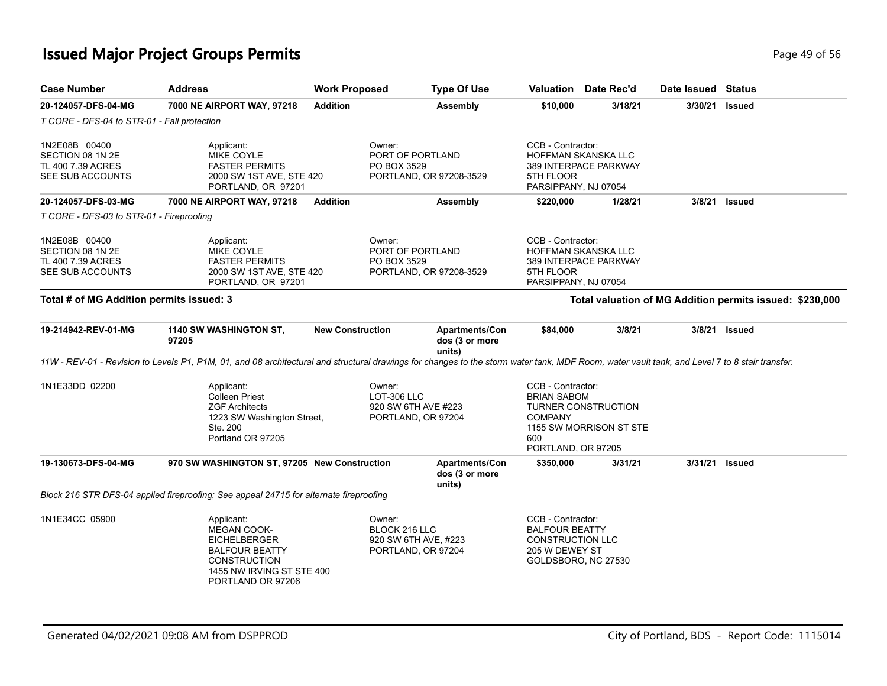# Issued Major Project Groups Permits

| Case Number | Address | Work Proposed | Type Of Use | Valuation | Date Rec'd | Date Issued | Status |
|---|---|---|---|---|---|---|---|
| **20-124057-DFS-04-MG** | **7000 NE AIRPORT WAY, 97218** | **Addition** | **Assembly** | **$10,000** | **3/18/21** | **3/30/21** | **Issued** |

*T CORE - DFS-04 to STR-01 - Fall protection*

1N2E08B 00400
SECTION 08 1N 2E
TL 400 7.39 ACRES
SEE SUB ACCOUNTS

Applicant:
MIKE COYLE
FASTER PERMITS
2000 SW 1ST AVE, STE 420
PORTLAND, OR 97201

Owner:
PORT OF PORTLAND
PO BOX 3529
PORTLAND, OR 97208-3529

CCB - Contractor:
HOFFMAN SKANSKA LLC
389 INTERPACE PARKWAY
5TH FLOOR
PARSIPPANY, NJ 07054

| Case Number | Address | Work Proposed | Type Of Use | Valuation | Date Rec'd | Date Issued | Status |
|---|---|---|---|---|---|---|---|
| **20-124057-DFS-03-MG** | **7000 NE AIRPORT WAY, 97218** | **Addition** | **Assembly** | **$220,000** | **1/28/21** | **3/8/21** | **Issued** |

*T CORE - DFS-03 to STR-01 - Fireproofing*

1N2E08B 00400
SECTION 08 1N 2E
TL 400 7.39 ACRES
SEE SUB ACCOUNTS

Applicant:
MIKE COYLE
FASTER PERMITS
2000 SW 1ST AVE, STE 420
PORTLAND, OR 97201

Owner:
PORT OF PORTLAND
PO BOX 3529
PORTLAND, OR 97208-3529

CCB - Contractor:
HOFFMAN SKANSKA LLC
389 INTERPACE PARKWAY
5TH FLOOR
PARSIPPANY, NJ 07054

**Total # of MG Addition permits issued: 3**

**Total valuation of MG Addition permits issued: $230,000**

| Case Number | Address | Work Proposed | Type Of Use | Valuation | Date Rec'd | Date Issued | Status |
|---|---|---|---|---|---|---|---|
| **19-214942-REV-01-MG** | **1140 SW WASHINGTON ST, 97205** | **New Construction** | **Apartments/Condos (3 or more units)** | **$84,000** | **3/8/21** | **3/8/21** | **Issued** |

*11W - REV-01 - Revision to Levels P1, P1M, 01, and 08 architectural and structural drawings for changes to the storm water tank, MDF Room, water vault tank, and Level 7 to 8 stair transfer.*

1N1E33DD 02200

Applicant:
Colleen Priest
ZGF Architects
1223 SW Washington Street, Ste. 200
Portland OR 97205

Owner:
LOT-306 LLC
920 SW 6TH AVE #223
PORTLAND, OR 97204

CCB - Contractor:
BRIAN SABOM
TURNER CONSTRUCTION COMPANY
1155 SW MORRISON ST STE 600
PORTLAND, OR 97205

| Case Number | Address | Work Proposed | Type Of Use | Valuation | Date Rec'd | Date Issued | Status |
|---|---|---|---|---|---|---|---|
| **19-130673-DFS-04-MG** | **970 SW WASHINGTON ST, 97205** | **New Construction** | **Apartments/Condos (3 or more units)** | **$350,000** | **3/31/21** | **3/31/21** | **Issued** |

*Block 216 STR DFS-04 applied fireproofing; See appeal 24715 for alternate fireproofing*

1N1E34CC 05900

Applicant:
MEGAN COOK-EICHELBERGER
BALFOUR BEATTY CONSTRUCTION
1455 NW IRVING ST STE 400
PORTLAND OR 97206

Owner:
BLOCK 216 LLC
920 SW 6TH AVE, #223
PORTLAND, OR 97204

CCB - Contractor:
BALFOUR BEATTY CONSTRUCTION LLC
205 W DEWEY ST
GOLDSBORO, NC 27530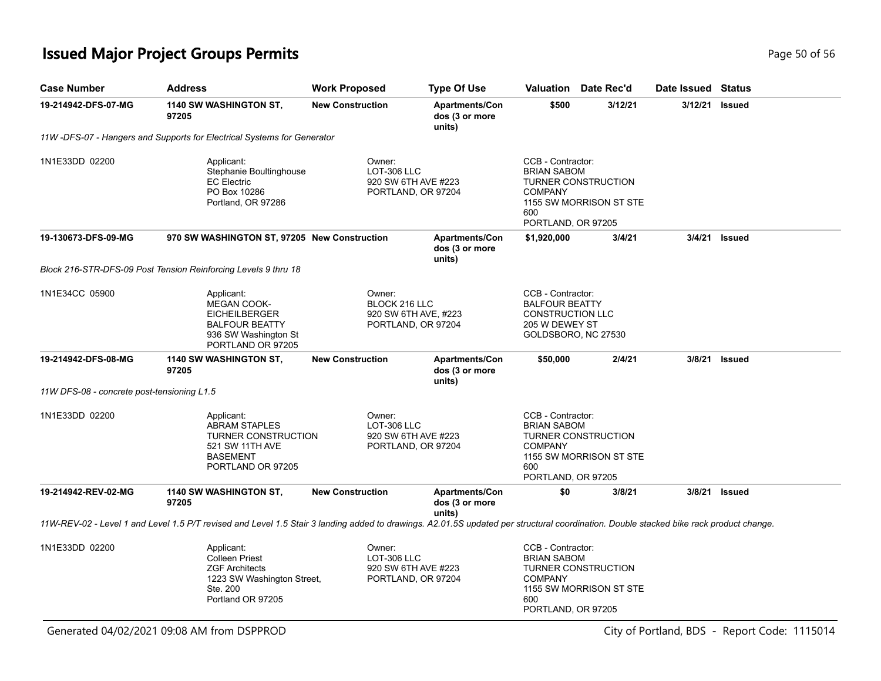# Issued Major Project Groups Permits

| Case Number | Address | Work Proposed | Type Of Use | Valuation | Date Rec'd | Date Issued | Status |
|---|---|---|---|---|---|---|---|
| 19-214942-DFS-07-MG | 1140 SW WASHINGTON ST, 97205 | New Construction | Apartments/Condos (3 or more units) | $500 | 3/12/21 | 3/12/21 | Issued |

*11W -DFS-07 - Hangers and Supports for Electrical Systems for Generator*

1N1E33DD 02200

Applicant:
Stephanie Boultinghouse
EC Electric
PO Box 10286
Portland, OR 97286

Owner:
LOT-306 LLC
920 SW 6TH AVE #223
PORTLAND, OR 97204

CCB - Contractor:
BRIAN SABOM
TURNER CONSTRUCTION COMPANY
1155 SW MORRISON ST STE 600
PORTLAND, OR 97205

| Case Number | Address | Work Proposed | Type Of Use | Valuation | Date Rec'd | Date Issued | Status |
|---|---|---|---|---|---|---|---|
| 19-130673-DFS-09-MG | 970 SW WASHINGTON ST, 97205 | New Construction | Apartments/Condos (3 or more units) | $1,920,000 | 3/4/21 | 3/4/21 | Issued |

*Block 216-STR-DFS-09 Post Tension Reinforcing Levels 9 thru 18*

1N1E34CC 05900

Applicant:
MEGAN COOK-EICHEILBERGER
BALFOUR BEATTY
936 SW Washington St
PORTLAND OR 97205

Owner:
BLOCK 216 LLC
920 SW 6TH AVE, #223
PORTLAND, OR 97204

CCB - Contractor:
BALFOUR BEATTY CONSTRUCTION LLC
205 W DEWEY ST
GOLDSBORO, NC 27530

| Case Number | Address | Work Proposed | Type Of Use | Valuation | Date Rec'd | Date Issued | Status |
|---|---|---|---|---|---|---|---|
| 19-214942-DFS-08-MG | 1140 SW WASHINGTON ST, 97205 | New Construction | Apartments/Condos (3 or more units) | $50,000 | 2/4/21 | 3/8/21 | Issued |

*11W DFS-08 - concrete post-tensioning L1.5*

1N1E33DD 02200

Applicant:
ABRAM STAPLES
TURNER CONSTRUCTION
521 SW 11TH AVE
BASEMENT
PORTLAND OR 97205

Owner:
LOT-306 LLC
920 SW 6TH AVE #223
PORTLAND, OR 97204

CCB - Contractor:
BRIAN SABOM
TURNER CONSTRUCTION COMPANY
1155 SW MORRISON ST STE 600
PORTLAND, OR 97205

| Case Number | Address | Work Proposed | Type Of Use | Valuation | Date Rec'd | Date Issued | Status |
|---|---|---|---|---|---|---|---|
| 19-214942-REV-02-MG | 1140 SW WASHINGTON ST, 97205 | New Construction | Apartments/Condos (3 or more units) | $0 | 3/8/21 | 3/8/21 | Issued |

*11W-REV-02 - Level 1 and Level 1.5 P/T revised and Level 1.5 Stair 3 landing added to drawings. A2.01.5S updated per structural coordination. Double stacked bike rack product change.*

1N1E33DD 02200

Applicant:
Colleen Priest
ZGF Architects
1223 SW Washington Street, Ste. 200
Portland OR 97205

Owner:
LOT-306 LLC
920 SW 6TH AVE #223
PORTLAND, OR 97204

CCB - Contractor:
BRIAN SABOM
TURNER CONSTRUCTION COMPANY
1155 SW MORRISON ST STE 600
PORTLAND, OR 97205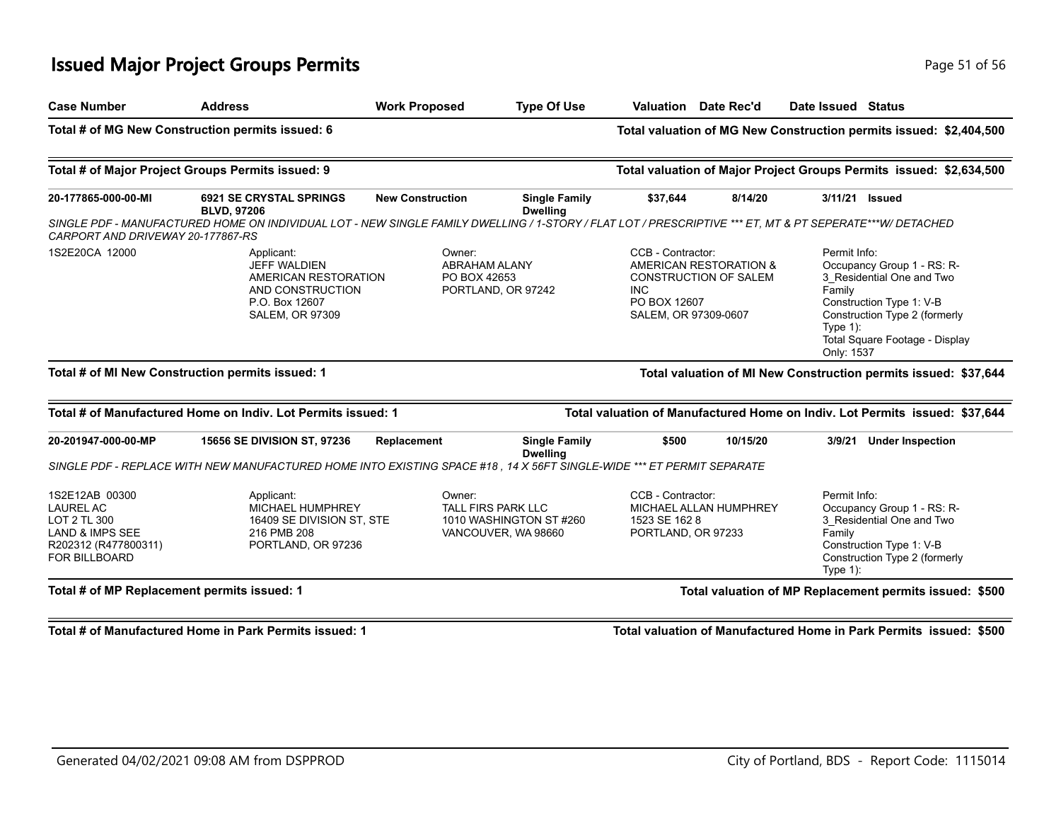## Issued Major Project Groups Permits

| Case Number | Address | Work Proposed | Type Of Use | Valuation | Date Rec'd | Date Issued | Status |
|---|---|---|---|---|---|---|---|

**Total # of MG New Construction permits issued: 6** — **Total valuation of MG New Construction permits issued: $2,404,500**

**Total # of Major Project Groups Permits issued: 9** — **Total valuation of Major Project Groups Permits issued: $2,634,500**

| Case Number | Address | Work Proposed | Type Of Use | Valuation | Date Rec'd | Date Issued | Status |
|---|---|---|---|---|---|---|---|
| **20-177865-000-00-MI** | **6921 SE CRYSTAL SPRINGS BLVD, 97206** | **New Construction** | **Single Family Dwelling** | **$37,644** | **8/14/20** | **3/11/21** | **Issued** |

*SINGLE PDF - MANUFACTURED HOME ON INDIVIDUAL LOT - NEW SINGLE FAMILY DWELLING / 1-STORY / FLAT LOT / PRESCRIPTIVE *** ET, MT & PT SEPERATE***W/ DETACHED CARPORT AND DRIVEWAY 20-177867-RS*

1S2E20CA 12000

Applicant:
JEFF WALDIEN
AMERICAN RESTORATION AND CONSTRUCTION
P.O. Box 12607
SALEM, OR 97309

Owner:
ABRAHAM ALANY
PO BOX 42653
PORTLAND, OR 97242

CCB - Contractor:
AMERICAN RESTORATION & CONSTRUCTION OF SALEM INC
PO BOX 12607
SALEM, OR 97309-0607

Permit Info:
Occupancy Group 1 - RS: R-3_Residential One and Two Family
Construction Type 1: V-B
Construction Type 2 (formerly Type 1):
Total Square Footage - Display Only: 1537

**Total # of MI New Construction permits issued: 1** — **Total valuation of MI New Construction permits issued: $37,644**

**Total # of Manufactured Home on Indiv. Lot Permits issued: 1** — **Total valuation of Manufactured Home on Indiv. Lot Permits issued: $37,644**

| Case Number | Address | Work Proposed | Type Of Use | Valuation | Date Rec'd | Date Issued | Status |
|---|---|---|---|---|---|---|---|
| **20-201947-000-00-MP** | **15656 SE DIVISION ST, 97236** | **Replacement** | **Single Family Dwelling** | **$500** | **10/15/20** | **3/9/21** | **Under Inspection** |

*SINGLE PDF - REPLACE WITH NEW MANUFACTURED HOME INTO EXISTING SPACE #18 , 14 X 56FT SINGLE-WIDE *** ET PERMIT SEPARATE*

1S2E12AB 00300
LAUREL AC
LOT 2 TL 300
LAND & IMPS SEE
R202312 (R477800311)
FOR BILLBOARD

Applicant:
MICHAEL HUMPHREY
16409 SE DIVISION ST, STE 216 PMB 208
PORTLAND, OR 97236

Owner:
TALL FIRS PARK LLC
1010 WASHINGTON ST #260
VANCOUVER, WA 98660

CCB - Contractor:
MICHAEL ALLAN HUMPHREY
1523 SE 162 8
PORTLAND, OR 97233

Permit Info:
Occupancy Group 1 - RS: R-3_Residential One and Two Family
Construction Type 1: V-B
Construction Type 2 (formerly Type 1):

**Total # of MP Replacement permits issued: 1** — **Total valuation of MP Replacement permits issued: $500**

**Total # of Manufactured Home in Park Permits issued: 1** — **Total valuation of Manufactured Home in Park Permits issued: $500**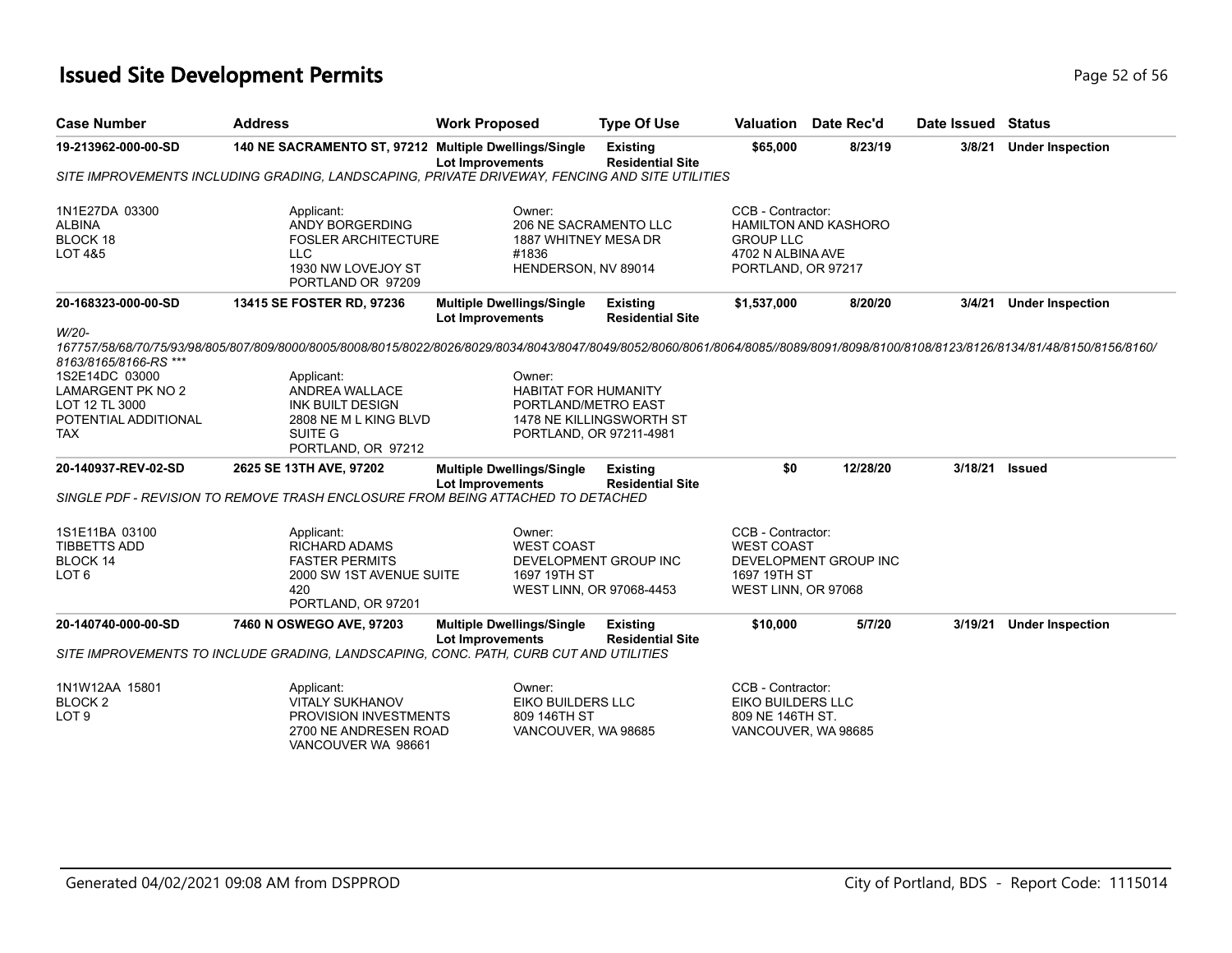# Issued Site Development Permits

| Case Number | Address | Work Proposed | Type Of Use | Valuation | Date Rec'd | Date Issued | Status |
|---|---|---|---|---|---|---|---|
| **19-213962-000-00-SD** | **140 NE SACRAMENTO ST, 97212** | **Multiple Dwellings/Single Lot Improvements** | **Existing Residential Site** | **$65,000** | **8/23/19** | **3/8/21** | **Under Inspection** |

*SITE IMPROVEMENTS INCLUDING GRADING, LANDSCAPING, PRIVATE DRIVEWAY, FENCING AND SITE UTILITIES*

1N1E27DA 03300
ALBINA
BLOCK 18
LOT 4&5

Applicant:
ANDY BORGERDING
FOSLER ARCHITECTURE LLC
1930 NW LOVEJOY ST
PORTLAND OR 97209

Owner:
206 NE SACRAMENTO LLC
1887 WHITNEY MESA DR #1836
HENDERSON, NV 89014

CCB - Contractor:
HAMILTON AND KASHORO GROUP LLC
4702 N ALBINA AVE
PORTLAND, OR 97217

| Case Number | Address | Work Proposed | Type Of Use | Valuation | Date Rec'd | Date Issued | Status |
|---|---|---|---|---|---|---|---|
| **20-168323-000-00-SD** | **13415 SE FOSTER RD, 97236** | **Multiple Dwellings/Single Lot Improvements** | **Existing Residential Site** | **$1,537,000** | **8/20/20** | **3/4/21** | **Under Inspection** |

*W/20-167757/58/68/70/75/93/98/805/807/809/8000/8005/8008/8015/8022/8026/8029/8034/8043/8047/8049/8052/8060/8061/8064/8085//8089/8091/8098/8100/8108/8123/8126/8134/81/48/8150/8156/8160/8163/8165/8166-RS \*\*\**

1S2E14DC 03000
LAMARGENT PK NO 2
LOT 12 TL 3000
POTENTIAL ADDITIONAL TAX

Applicant:
ANDREA WALLACE
INK BUILT DESIGN
2808 NE M L KING BLVD SUITE G
PORTLAND, OR 97212

Owner:
HABITAT FOR HUMANITY PORTLAND/METRO EAST
1478 NE KILLINGSWORTH ST
PORTLAND, OR 97211-4981

| Case Number | Address | Work Proposed | Type Of Use | Valuation | Date Rec'd | Date Issued | Status |
|---|---|---|---|---|---|---|---|
| **20-140937-REV-02-SD** | **2625 SE 13TH AVE, 97202** | **Multiple Dwellings/Single Lot Improvements** | **Existing Residential Site** | **$0** | **12/28/20** | **3/18/21** | **Issued** |

*SINGLE PDF - REVISION TO REMOVE TRASH ENCLOSURE FROM BEING ATTACHED TO DETACHED*

1S1E11BA 03100
TIBBETTS ADD
BLOCK 14
LOT 6

Applicant:
RICHARD ADAMS
FASTER PERMITS
2000 SW 1ST AVENUE SUITE 420
PORTLAND, OR 97201

Owner:
WEST COAST DEVELOPMENT GROUP INC
1697 19TH ST
WEST LINN, OR 97068-4453

CCB - Contractor:
WEST COAST DEVELOPMENT GROUP INC
1697 19TH ST
WEST LINN, OR 97068

| Case Number | Address | Work Proposed | Type Of Use | Valuation | Date Rec'd | Date Issued | Status |
|---|---|---|---|---|---|---|---|
| **20-140740-000-00-SD** | **7460 N OSWEGO AVE, 97203** | **Multiple Dwellings/Single Lot Improvements** | **Existing Residential Site** | **$10,000** | **5/7/20** | **3/19/21** | **Under Inspection** |

*SITE IMPROVEMENTS TO INCLUDE GRADING, LANDSCAPING, CONC. PATH, CURB CUT AND UTILITIES*

1N1W12AA 15801
BLOCK 2
LOT 9

Applicant:
VITALY SUKHANOV
PROVISION INVESTMENTS
2700 NE ANDRESEN ROAD
VANCOUVER WA 98661

Owner:
EIKO BUILDERS LLC
809 146TH ST
VANCOUVER, WA 98685

CCB - Contractor:
EIKO BUILDERS LLC
809 NE 146TH ST.
VANCOUVER, WA 98685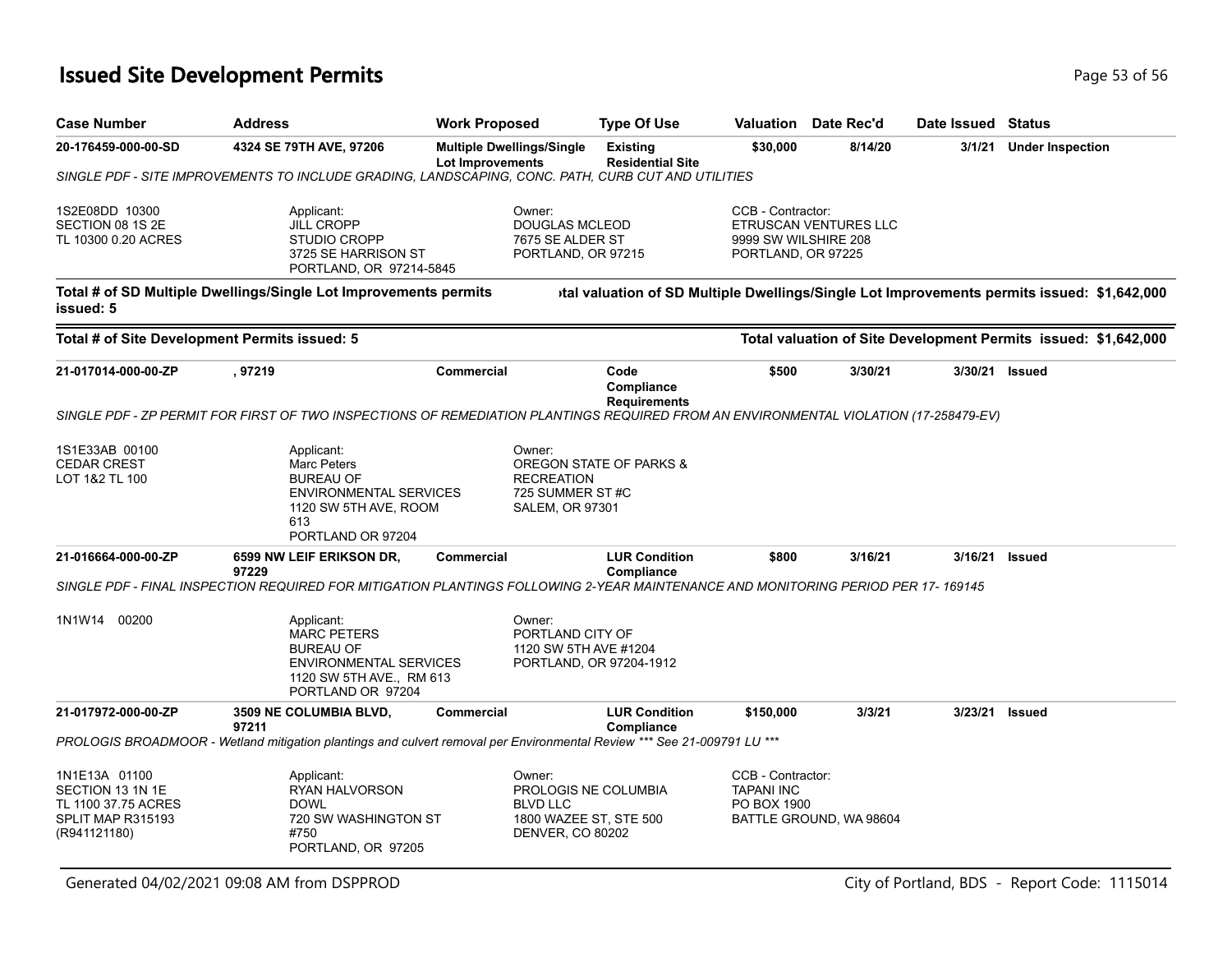# Issued Site Development Permits

| Case Number | Address | Work Proposed | Type Of Use | Valuation | Date Rec'd | Date Issued | Status |
|---|---|---|---|---|---|---|---|
| 20-176459-000-00-SD | 4324 SE 79TH AVE, 97206 | Multiple Dwellings/Single Lot Improvements | Existing Residential Site | $30,000 | 8/14/20 | 3/1/21 | Under Inspection |

SINGLE PDF - SITE IMPROVEMENTS TO INCLUDE GRADING, LANDSCAPING, CONC. PATH, CURB CUT AND UTILITIES

1S2E08DD 10300
SECTION 08 1S 2E
TL 10300 0.20 ACRES

Applicant:
JILL CROPP
STUDIO CROPP
3725 SE HARRISON ST
PORTLAND, OR 97214-5845

Owner:
DOUGLAS MCLEOD
7675 SE ALDER ST
PORTLAND, OR 97215

CCB - Contractor:
ETRUSCAN VENTURES LLC
9999 SW WILSHIRE 208
PORTLAND, OR 97225

**Total # of SD Multiple Dwellings/Single Lot Improvements permits issued: 5**

**Total valuation of SD Multiple Dwellings/Single Lot Improvements permits issued: $1,642,000**

**Total # of Site Development Permits issued: 5**

**Total valuation of Site Development Permits issued: $1,642,000**

| Case Number | Address | Work Proposed | Type Of Use | Valuation | Date Rec'd | Date Issued | Status |
|---|---|---|---|---|---|---|---|
| 21-017014-000-00-ZP | , 97219 | Commercial | Code Compliance Requirements | $500 | 3/30/21 | 3/30/21 | Issued |

SINGLE PDF - ZP PERMIT FOR FIRST OF TWO INSPECTIONS OF REMEDIATION PLANTINGS REQUIRED FROM AN ENVIRONMENTAL VIOLATION (17-258479-EV)

1S1E33AB 00100
CEDAR CREST
LOT 1&2 TL 100

Applicant:
Marc Peters
BUREAU OF ENVIRONMENTAL SERVICES
1120 SW 5TH AVE, ROOM 613
PORTLAND OR 97204

Owner:
OREGON STATE OF PARKS & RECREATION
725 SUMMER ST #C
SALEM, OR 97301

| Case Number | Address | Work Proposed | Type Of Use | Valuation | Date Rec'd | Date Issued | Status |
|---|---|---|---|---|---|---|---|
| 21-016664-000-00-ZP | 6599 NW LEIF ERIKSON DR, 97229 | Commercial | LUR Condition Compliance | $800 | 3/16/21 | 3/16/21 | Issued |

SINGLE PDF - FINAL INSPECTION REQUIRED FOR MITIGATION PLANTINGS FOLLOWING 2-YEAR MAINTENANCE AND MONITORING PERIOD PER 17- 169145

1N1W14 00200

Applicant:
MARC PETERS
BUREAU OF ENVIRONMENTAL SERVICES
1120 SW 5TH AVE., RM 613
PORTLAND OR 97204

Owner:
PORTLAND CITY OF
1120 SW 5TH AVE #1204
PORTLAND, OR 97204-1912

| Case Number | Address | Work Proposed | Type Of Use | Valuation | Date Rec'd | Date Issued | Status |
|---|---|---|---|---|---|---|---|
| 21-017972-000-00-ZP | 3509 NE COLUMBIA BLVD, 97211 | Commercial | LUR Condition Compliance | $150,000 | 3/3/21 | 3/23/21 | Issued |

PROLOGIS BROADMOOR - Wetland mitigation plantings and culvert removal per Environmental Review *** See 21-009791 LU ***

1N1E13A 01100
SECTION 13 1N 1E
TL 1100 37.75 ACRES
SPLIT MAP R315193
(R941121180)

Applicant:
RYAN HALVORSON
DOWL
720 SW WASHINGTON ST #750
PORTLAND, OR 97205

Owner:
PROLOGIS NE COLUMBIA BLVD LLC
1800 WAZEE ST, STE 500
DENVER, CO 80202

CCB - Contractor:
TAPANI INC
PO BOX 1900
BATTLE GROUND, WA 98604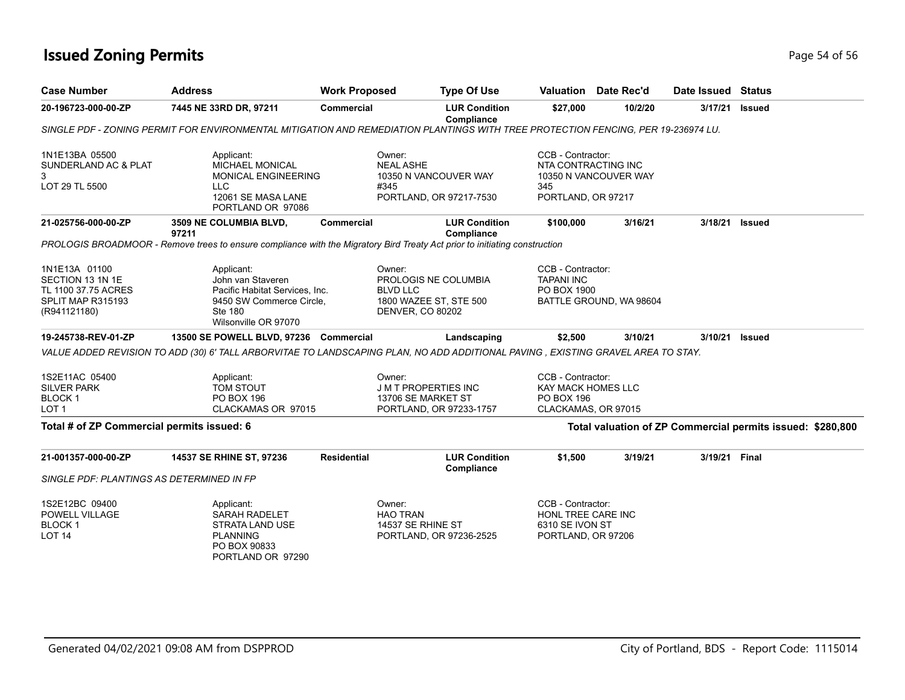# Issued Zoning Permits

| Case Number | Address | Work Proposed | Type Of Use | Valuation | Date Rec'd | Date Issued | Status |
|---|---|---|---|---|---|---|---|
| 20-196723-000-00-ZP | 7445 NE 33RD DR, 97211 | Commercial | LUR Condition Compliance | $27,000 | 10/2/20 | 3/17/21 | Issued |

*SINGLE PDF - ZONING PERMIT FOR ENVIRONMENTAL MITIGATION AND REMEDIATION PLANTINGS WITH TREE PROTECTION FENCING, PER 19-236974 LU.*

1N1E13BA 05500
SUNDERLAND AC & PLAT 3
LOT 29 TL 5500

Applicant:
MICHAEL MONICAL
MONICAL ENGINEERING LLC
12061 SE MASA LANE
PORTLAND OR 97086

Owner:
NEAL ASHE
10350 N VANCOUVER WAY #345
PORTLAND, OR 97217-7530

CCB - Contractor:
NTA CONTRACTING INC
10350 N VANCOUVER WAY 345
PORTLAND, OR 97217

| Case Number | Address | Work Proposed | Type Of Use | Valuation | Date Rec'd | Date Issued | Status |
|---|---|---|---|---|---|---|---|
| 21-025756-000-00-ZP | 3509 NE COLUMBIA BLVD, 97211 | Commercial | LUR Condition Compliance | $100,000 | 3/16/21 | 3/18/21 | Issued |

*PROLOGIS BROADMOOR - Remove trees to ensure compliance with the Migratory Bird Treaty Act prior to initiating construction*

1N1E13A 01100
SECTION 13 1N 1E
TL 1100 37.75 ACRES
SPLIT MAP R315193
(R941121180)

Applicant:
John van Staveren
Pacific Habitat Services, Inc.
9450 SW Commerce Circle, Ste 180
Wilsonville OR 97070

Owner:
PROLOGIS NE COLUMBIA BLVD LLC
1800 WAZEE ST, STE 500
DENVER, CO 80202

CCB - Contractor:
TAPANI INC
PO BOX 1900
BATTLE GROUND, WA 98604

| Case Number | Address | Work Proposed | Type Of Use | Valuation | Date Rec'd | Date Issued | Status |
|---|---|---|---|---|---|---|---|
| 19-245738-REV-01-ZP | 13500 SE POWELL BLVD, 97236 | Commercial | Landscaping | $2,500 | 3/10/21 | 3/10/21 | Issued |

*VALUE ADDED REVISION TO ADD (30) 6' TALL ARBORVITAE TO LANDSCAPING PLAN, NO ADD ADDITIONAL PAVING , EXISTING GRAVEL AREA TO STAY.*

1S2E11AC 05400
SILVER PARK
BLOCK 1
LOT 1

Applicant:
TOM STOUT
PO BOX 196
CLACKAMAS OR 97015

Owner:
J M T PROPERTIES INC
13706 SE MARKET ST
PORTLAND, OR 97233-1757

CCB - Contractor:
KAY MACK HOMES LLC
PO BOX 196
CLACKAMAS, OR 97015

**Total # of ZP Commercial permits issued: 6** — **Total valuation of ZP Commercial permits issued: $280,800**

| Case Number | Address | Work Proposed | Type Of Use | Valuation | Date Rec'd | Date Issued | Status |
|---|---|---|---|---|---|---|---|
| 21-001357-000-00-ZP | 14537 SE RHINE ST, 97236 | Residential | LUR Condition Compliance | $1,500 | 3/19/21 | 3/19/21 | Final |

*SINGLE PDF: PLANTINGS AS DETERMINED IN FP*

1S2E12BC 09400
POWELL VILLAGE
BLOCK 1
LOT 14

Applicant:
SARAH RADELET
STRATA LAND USE PLANNING
PO BOX 90833
PORTLAND OR 97290

Owner:
HAO TRAN
14537 SE RHINE ST
PORTLAND, OR 97236-2525

CCB - Contractor:
HONL TREE CARE INC
6310 SE IVON ST
PORTLAND, OR 97206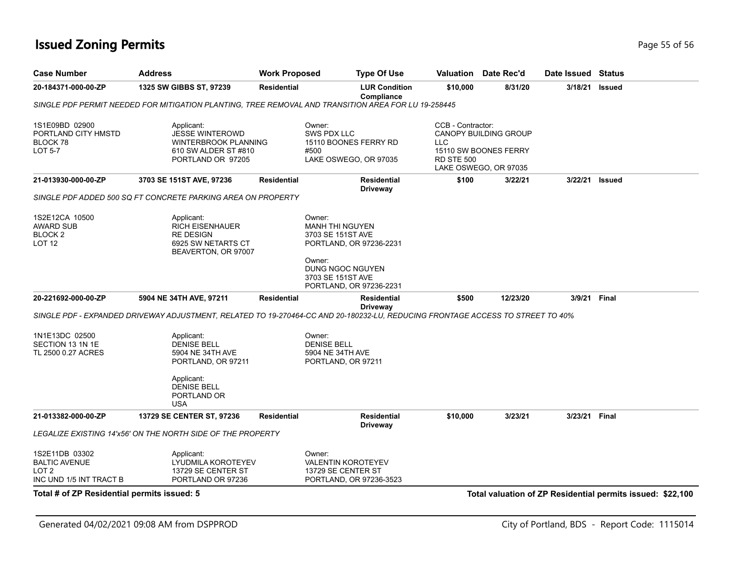# Issued Zoning Permits

| Case Number | Address | Work Proposed | Type Of Use | Valuation | Date Rec'd | Date Issued | Status |
|---|---|---|---|---|---|---|---|
| 20-184371-000-00-ZP | 1325 SW GIBBS ST, 97239 | Residential | LUR Condition Compliance | $10,000 | 8/31/20 | 3/18/21 | Issued |

*SINGLE PDF PERMIT NEEDED FOR MITIGATION PLANTING, TREE REMOVAL AND TRANSITION AREA FOR LU 19-258445*

1S1E09BD 02900
PORTLAND CITY HMSTD
BLOCK 78
LOT 5-7

Applicant:
JESSE WINTEROWD
WINTERBROOK PLANNING
610 SW ALDER ST #810
PORTLAND OR 97205

Owner:
SWS PDX LLC
15110 BOONES FERRY RD
#500
LAKE OSWEGO, OR 97035

CCB - Contractor:
CANOPY BUILDING GROUP
LLC
15110 SW BOONES FERRY
RD STE 500
LAKE OSWEGO, OR 97035

| Case Number | Address | Work Proposed | Type Of Use | Valuation | Date Rec'd | Date Issued | Status |
|---|---|---|---|---|---|---|---|
| 21-013930-000-00-ZP | 3703 SE 151ST AVE, 97236 | Residential | Residential Driveway | $100 | 3/22/21 | 3/22/21 | Issued |

*SINGLE PDF ADDED 500 SQ FT CONCRETE PARKING AREA ON PROPERTY*

1S2E12CA 10500
AWARD SUB
BLOCK 2
LOT 12

Applicant:
RICH EISENHAUER
RE DESIGN
6925 SW NETARTS CT
BEAVERTON, OR 97007

Owner:
MANH THI NGUYEN
3703 SE 151ST AVE
PORTLAND, OR 97236-2231

Owner:
DUNG NGOC NGUYEN
3703 SE 151ST AVE
PORTLAND, OR 97236-2231

| Case Number | Address | Work Proposed | Type Of Use | Valuation | Date Rec'd | Date Issued | Status |
|---|---|---|---|---|---|---|---|
| 20-221692-000-00-ZP | 5904 NE 34TH AVE, 97211 | Residential | Residential Driveway | $500 | 12/23/20 | 3/9/21 | Final |

*SINGLE PDF - EXPANDED DRIVEWAY ADJUSTMENT, RELATED TO 19-270464-CC AND 20-180232-LU, REDUCING FRONTAGE ACCESS TO STREET TO 40%*

1N1E13DC 02500
SECTION 13 1N 1E
TL 2500 0.27 ACRES

Applicant:
DENISE BELL
5904 NE 34TH AVE
PORTLAND, OR 97211

Applicant:
DENISE BELL
PORTLAND OR
USA

Owner:
DENISE BELL
5904 NE 34TH AVE
PORTLAND, OR 97211

| Case Number | Address | Work Proposed | Type Of Use | Valuation | Date Rec'd | Date Issued | Status |
|---|---|---|---|---|---|---|---|
| 21-013382-000-00-ZP | 13729 SE CENTER ST, 97236 | Residential | Residential Driveway | $10,000 | 3/23/21 | 3/23/21 | Final |

*LEGALIZE EXISTING 14'x56' ON THE NORTH SIDE OF THE PROPERTY*

1S2E11DB 03302
BALTIC AVENUE
LOT 2
INC UND 1/5 INT TRACT B

Applicant:
LYUDMILA KOROTEYEV
13729 SE CENTER ST
PORTLAND OR 97236

Owner:
VALENTIN KOROTEYEV
13729 SE CENTER ST
PORTLAND, OR 97236-3523

**Total # of ZP Residential permits issued: 5**

**Total valuation of ZP Residential permits issued: $22,100**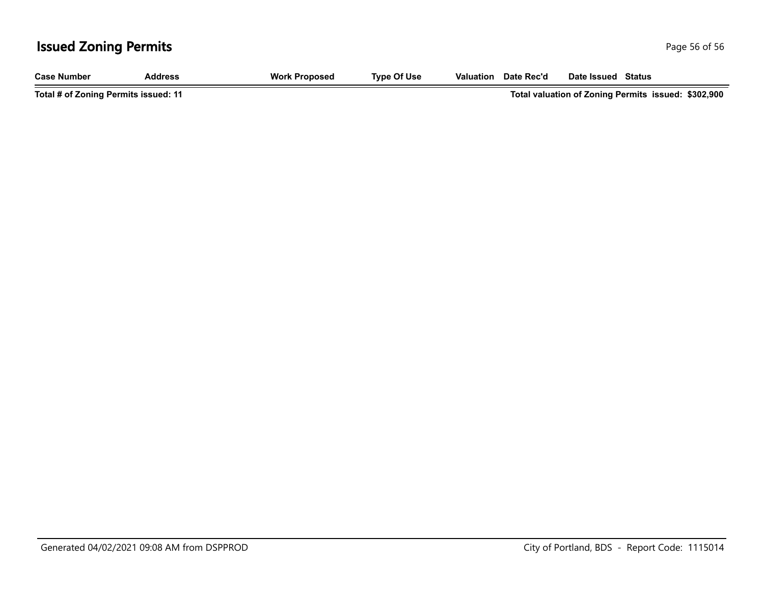## Issued Zoning Permits

| Case Number | Address | Work Proposed | Type Of Use | Valuation | Date Rec'd | Date Issued | Status |
|---|---|---|---|---|---|---|---|

**Total # of Zoning Permits issued: 11**

**Total valuation of Zoning Permits issued: $302,900**